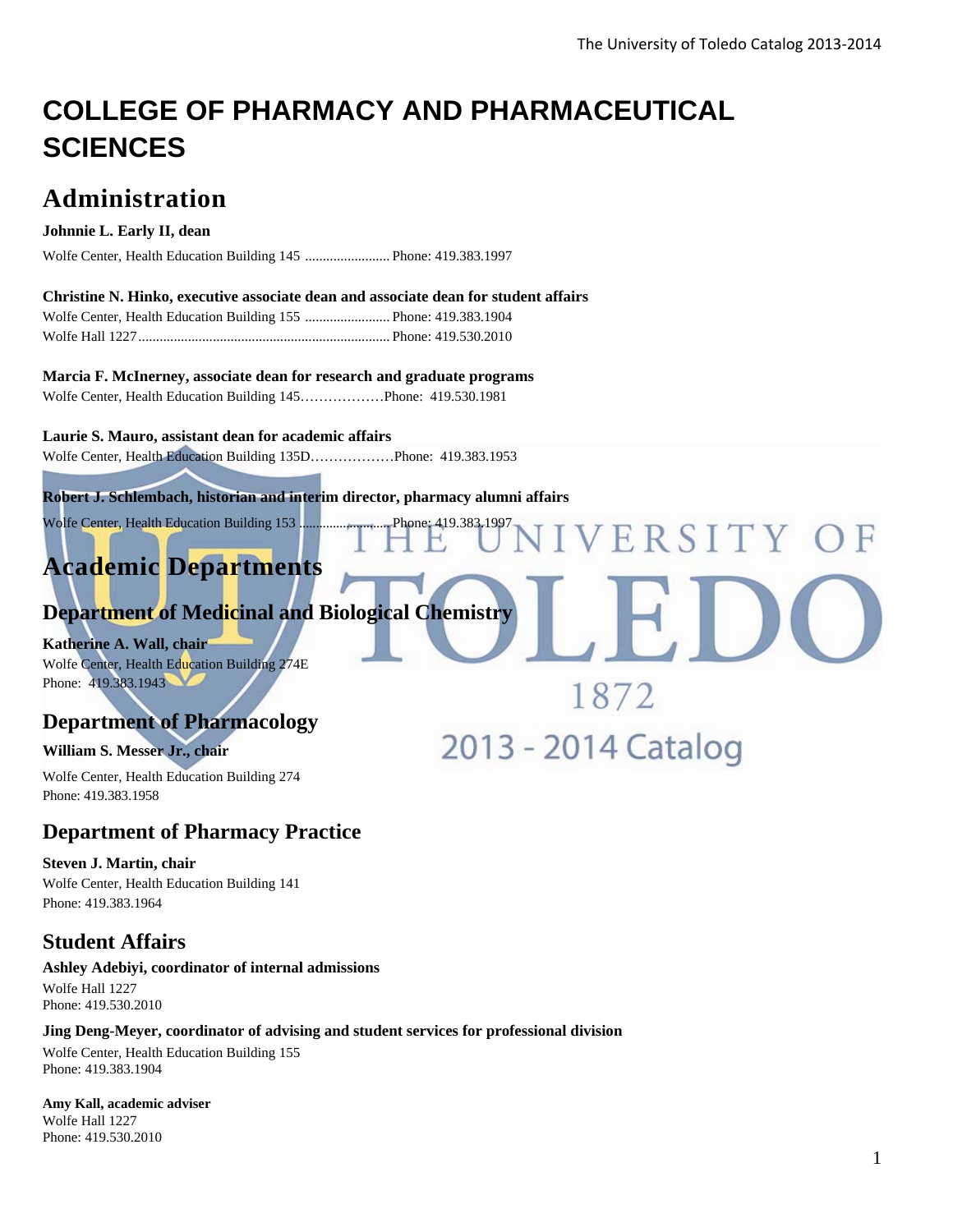# COLLEGE OF PHARMACY AND PHARMACEUTICAL SCIENCES

## Administration

**Johnnie L. Early II, dean**
Wolfe Center, Health Education Building 145 ........................ Phone: 419.383.1997

**Christine N. Hinko, executive associate dean and associate dean for student affairs**
Wolfe Center, Health Education Building 155 ........................ Phone: 419.383.1904
Wolfe Hall 1227....................................................................... Phone: 419.530.2010

**Marcia F. McInerney, associate dean for research and graduate programs**
Wolfe Center, Health Education Building 145………………Phone: 419.530.1981

**Laurie S. Mauro, assistant dean for academic affairs**
Wolfe Center, Health Education Building 135D………………Phone: 419.383.1953

**Robert J. Schlembach, historian and interim director, pharmacy alumni affairs**
Wolfe Center, Health Education Building 153 ........................ Phone: 419.383.1997

## Academic Departments

### Department of Medicinal and Biological Chemistry

**Katherine A. Wall, chair**
Wolfe Center, Health Education Building 274E
Phone: 419.383.1943

### Department of Pharmacology

**William S. Messer Jr., chair**
Wolfe Center, Health Education Building 274
Phone: 419.383.1958

### Department of Pharmacy Practice

**Steven J. Martin, chair**
Wolfe Center, Health Education Building 141
Phone: 419.383.1964

## Student Affairs

**Ashley Adebiyi, coordinator of internal admissions**
Wolfe Hall 1227
Phone: 419.530.2010

**Jing Deng-Meyer, coordinator of advising and student services for professional division**
Wolfe Center, Health Education Building 155
Phone: 419.383.1904

**Amy Kall, academic adviser**
Wolfe Hall 1227
Phone: 419.530.2010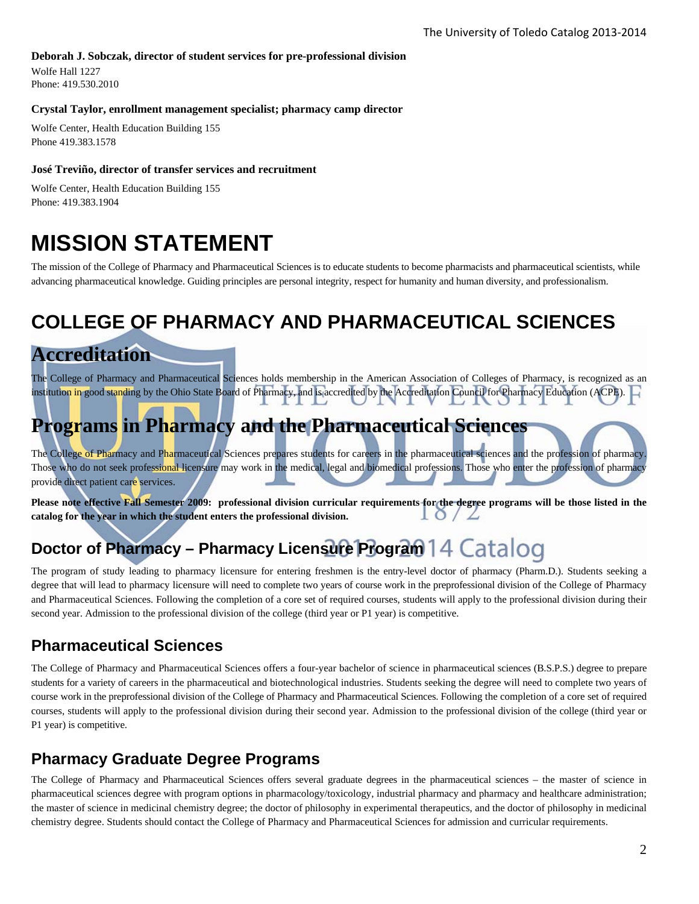**Deborah J. Sobczak, director of student services for pre-professional division**

Wolfe Hall 1227
Phone: 419.530.2010

**Crystal Taylor, enrollment management specialist; pharmacy camp director**

Wolfe Center, Health Education Building 155
Phone 419.383.1578

**José Treviño, director of transfer services and recruitment**

Wolfe Center, Health Education Building 155
Phone: 419.383.1904

# MISSION STATEMENT

The mission of the College of Pharmacy and Pharmaceutical Sciences is to educate students to become pharmacists and pharmaceutical scientists, while advancing pharmaceutical knowledge. Guiding principles are personal integrity, respect for humanity and human diversity, and professionalism.

# COLLEGE OF PHARMACY AND PHARMACEUTICAL SCIENCES

## Accreditation

The College of Pharmacy and Pharmaceutical Sciences holds membership in the American Association of Colleges of Pharmacy, is recognized as an institution in good standing by the Ohio State Board of Pharmacy, and is accredited by the Accreditation Council for Pharmacy Education (ACPE).

## Programs in Pharmacy and the Pharmaceutical Sciences

The College of Pharmacy and Pharmaceutical Sciences prepares students for careers in the pharmaceutical sciences and the profession of pharmacy. Those who do not seek professional licensure may work in the medical, legal and biomedical professions. Those who enter the profession of pharmacy provide direct patient care services.

**Please note effective Fall Semester 2009: professional division curricular requirements for the degree programs will be those listed in the catalog for the year in which the student enters the professional division.**

### Doctor of Pharmacy – Pharmacy Licensure Program

The program of study leading to pharmacy licensure for entering freshmen is the entry-level doctor of pharmacy (Pharm.D.). Students seeking a degree that will lead to pharmacy licensure will need to complete two years of course work in the preprofessional division of the College of Pharmacy and Pharmaceutical Sciences. Following the completion of a core set of required courses, students will apply to the professional division during their second year. Admission to the professional division of the college (third year or P1 year) is competitive.

### Pharmaceutical Sciences

The College of Pharmacy and Pharmaceutical Sciences offers a four-year bachelor of science in pharmaceutical sciences (B.S.P.S.) degree to prepare students for a variety of careers in the pharmaceutical and biotechnological industries. Students seeking the degree will need to complete two years of course work in the preprofessional division of the College of Pharmacy and Pharmaceutical Sciences. Following the completion of a core set of required courses, students will apply to the professional division during their second year. Admission to the professional division of the college (third year or P1 year) is competitive.

### Pharmacy Graduate Degree Programs

The College of Pharmacy and Pharmaceutical Sciences offers several graduate degrees in the pharmaceutical sciences – the master of science in pharmaceutical sciences degree with program options in pharmacology/toxicology, industrial pharmacy and pharmacy and healthcare administration; the master of science in medicinal chemistry degree; the doctor of philosophy in experimental therapeutics, and the doctor of philosophy in medicinal chemistry degree. Students should contact the College of Pharmacy and Pharmaceutical Sciences for admission and curricular requirements.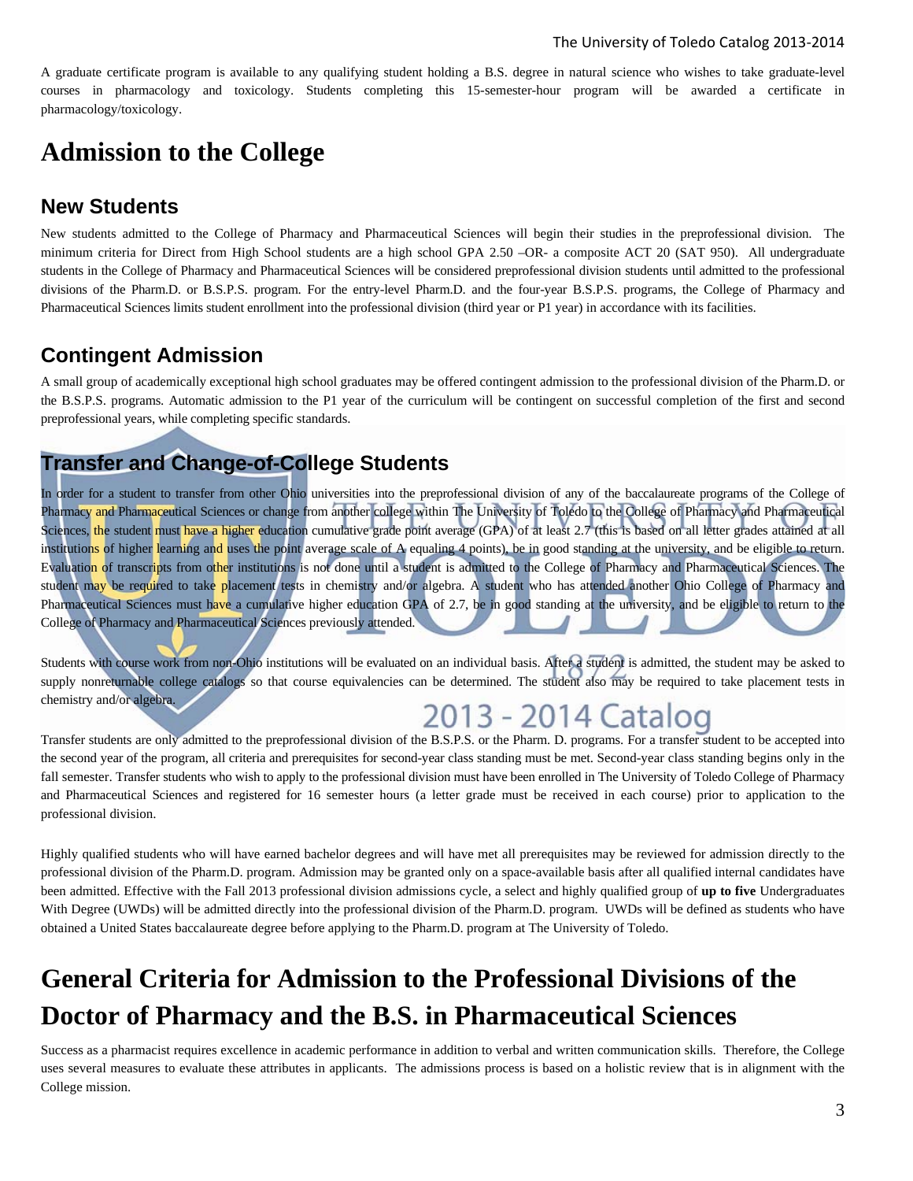A graduate certificate program is available to any qualifying student holding a B.S. degree in natural science who wishes to take graduate-level courses in pharmacology and toxicology. Students completing this 15-semester-hour program will be awarded a certificate in pharmacology/toxicology.

# Admission to the College

## New Students

New students admitted to the College of Pharmacy and Pharmaceutical Sciences will begin their studies in the preprofessional division. The minimum criteria for Direct from High School students are a high school GPA 2.50 –OR- a composite ACT 20 (SAT 950). All undergraduate students in the College of Pharmacy and Pharmaceutical Sciences will be considered preprofessional division students until admitted to the professional divisions of the Pharm.D. or B.S.P.S. program. For the entry-level Pharm.D. and the four-year B.S.P.S. programs, the College of Pharmacy and Pharmaceutical Sciences limits student enrollment into the professional division (third year or P1 year) in accordance with its facilities.

## Contingent Admission

A small group of academically exceptional high school graduates may be offered contingent admission to the professional division of the Pharm.D. or the B.S.P.S. programs. Automatic admission to the P1 year of the curriculum will be contingent on successful completion of the first and second preprofessional years, while completing specific standards.

## Transfer and Change-of-College Students

In order for a student to transfer from other Ohio universities into the preprofessional division of any of the baccalaureate programs of the College of Pharmacy and Pharmaceutical Sciences or change from another college within The University of Toledo to the College of Pharmacy and Pharmaceutical Sciences, the student must have a higher education cumulative grade point average (GPA) of at least 2.7 (this is based on all letter grades attained at all institutions of higher learning and uses the point average scale of A equaling 4 points), be in good standing at the university, and be eligible to return. Evaluation of transcripts from other institutions is not done until a student is admitted to the College of Pharmacy and Pharmaceutical Sciences. The student may be required to take placement tests in chemistry and/or algebra. A student who has attended another Ohio College of Pharmacy and Pharmaceutical Sciences must have a cumulative higher education GPA of 2.7, be in good standing at the university, and be eligible to return to the College of Pharmacy and Pharmaceutical Sciences previously attended.

Students with course work from non-Ohio institutions will be evaluated on an individual basis. After a student is admitted, the student may be asked to supply nonreturnable college catalogs so that course equivalencies can be determined. The student also may be required to take placement tests in chemistry and/or algebra.

Transfer students are only admitted to the preprofessional division of the B.S.P.S. or the Pharm. D. programs. For a transfer student to be accepted into the second year of the program, all criteria and prerequisites for second-year class standing must be met. Second-year class standing begins only in the fall semester. Transfer students who wish to apply to the professional division must have been enrolled in The University of Toledo College of Pharmacy and Pharmaceutical Sciences and registered for 16 semester hours (a letter grade must be received in each course) prior to application to the professional division.

Highly qualified students who will have earned bachelor degrees and will have met all prerequisites may be reviewed for admission directly to the professional division of the Pharm.D. program. Admission may be granted only on a space-available basis after all qualified internal candidates have been admitted. Effective with the Fall 2013 professional division admissions cycle, a select and highly qualified group of **up to five** Undergraduates With Degree (UWDs) will be admitted directly into the professional division of the Pharm.D. program. UWDs will be defined as students who have obtained a United States baccalaureate degree before applying to the Pharm.D. program at The University of Toledo.

# General Criteria for Admission to the Professional Divisions of the Doctor of Pharmacy and the B.S. in Pharmaceutical Sciences

Success as a pharmacist requires excellence in academic performance in addition to verbal and written communication skills. Therefore, the College uses several measures to evaluate these attributes in applicants. The admissions process is based on a holistic review that is in alignment with the College mission.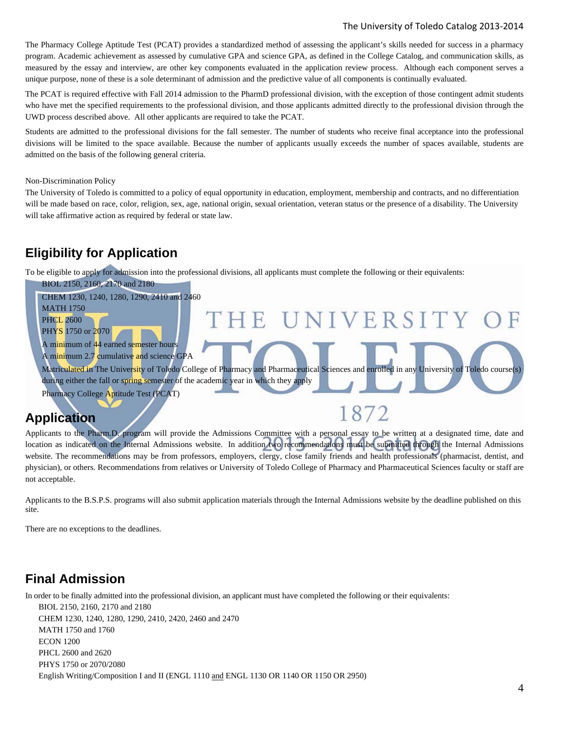The Pharmacy College Aptitude Test (PCAT) provides a standardized method of assessing the applicant's skills needed for success in a pharmacy program. Academic achievement as assessed by cumulative GPA and science GPA, as defined in the College Catalog, and communication skills, as measured by the essay and interview, are other key components evaluated in the application review process. Although each component serves a unique purpose, none of these is a sole determinant of admission and the predictive value of all components is continually evaluated.

The PCAT is required effective with Fall 2014 admission to the PharmD professional division, with the exception of those contingent admit students who have met the specified requirements to the professional division, and those applicants admitted directly to the professional division through the UWD process described above. All other applicants are required to take the PCAT.

Students are admitted to the professional divisions for the fall semester. The number of students who receive final acceptance into the professional divisions will be limited to the space available. Because the number of applicants usually exceeds the number of spaces available, students are admitted on the basis of the following general criteria.

Non-Discrimination Policy

The University of Toledo is committed to a policy of equal opportunity in education, employment, membership and contracts, and no differentiation will be made based on race, color, religion, sex, age, national origin, sexual orientation, veteran status or the presence of a disability. The University will take affirmative action as required by federal or state law.

## Eligibility for Application

To be eligible to apply for admission into the professional divisions, all applicants must complete the following or their equivalents:

- BIOL 2150, 2160, 2170 and 2180
- CHEM 1230, 1240, 1280, 1290, 2410 and 2460
- MATH 1750
- PHCL 2600
- PHYS 1750 or 2070
- A minimum of 44 earned semester hours
- A minimum 2.7 cumulative and science GPA
- Matriculated in The University of Toledo College of Pharmacy and Pharmaceutical Sciences and enrolled in any University of Toledo course(s) during either the fall or spring semester of the academic year in which they apply
- Pharmacy College Aptitude Test (PCAT)

## Application

Applicants to the Pharm.D. program will provide the Admissions Committee with a personal essay to be written at a designated time, date and location as indicated on the Internal Admissions website. In addition two recommendations must be submitted through the Internal Admissions website. The recommendations may be from professors, employers, clergy, close family friends and health professionals (pharmacist, dentist, and physician), or others. Recommendations from relatives or University of Toledo College of Pharmacy and Pharmaceutical Sciences faculty or staff are not acceptable.

Applicants to the B.S.P.S. programs will also submit application materials through the Internal Admissions website by the deadline published on this site.

There are no exceptions to the deadlines.

## Final Admission

In order to be finally admitted into the professional division, an applicant must have completed the following or their equivalents:

- BIOL 2150, 2160, 2170 and 2180
- CHEM 1230, 1240, 1280, 1290, 2410, 2420, 2460 and 2470
- MATH 1750 and 1760
- ECON 1200
- PHCL 2600 and 2620
- PHYS 1750 or 2070/2080
- English Writing/Composition I and II (ENGL 1110 and ENGL 1130 OR 1140 OR 1150 OR 2950)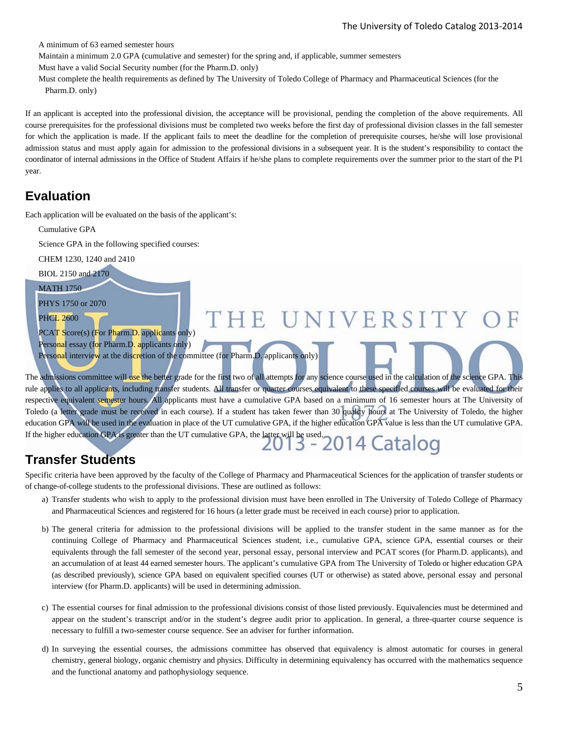- A minimum of 63 earned semester hours
- Maintain a minimum 2.0 GPA (cumulative and semester) for the spring and, if applicable, summer semesters
- Must have a valid Social Security number (for the Pharm.D. only)
- Must complete the health requirements as defined by The University of Toledo College of Pharmacy and Pharmaceutical Sciences (for the Pharm.D. only)

If an applicant is accepted into the professional division, the acceptance will be provisional, pending the completion of the above requirements. All course prerequisites for the professional divisions must be completed two weeks before the first day of professional division classes in the fall semester for which the application is made. If the applicant fails to meet the deadline for the completion of prerequisite courses, he/she will lose provisional admission status and must apply again for admission to the professional divisions in a subsequent year. It is the student's responsibility to contact the coordinator of internal admissions in the Office of Student Affairs if he/she plans to complete requirements over the summer prior to the start of the P1 year.

## Evaluation

Each application will be evaluated on the basis of the applicant's:

- Cumulative GPA
- Science GPA in the following specified courses:
- CHEM 1230, 1240 and 2410
- BIOL 2150 and 2170
- MATH 1750
- PHYS 1750 or 2070
- PHCL 2600
- PCAT Score(s) (For Pharm.D. applicants only)
- Personal essay (for Pharm.D. applicants only)
- Personal interview at the discretion of the committee (for Pharm.D. applicants only)

The admissions committee will use the better grade for the first two of all attempts for any science course used in the calculation of the science GPA. This rule applies to all applicants, including transfer students. All transfer or quarter courses equivalent to these specified courses will be evaluated for their respective equivalent semester hours. All applicants must have a cumulative GPA based on a minimum of 16 semester hours at The University of Toledo (a letter grade must be received in each course). If a student has taken fewer than 30 quality hours at The University of Toledo, the higher education GPA will be used in the evaluation in place of the UT cumulative GPA, if the higher education GPA value is less than the UT cumulative GPA. If the higher education GPA is greater than the UT cumulative GPA, the latter will be used.

## Transfer Students

Specific criteria have been approved by the faculty of the College of Pharmacy and Pharmaceutical Sciences for the application of transfer students or of change-of-college students to the professional divisions. These are outlined as follows:

a) Transfer students who wish to apply to the professional division must have been enrolled in The University of Toledo College of Pharmacy and Pharmaceutical Sciences and registered for 16 hours (a letter grade must be received in each course) prior to application.

b) The general criteria for admission to the professional divisions will be applied to the transfer student in the same manner as for the continuing College of Pharmacy and Pharmaceutical Sciences student, i.e., cumulative GPA, science GPA, essential courses or their equivalents through the fall semester of the second year, personal essay, personal interview and PCAT scores (for Pharm.D. applicants), and an accumulation of at least 44 earned semester hours. The applicant's cumulative GPA from The University of Toledo or higher education GPA (as described previously), science GPA based on equivalent specified courses (UT or otherwise) as stated above, personal essay and personal interview (for Pharm.D. applicants) will be used in determining admission.

c) The essential courses for final admission to the professional divisions consist of those listed previously. Equivalencies must be determined and appear on the student's transcript and/or in the student's degree audit prior to application. In general, a three-quarter course sequence is necessary to fulfill a two-semester course sequence. See an adviser for further information.

d) In surveying the essential courses, the admissions committee has observed that equivalency is almost automatic for courses in general chemistry, general biology, organic chemistry and physics. Difficulty in determining equivalency has occurred with the mathematics sequence and the functional anatomy and pathophysiology sequence.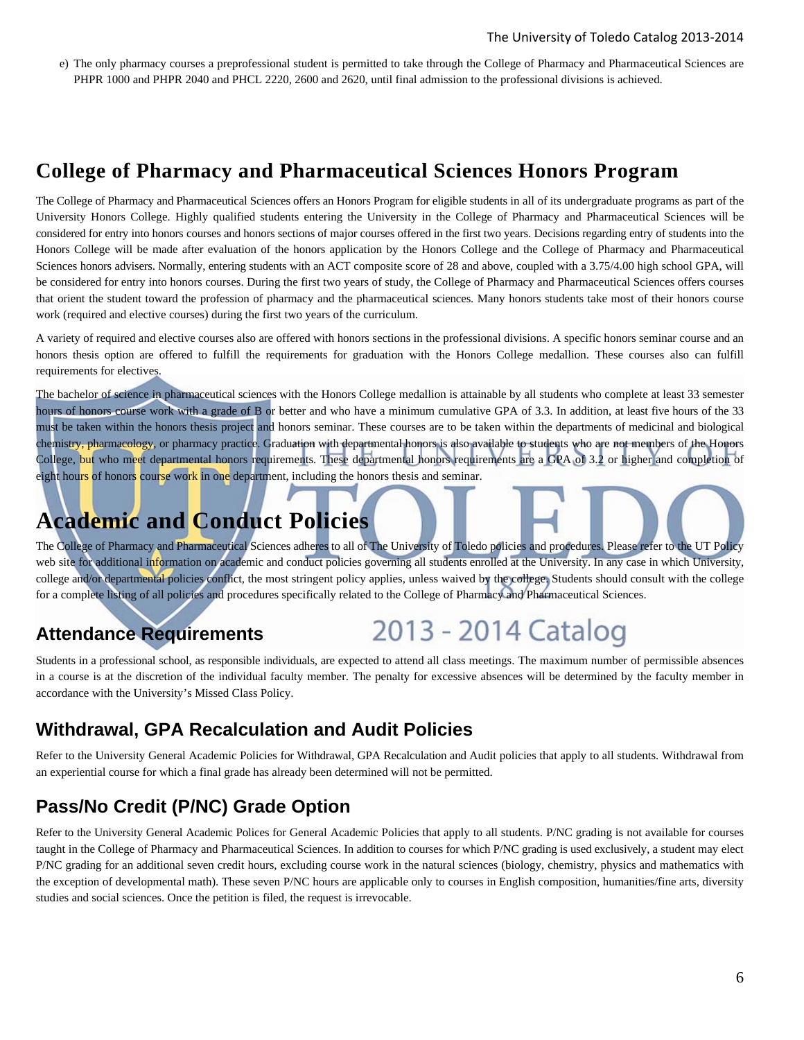e) The only pharmacy courses a preprofessional student is permitted to take through the College of Pharmacy and Pharmaceutical Sciences are PHPR 1000 and PHPR 2040 and PHCL 2220, 2600 and 2620, until final admission to the professional divisions is achieved.

# College of Pharmacy and Pharmaceutical Sciences Honors Program

The College of Pharmacy and Pharmaceutical Sciences offers an Honors Program for eligible students in all of its undergraduate programs as part of the University Honors College. Highly qualified students entering the University in the College of Pharmacy and Pharmaceutical Sciences will be considered for entry into honors courses and honors sections of major courses offered in the first two years. Decisions regarding entry of students into the Honors College will be made after evaluation of the honors application by the Honors College and the College of Pharmacy and Pharmaceutical Sciences honors advisers. Normally, entering students with an ACT composite score of 28 and above, coupled with a 3.75/4.00 high school GPA, will be considered for entry into honors courses. During the first two years of study, the College of Pharmacy and Pharmaceutical Sciences offers courses that orient the student toward the profession of pharmacy and the pharmaceutical sciences. Many honors students take most of their honors course work (required and elective courses) during the first two years of the curriculum.

A variety of required and elective courses also are offered with honors sections in the professional divisions. A specific honors seminar course and an honors thesis option are offered to fulfill the requirements for graduation with the Honors College medallion. These courses also can fulfill requirements for electives.

The bachelor of science in pharmaceutical sciences with the Honors College medallion is attainable by all students who complete at least 33 semester hours of honors course work with a grade of B or better and who have a minimum cumulative GPA of 3.3. In addition, at least five hours of the 33 must be taken within the honors thesis project and honors seminar. These courses are to be taken within the departments of medicinal and biological chemistry, pharmacology, or pharmacy practice. Graduation with departmental honors is also available to students who are not members of the Honors College, but who meet departmental honors requirements. These departmental honors requirements are a GPA of 3.2 or higher and completion of eight hours of honors course work in one department, including the honors thesis and seminar.

# Academic and Conduct Policies

The College of Pharmacy and Pharmaceutical Sciences adheres to all of The University of Toledo policies and procedures. Please refer to the UT Policy web site for additional information on academic and conduct policies governing all students enrolled at the University. In any case in which University, college and/or departmental policies conflict, the most stringent policy applies, unless waived by the college. Students should consult with the college for a complete listing of all policies and procedures specifically related to the College of Pharmacy and Pharmaceutical Sciences.

## Attendance Requirements

Students in a professional school, as responsible individuals, are expected to attend all class meetings. The maximum number of permissible absences in a course is at the discretion of the individual faculty member. The penalty for excessive absences will be determined by the faculty member in accordance with the University's Missed Class Policy.

## Withdrawal, GPA Recalculation and Audit Policies

Refer to the University General Academic Policies for Withdrawal, GPA Recalculation and Audit policies that apply to all students. Withdrawal from an experiential course for which a final grade has already been determined will not be permitted.

## Pass/No Credit (P/NC) Grade Option

Refer to the University General Academic Polices for General Academic Policies that apply to all students. P/NC grading is not available for courses taught in the College of Pharmacy and Pharmaceutical Sciences. In addition to courses for which P/NC grading is used exclusively, a student may elect P/NC grading for an additional seven credit hours, excluding course work in the natural sciences (biology, chemistry, physics and mathematics with the exception of developmental math). These seven P/NC hours are applicable only to courses in English composition, humanities/fine arts, diversity studies and social sciences. Once the petition is filed, the request is irrevocable.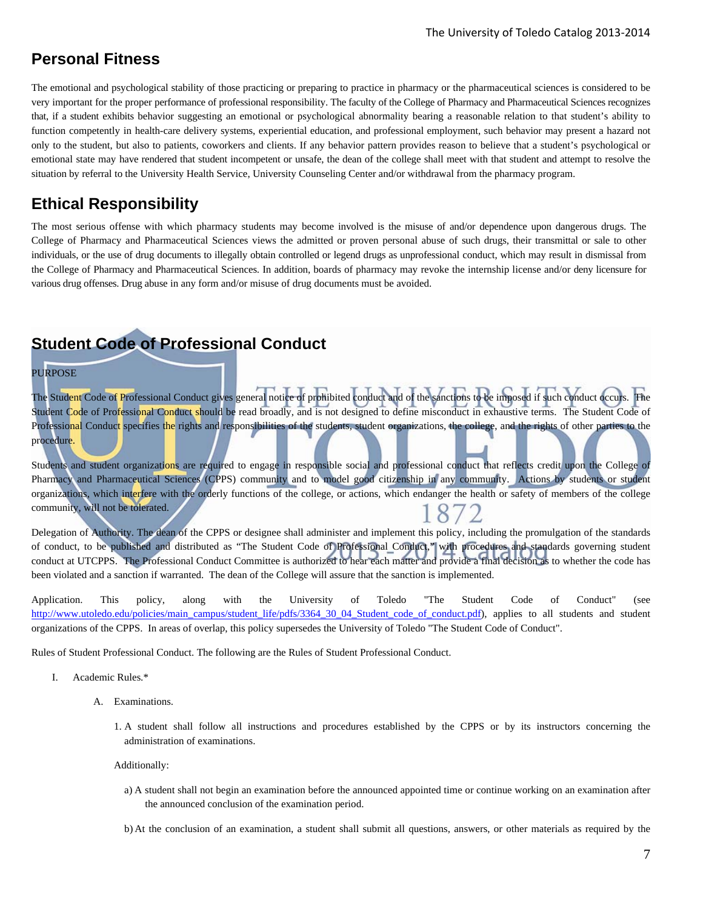## Personal Fitness

The emotional and psychological stability of those practicing or preparing to practice in pharmacy or the pharmaceutical sciences is considered to be very important for the proper performance of professional responsibility. The faculty of the College of Pharmacy and Pharmaceutical Sciences recognizes that, if a student exhibits behavior suggesting an emotional or psychological abnormality bearing a reasonable relation to that student's ability to function competently in health-care delivery systems, experiential education, and professional employment, such behavior may present a hazard not only to the student, but also to patients, coworkers and clients. If any behavior pattern provides reason to believe that a student's psychological or emotional state may have rendered that student incompetent or unsafe, the dean of the college shall meet with that student and attempt to resolve the situation by referral to the University Health Service, University Counseling Center and/or withdrawal from the pharmacy program.

## Ethical Responsibility

The most serious offense with which pharmacy students may become involved is the misuse of and/or dependence upon dangerous drugs. The College of Pharmacy and Pharmaceutical Sciences views the admitted or proven personal abuse of such drugs, their transmittal or sale to other individuals, or the use of drug documents to illegally obtain controlled or legend drugs as unprofessional conduct, which may result in dismissal from the College of Pharmacy and Pharmaceutical Sciences. In addition, boards of pharmacy may revoke the internship license and/or deny licensure for various drug offenses. Drug abuse in any form and/or misuse of drug documents must be avoided.

## Student Code of Professional Conduct

PURPOSE

The Student Code of Professional Conduct gives general notice of prohibited conduct and of the sanctions to be imposed if such conduct occurs. The Student Code of Professional Conduct should be read broadly, and is not designed to define misconduct in exhaustive terms. The Student Code of Professional Conduct specifies the rights and responsibilities of the students, student organizations, the college, and the rights of other parties to the procedure.

Students and student organizations are required to engage in responsible social and professional conduct that reflects credit upon the College of Pharmacy and Pharmaceutical Sciences (CPPS) community and to model good citizenship in any community. Actions by students or student organizations, which interfere with the orderly functions of the college, or actions, which endanger the health or safety of members of the college community, will not be tolerated.

Delegation of Authority. The dean of the CPPS or designee shall administer and implement this policy, including the promulgation of the standards of conduct, to be published and distributed as "The Student Code of Professional Conduct," with procedures and standards governing student conduct at UTCPPS. The Professional Conduct Committee is authorized to hear each matter and provide a final decision as to whether the code has been violated and a sanction if warranted. The dean of the College will assure that the sanction is implemented.

Application. This policy, along with the University of Toledo "The Student Code of Conduct" (see http://www.utoledo.edu/policies/main_campus/student_life/pdfs/3364_30_04_Student_code_of_conduct.pdf), applies to all students and student organizations of the CPPS. In areas of overlap, this policy supersedes the University of Toledo "The Student Code of Conduct".

Rules of Student Professional Conduct. The following are the Rules of Student Professional Conduct.

I. Academic Rules.*

   A. Examinations.

      1. A student shall follow all instructions and procedures established by the CPPS or by its instructors concerning the administration of examinations.

      Additionally:

         a) A student shall not begin an examination before the announced appointed time or continue working on an examination after the announced conclusion of the examination period.

         b) At the conclusion of an examination, a student shall submit all questions, answers, or other materials as required by the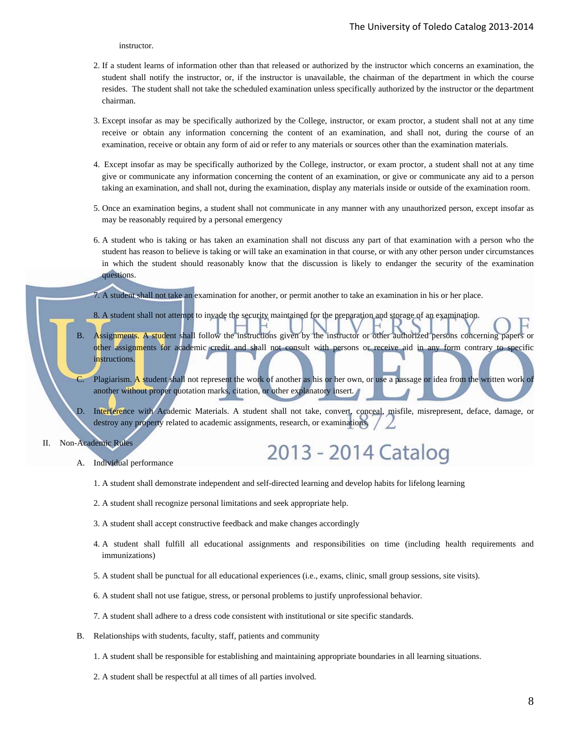instructor.

2. If a student learns of information other than that released or authorized by the instructor which concerns an examination, the student shall notify the instructor, or, if the instructor is unavailable, the chairman of the department in which the course resides. The student shall not take the scheduled examination unless specifically authorized by the instructor or the department chairman.

3. Except insofar as may be specifically authorized by the College, instructor, or exam proctor, a student shall not at any time receive or obtain any information concerning the content of an examination, and shall not, during the course of an examination, receive or obtain any form of aid or refer to any materials or sources other than the examination materials.

4. Except insofar as may be specifically authorized by the College, instructor, or exam proctor, a student shall not at any time give or communicate any information concerning the content of an examination, or give or communicate any aid to a person taking an examination, and shall not, during the examination, display any materials inside or outside of the examination room.

5. Once an examination begins, a student shall not communicate in any manner with any unauthorized person, except insofar as may be reasonably required by a personal emergency

6. A student who is taking or has taken an examination shall not discuss any part of that examination with a person who the student has reason to believe is taking or will take an examination in that course, or with any other person under circumstances in which the student should reasonably know that the discussion is likely to endanger the security of the examination questions.

7. A student shall not take an examination for another, or permit another to take an examination in his or her place.

8. A student shall not attempt to invade the security maintained for the preparation and storage of an examination.

B. Assignments. A student shall follow the instructions given by the instructor or other authorized persons concerning papers or other assignments for academic credit and shall not consult with persons or receive aid in any form contrary to specific instructions.

C. Plagiarism. A student shall not represent the work of another as his or her own, or use a passage or idea from the written work of another without proper quotation marks, citation, or other explanatory insert.

D. Interference with Academic Materials. A student shall not take, convert, conceal, misfile, misrepresent, deface, damage, or destroy any property related to academic assignments, research, or examinations.

II. Non-Academic Rules

A. Individual performance

1. A student shall demonstrate independent and self-directed learning and develop habits for lifelong learning

2. A student shall recognize personal limitations and seek appropriate help.

3. A student shall accept constructive feedback and make changes accordingly

4. A student shall fulfill all educational assignments and responsibilities on time (including health requirements and immunizations)

5. A student shall be punctual for all educational experiences (i.e., exams, clinic, small group sessions, site visits).

6. A student shall not use fatigue, stress, or personal problems to justify unprofessional behavior.

7. A student shall adhere to a dress code consistent with institutional or site specific standards.

B. Relationships with students, faculty, staff, patients and community

1. A student shall be responsible for establishing and maintaining appropriate boundaries in all learning situations.

2. A student shall be respectful at all times of all parties involved.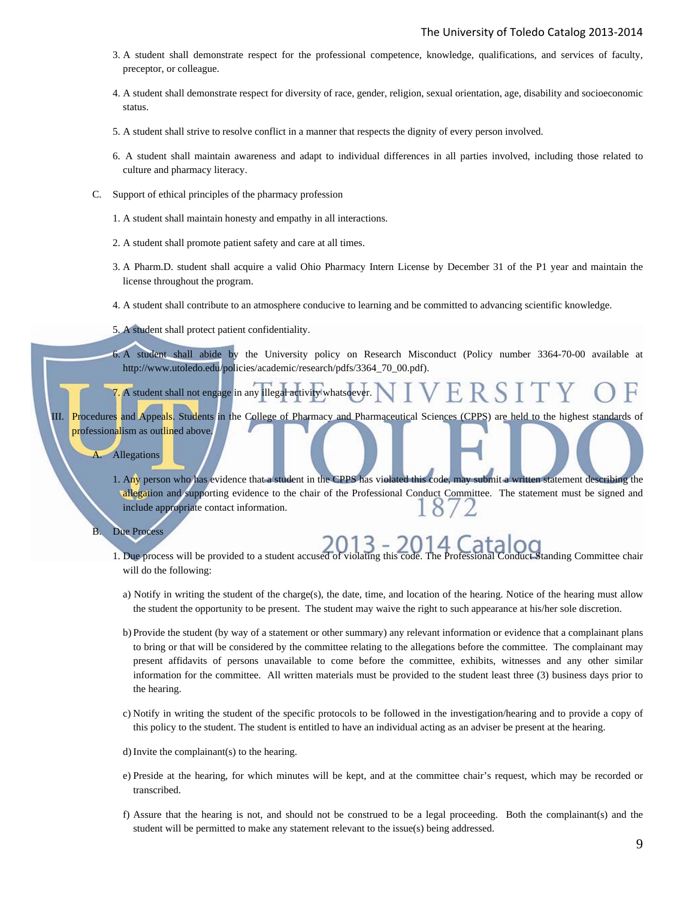3. A student shall demonstrate respect for the professional competence, knowledge, qualifications, and services of faculty, preceptor, or colleague.

4. A student shall demonstrate respect for diversity of race, gender, religion, sexual orientation, age, disability and socioeconomic status.

5. A student shall strive to resolve conflict in a manner that respects the dignity of every person involved.

6. A student shall maintain awareness and adapt to individual differences in all parties involved, including those related to culture and pharmacy literacy.

C. Support of ethical principles of the pharmacy profession

1. A student shall maintain honesty and empathy in all interactions.

2. A student shall promote patient safety and care at all times.

3. A Pharm.D. student shall acquire a valid Ohio Pharmacy Intern License by December 31 of the P1 year and maintain the license throughout the program.

4. A student shall contribute to an atmosphere conducive to learning and be committed to advancing scientific knowledge.

5. A student shall protect patient confidentiality.

6. A student shall abide by the University policy on Research Misconduct (Policy number 3364-70-00 available at http://www.utoledo.edu/policies/academic/research/pdfs/3364_70_00.pdf).

7. A student shall not engage in any illegal activity whatsoever.

III. Procedures and Appeals. Students in the College of Pharmacy and Pharmaceutical Sciences (CPPS) are held to the highest standards of professionalism as outlined above.

A. Allegations

1. Any person who has evidence that a student in the CPPS has violated this code, may submit a written statement describing the allegation and supporting evidence to the chair of the Professional Conduct Committee. The statement must be signed and include appropriate contact information.

B. Due Process

1. Due process will be provided to a student accused of violating this code. The Professional Conduct Standing Committee chair will do the following:

a) Notify in writing the student of the charge(s), the date, time, and location of the hearing. Notice of the hearing must allow the student the opportunity to be present. The student may waive the right to such appearance at his/her sole discretion.

b) Provide the student (by way of a statement or other summary) any relevant information or evidence that a complainant plans to bring or that will be considered by the committee relating to the allegations before the committee. The complainant may present affidavits of persons unavailable to come before the committee, exhibits, witnesses and any other similar information for the committee. All written materials must be provided to the student least three (3) business days prior to the hearing.

c) Notify in writing the student of the specific protocols to be followed in the investigation/hearing and to provide a copy of this policy to the student. The student is entitled to have an individual acting as an adviser be present at the hearing.

d) Invite the complainant(s) to the hearing.

e) Preside at the hearing, for which minutes will be kept, and at the committee chair's request, which may be recorded or transcribed.

f) Assure that the hearing is not, and should not be construed to be a legal proceeding. Both the complainant(s) and the student will be permitted to make any statement relevant to the issue(s) being addressed.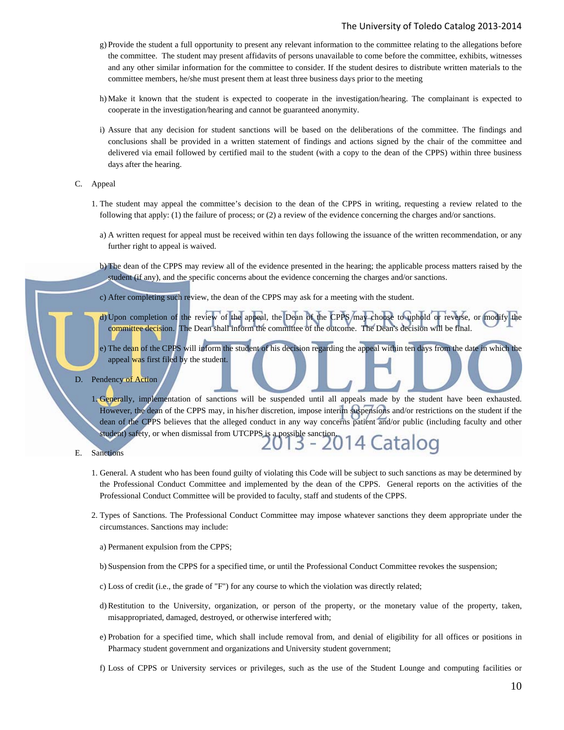g) Provide the student a full opportunity to present any relevant information to the committee relating to the allegations before the committee. The student may present affidavits of persons unavailable to come before the committee, exhibits, witnesses and any other similar information for the committee to consider. If the student desires to distribute written materials to the committee members, he/she must present them at least three business days prior to the meeting

h) Make it known that the student is expected to cooperate in the investigation/hearing. The complainant is expected to cooperate in the investigation/hearing and cannot be guaranteed anonymity.

i) Assure that any decision for student sanctions will be based on the deliberations of the committee. The findings and conclusions shall be provided in a written statement of findings and actions signed by the chair of the committee and delivered via email followed by certified mail to the student (with a copy to the dean of the CPPS) within three business days after the hearing.

C. Appeal

1. The student may appeal the committee's decision to the dean of the CPPS in writing, requesting a review related to the following that apply: (1) the failure of process; or (2) a review of the evidence concerning the charges and/or sanctions.

a) A written request for appeal must be received within ten days following the issuance of the written recommendation, or any further right to appeal is waived.

b) The dean of the CPPS may review all of the evidence presented in the hearing; the applicable process matters raised by the student (if any), and the specific concerns about the evidence concerning the charges and/or sanctions.

c) After completing such review, the dean of the CPPS may ask for a meeting with the student.

d) Upon completion of the review of the appeal, the Dean of the CPPS may choose to uphold or reverse, or modify the committee decision. The Dean shall inform the committee of the outcome. The Dean's decision will be final.

e) The dean of the CPPS will inform the student of his decision regarding the appeal within ten days from the date in which the appeal was first filed by the student.

D. Pendency of Action

1. Generally, implementation of sanctions will be suspended until all appeals made by the student have been exhausted. However, the dean of the CPPS may, in his/her discretion, impose interim suspensions and/or restrictions on the student if the dean of the CPPS believes that the alleged conduct in any way concerns patient and/or public (including faculty and other student) safety, or when dismissal from UTCPPS is a possible sanction.

E. Sanctions

1. General. A student who has been found guilty of violating this Code will be subject to such sanctions as may be determined by the Professional Conduct Committee and implemented by the dean of the CPPS. General reports on the activities of the Professional Conduct Committee will be provided to faculty, staff and students of the CPPS.

2. Types of Sanctions. The Professional Conduct Committee may impose whatever sanctions they deem appropriate under the circumstances. Sanctions may include:

a) Permanent expulsion from the CPPS;

b) Suspension from the CPPS for a specified time, or until the Professional Conduct Committee revokes the suspension;

c) Loss of credit (i.e., the grade of "F") for any course to which the violation was directly related;

d) Restitution to the University, organization, or person of the property, or the monetary value of the property, taken, misappropriated, damaged, destroyed, or otherwise interfered with;

e) Probation for a specified time, which shall include removal from, and denial of eligibility for all offices or positions in Pharmacy student government and organizations and University student government;

f) Loss of CPPS or University services or privileges, such as the use of the Student Lounge and computing facilities or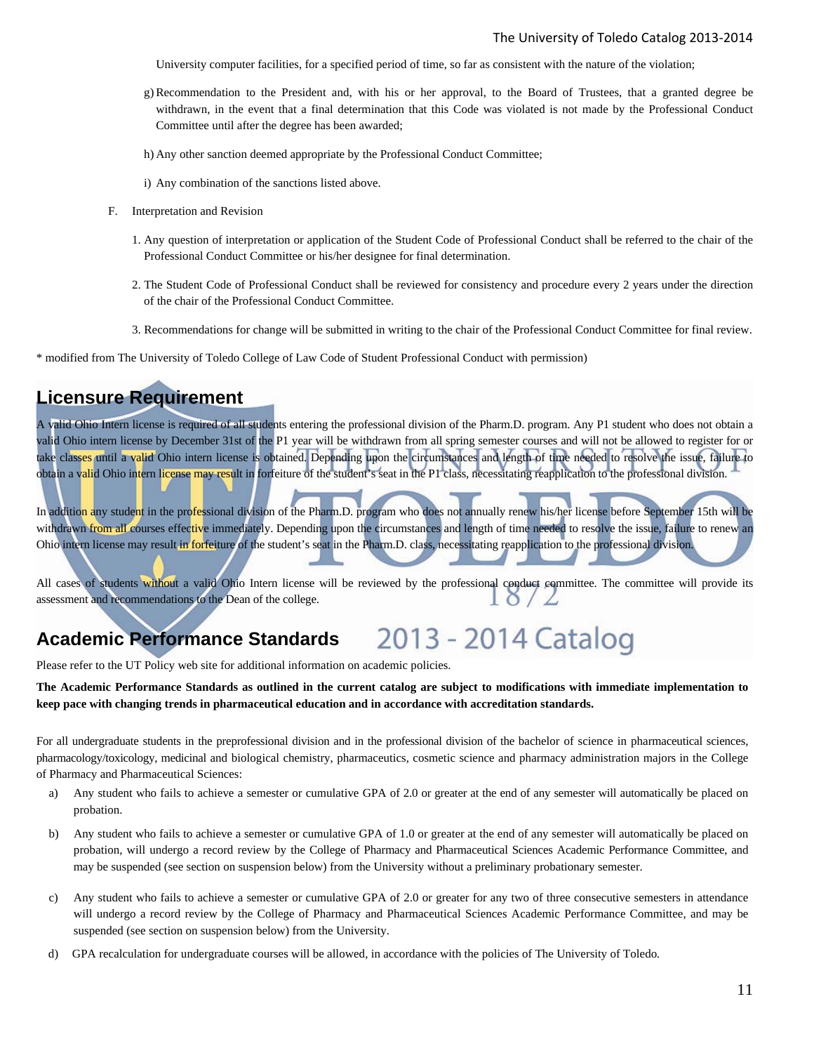University computer facilities, for a specified period of time, so far as consistent with the nature of the violation;

g) Recommendation to the President and, with his or her approval, to the Board of Trustees, that a granted degree be withdrawn, in the event that a final determination that this Code was violated is not made by the Professional Conduct Committee until after the degree has been awarded;

h) Any other sanction deemed appropriate by the Professional Conduct Committee;

i) Any combination of the sanctions listed above.

F. Interpretation and Revision

1. Any question of interpretation or application of the Student Code of Professional Conduct shall be referred to the chair of the Professional Conduct Committee or his/her designee for final determination.

2. The Student Code of Professional Conduct shall be reviewed for consistency and procedure every 2 years under the direction of the chair of the Professional Conduct Committee.

3. Recommendations for change will be submitted in writing to the chair of the Professional Conduct Committee for final review.

* modified from The University of Toledo College of Law Code of Student Professional Conduct with permission)

## Licensure Requirement

A valid Ohio Intern license is required of all students entering the professional division of the Pharm.D. program. Any P1 student who does not obtain a valid Ohio intern license by December 31st of the P1 year will be withdrawn from all spring semester courses and will not be allowed to register for or take classes until a valid Ohio intern license is obtained. Depending upon the circumstances and length of time needed to resolve the issue, failure to obtain a valid Ohio intern license may result in forfeiture of the student's seat in the P1 class, necessitating reapplication to the professional division.

In addition any student in the professional division of the Pharm.D. program who does not annually renew his/her license before September 15th will be withdrawn from all courses effective immediately. Depending upon the circumstances and length of time needed to resolve the issue, failure to renew an Ohio intern license may result in forfeiture of the student's seat in the Pharm.D. class, necessitating reapplication to the professional division.

All cases of students without a valid Ohio Intern license will be reviewed by the professional conduct committee. The committee will provide its assessment and recommendations to the Dean of the college.

## Academic Performance Standards

Please refer to the UT Policy web site for additional information on academic policies.

**The Academic Performance Standards as outlined in the current catalog are subject to modifications with immediate implementation to keep pace with changing trends in pharmaceutical education and in accordance with accreditation standards.**

For all undergraduate students in the preprofessional division and in the professional division of the bachelor of science in pharmaceutical sciences, pharmacology/toxicology, medicinal and biological chemistry, pharmaceutics, cosmetic science and pharmacy administration majors in the College of Pharmacy and Pharmaceutical Sciences:

a) Any student who fails to achieve a semester or cumulative GPA of 2.0 or greater at the end of any semester will automatically be placed on probation.

b) Any student who fails to achieve a semester or cumulative GPA of 1.0 or greater at the end of any semester will automatically be placed on probation, will undergo a record review by the College of Pharmacy and Pharmaceutical Sciences Academic Performance Committee, and may be suspended (see section on suspension below) from the University without a preliminary probationary semester.

c) Any student who fails to achieve a semester or cumulative GPA of 2.0 or greater for any two of three consecutive semesters in attendance will undergo a record review by the College of Pharmacy and Pharmaceutical Sciences Academic Performance Committee, and may be suspended (see section on suspension below) from the University.

d) GPA recalculation for undergraduate courses will be allowed, in accordance with the policies of The University of Toledo.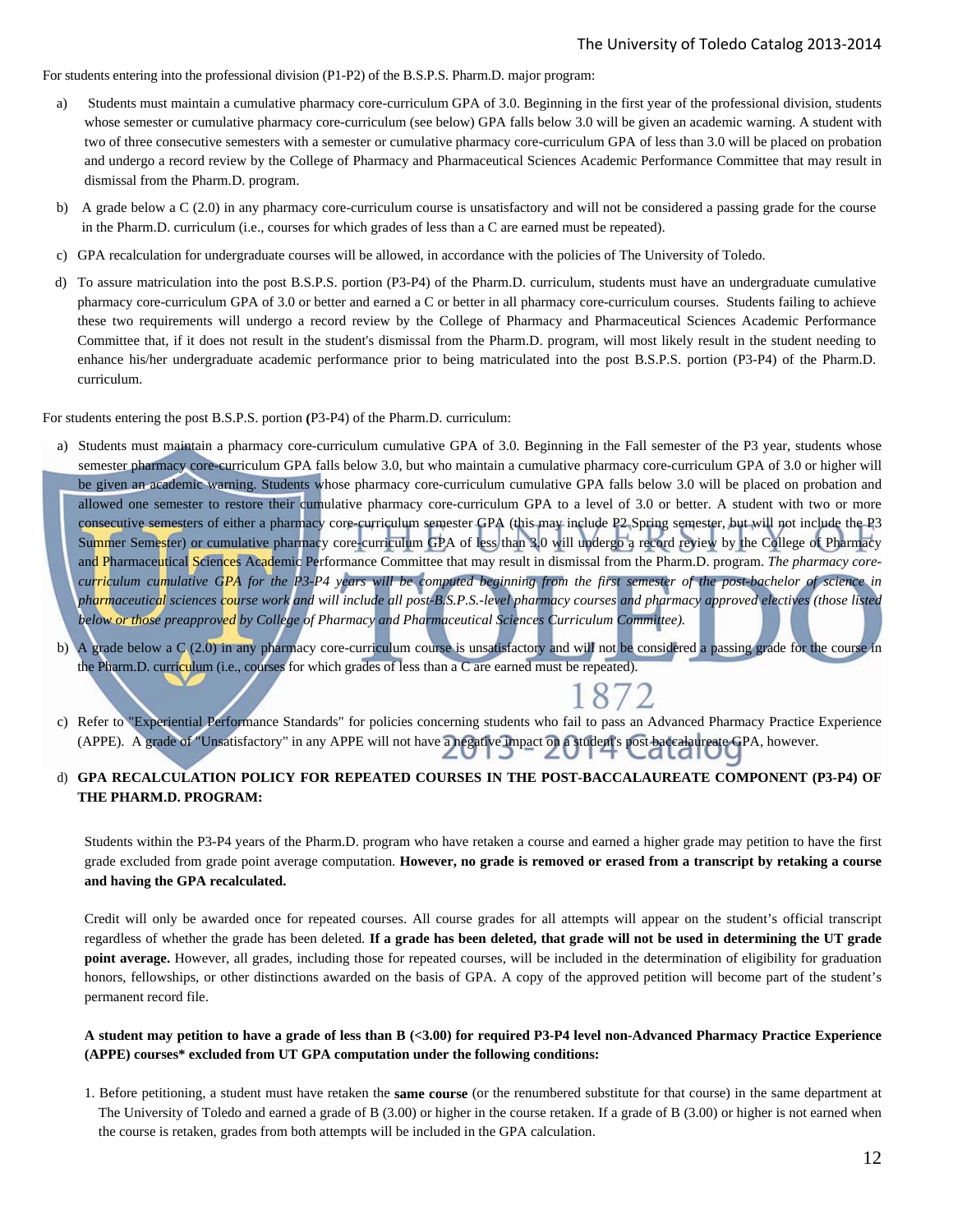For students entering into the professional division (P1-P2) of the B.S.P.S. Pharm.D. major program:

a) Students must maintain a cumulative pharmacy core-curriculum GPA of 3.0. Beginning in the first year of the professional division, students whose semester or cumulative pharmacy core-curriculum (see below) GPA falls below 3.0 will be given an academic warning. A student with two of three consecutive semesters with a semester or cumulative pharmacy core-curriculum GPA of less than 3.0 will be placed on probation and undergo a record review by the College of Pharmacy and Pharmaceutical Sciences Academic Performance Committee that may result in dismissal from the Pharm.D. program.

b) A grade below a C (2.0) in any pharmacy core-curriculum course is unsatisfactory and will not be considered a passing grade for the course in the Pharm.D. curriculum (i.e., courses for which grades of less than a C are earned must be repeated).

c) GPA recalculation for undergraduate courses will be allowed, in accordance with the policies of The University of Toledo.

d) To assure matriculation into the post B.S.P.S. portion (P3-P4) of the Pharm.D. curriculum, students must have an undergraduate cumulative pharmacy core-curriculum GPA of 3.0 or better and earned a C or better in all pharmacy core-curriculum courses. Students failing to achieve these two requirements will undergo a record review by the College of Pharmacy and Pharmaceutical Sciences Academic Performance Committee that, if it does not result in the student's dismissal from the Pharm.D. program, will most likely result in the student needing to enhance his/her undergraduate academic performance prior to being matriculated into the post B.S.P.S. portion (P3-P4) of the Pharm.D. curriculum.

For students entering the post B.S.P.S. portion **(**P3-P4) of the Pharm.D. curriculum:

a) Students must maintain a pharmacy core-curriculum cumulative GPA of 3.0. Beginning in the Fall semester of the P3 year, students whose semester pharmacy core-curriculum GPA falls below 3.0, but who maintain a cumulative pharmacy core-curriculum GPA of 3.0 or higher will be given an academic warning. Students whose pharmacy core-curriculum cumulative GPA falls below 3.0 will be placed on probation and allowed one semester to restore their cumulative pharmacy core-curriculum GPA to a level of 3.0 or better. A student with two or more consecutive semesters of either a pharmacy core-curriculum semester GPA (this may include P2 Spring semester, but will not include the P3 Summer Semester) or cumulative pharmacy core-curriculum GPA of less than 3.0 will undergo a record review by the College of Pharmacy and Pharmaceutical Sciences Academic Performance Committee that may result in dismissal from the Pharm.D. program. *The pharmacy core-curriculum cumulative GPA for the P3-P4 years will be computed beginning from the first semester of the post-bachelor of science in pharmaceutical sciences course work and will include all post-B.S.P.S.-level pharmacy courses and pharmacy approved electives (those listed below or those preapproved by College of Pharmacy and Pharmaceutical Sciences Curriculum Committee).*

b) A grade below a C (2.0) in any pharmacy core-curriculum course is unsatisfactory and will not be considered a passing grade for the course in the Pharm.D. curriculum (i.e., courses for which grades of less than a C are earned must be repeated).

c) Refer to "Experiential Performance Standards" for policies concerning students who fail to pass an Advanced Pharmacy Practice Experience (APPE). A grade of "Unsatisfactory" in any APPE will not have a negative impact on a student's post baccalaureate GPA, however.

d) **GPA RECALCULATION POLICY FOR REPEATED COURSES IN THE POST-BACCALAUREATE COMPONENT (P3-P4) OF THE PHARM.D. PROGRAM:**

Students within the P3-P4 years of the Pharm.D. program who have retaken a course and earned a higher grade may petition to have the first grade excluded from grade point average computation. **However, no grade is removed or erased from a transcript by retaking a course and having the GPA recalculated.**

Credit will only be awarded once for repeated courses. All course grades for all attempts will appear on the student's official transcript regardless of whether the grade has been deleted. **If a grade has been deleted, that grade will not be used in determining the UT grade point average.** However, all grades, including those for repeated courses, will be included in the determination of eligibility for graduation honors, fellowships, or other distinctions awarded on the basis of GPA. A copy of the approved petition will become part of the student's permanent record file.

**A student may petition to have a grade of less than B (<3.00) for required P3-P4 level non-Advanced Pharmacy Practice Experience (APPE) courses* excluded from UT GPA computation under the following conditions:**

1. Before petitioning, a student must have retaken the **same course** (or the renumbered substitute for that course) in the same department at The University of Toledo and earned a grade of B (3.00) or higher in the course retaken. If a grade of B (3.00) or higher is not earned when the course is retaken, grades from both attempts will be included in the GPA calculation.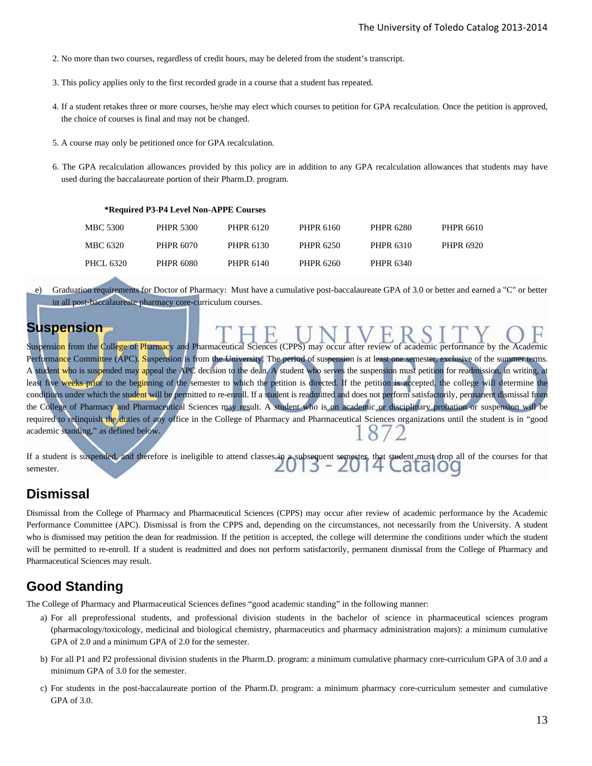2. No more than two courses, regardless of credit hours, may be deleted from the student's transcript.

3. This policy applies only to the first recorded grade in a course that a student has repeated.

4. If a student retakes three or more courses, he/she may elect which courses to petition for GPA recalculation. Once the petition is approved, the choice of courses is final and may not be changed.

5. A course may only be petitioned once for GPA recalculation.

6. The GPA recalculation allowances provided by this policy are in addition to any GPA recalculation allowances that students may have used during the baccalaureate portion of their Pharm.D. program.

**\*Required P3-P4 Level Non-APPE Courses**

| | | | | | |
|---|---|---|---|---|---|
| MBC 5300 | PHPR 5300 | PHPR 6120 | PHPR 6160 | PHPR 6280 | PHPR 6610 |
| MBC 6320 | PHPR 6070 | PHPR 6130 | PHPR 6250 | PHPR 6310 | PHPR 6920 |
| PHCL 6320 | PHPR 6080 | PHPR 6140 | PHPR 6260 | PHPR 6340 | |

e) Graduation requirements for Doctor of Pharmacy: Must have a cumulative post-baccalaureate GPA of 3.0 or better and earned a "C" or better in all post-baccalaureate pharmacy core-curriculum courses.

## Suspension

Suspension from the College of Pharmacy and Pharmaceutical Sciences (CPPS) may occur after review of academic performance by the Academic Performance Committee (APC). Suspension is from the University. The period of suspension is at least one semester, exclusive of the summer terms. A student who is suspended may appeal the APC decision to the dean. A student who serves the suspension must petition for readmission, in writing, at least five weeks prior to the beginning of the semester to which the petition is directed. If the petition is accepted, the college will determine the conditions under which the student will be permitted to re-enroll. If a student is readmitted and does not perform satisfactorily, permanent dismissal from the College of Pharmacy and Pharmaceutical Sciences may result. A student who is on academic or disciplinary probation or suspension will be required to relinquish the duties of any office in the College of Pharmacy and Pharmaceutical Sciences organizations until the student is in "good academic standing," as defined below.

If a student is suspended, and therefore is ineligible to attend classes in a subsequent semester, that student must drop all of the courses for that semester.

## Dismissal

Dismissal from the College of Pharmacy and Pharmaceutical Sciences (CPPS) may occur after review of academic performance by the Academic Performance Committee (APC). Dismissal is from the CPPS and, depending on the circumstances, not necessarily from the University. A student who is dismissed may petition the dean for readmission. If the petition is accepted, the college will determine the conditions under which the student will be permitted to re-enroll. If a student is readmitted and does not perform satisfactorily, permanent dismissal from the College of Pharmacy and Pharmaceutical Sciences may result.

## Good Standing

The College of Pharmacy and Pharmaceutical Sciences defines "good academic standing" in the following manner:

a) For all preprofessional students, and professional division students in the bachelor of science in pharmaceutical sciences program (pharmacology/toxicology, medicinal and biological chemistry, pharmaceutics and pharmacy administration majors): a minimum cumulative GPA of 2.0 and a minimum GPA of 2.0 for the semester.

b) For all P1 and P2 professional division students in the Pharm.D. program: a minimum cumulative pharmacy core-curriculum GPA of 3.0 and a minimum GPA of 3.0 for the semester.

c) For students in the post-baccalaureate portion of the Pharm.D. program: a minimum pharmacy core-curriculum semester and cumulative GPA of 3.0.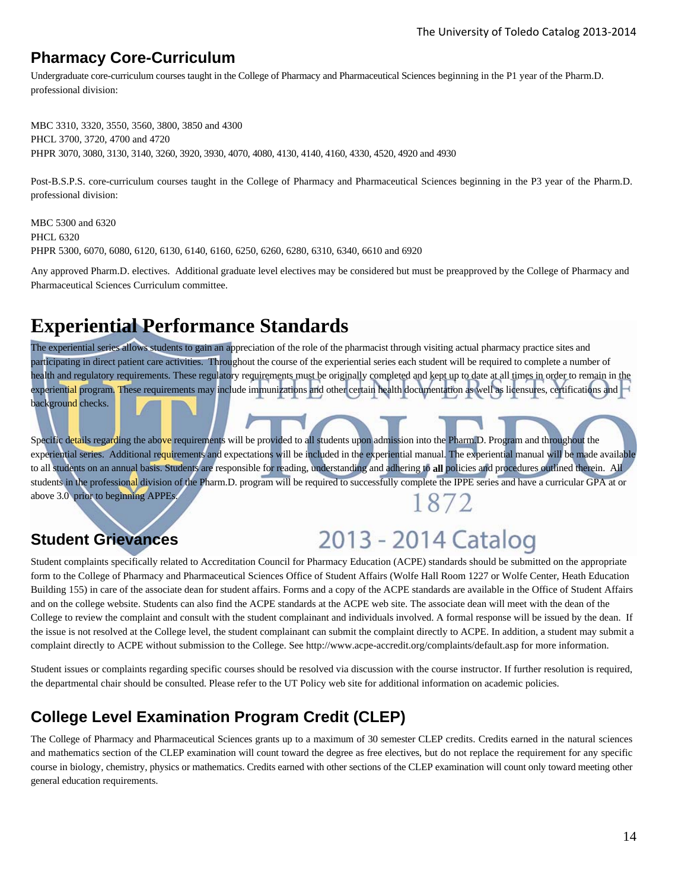## Pharmacy Core-Curriculum

Undergraduate core-curriculum courses taught in the College of Pharmacy and Pharmaceutical Sciences beginning in the P1 year of the Pharm.D. professional division:

MBC 3310, 3320, 3550, 3560, 3800, 3850 and 4300
PHCL 3700, 3720, 4700 and 4720
PHPR 3070, 3080, 3130, 3140, 3260, 3920, 3930, 4070, 4080, 4130, 4140, 4160, 4330, 4520, 4920 and 4930

Post-B.S.P.S. core-curriculum courses taught in the College of Pharmacy and Pharmaceutical Sciences beginning in the P3 year of the Pharm.D. professional division:

MBC 5300 and 6320
PHCL 6320
PHPR 5300, 6070, 6080, 6120, 6130, 6140, 6160, 6250, 6260, 6280, 6310, 6340, 6610 and 6920

Any approved Pharm.D. electives. Additional graduate level electives may be considered but must be preapproved by the College of Pharmacy and Pharmaceutical Sciences Curriculum committee.

# Experiential Performance Standards

The experiential series allows students to gain an appreciation of the role of the pharmacist through visiting actual pharmacy practice sites and participating in direct patient care activities. Throughout the course of the experiential series each student will be required to complete a number of health and regulatory requirements. These regulatory requirements must be originally completed and kept up to date at all times in order to remain in the experiential program. These requirements may include immunizations and other certain health documentation as well as licensures, certifications and background checks.

Specific details regarding the above requirements will be provided to all students upon admission into the Pharm.D. Program and throughout the experiential series. Additional requirements and expectations will be included in the experiential manual. The experiential manual will be made available to all students on an annual basis. Students are responsible for reading, understanding and adhering to **all** policies and procedures outlined therein. All students in the professional division of the Pharm.D. program will be required to successfully complete the IPPE series and have a curricular GPA at or above 3.0 prior to beginning APPEs.

## Student Grievances

Student complaints specifically related to Accreditation Council for Pharmacy Education (ACPE) standards should be submitted on the appropriate form to the College of Pharmacy and Pharmaceutical Sciences Office of Student Affairs (Wolfe Hall Room 1227 or Wolfe Center, Heath Education Building 155) in care of the associate dean for student affairs. Forms and a copy of the ACPE standards are available in the Office of Student Affairs and on the college website. Students can also find the ACPE standards at the ACPE web site. The associate dean will meet with the dean of the College to review the complaint and consult with the student complainant and individuals involved. A formal response will be issued by the dean. If the issue is not resolved at the College level, the student complainant can submit the complaint directly to ACPE. In addition, a student may submit a complaint directly to ACPE without submission to the College. See http://www.acpe-accredit.org/complaints/default.asp for more information.

Student issues or complaints regarding specific courses should be resolved via discussion with the course instructor. If further resolution is required, the departmental chair should be consulted. Please refer to the UT Policy web site for additional information on academic policies.

## College Level Examination Program Credit (CLEP)

The College of Pharmacy and Pharmaceutical Sciences grants up to a maximum of 30 semester CLEP credits. Credits earned in the natural sciences and mathematics section of the CLEP examination will count toward the degree as free electives, but do not replace the requirement for any specific course in biology, chemistry, physics or mathematics. Credits earned with other sections of the CLEP examination will count only toward meeting other general education requirements.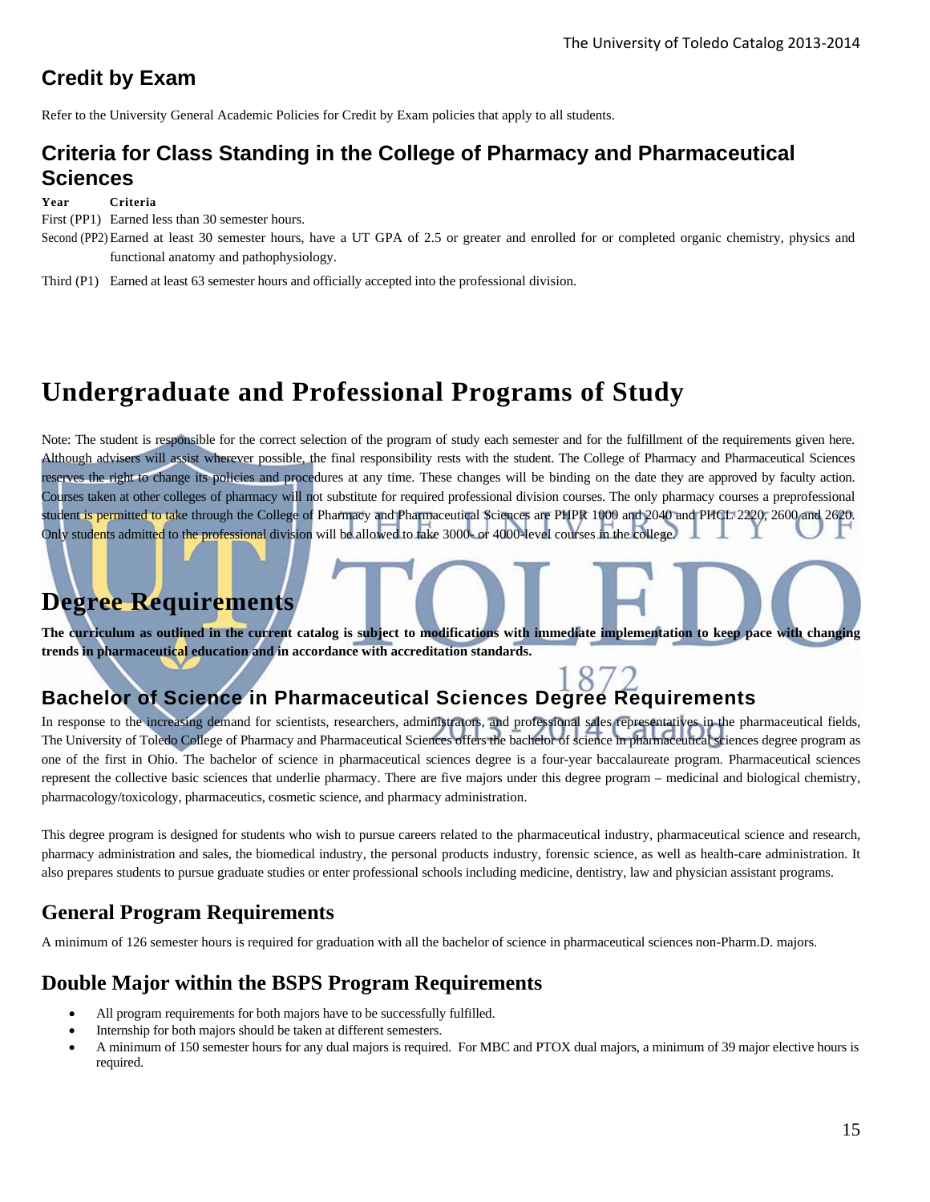## Credit by Exam

Refer to the University General Academic Policies for Credit by Exam policies that apply to all students.

## Criteria for Class Standing in the College of Pharmacy and Pharmaceutical Sciences

| Year | Criteria |
|---|---|
| First (PP1) | Earned less than 30 semester hours. |
| Second (PP2) | Earned at least 30 semester hours, have a UT GPA of 2.5 or greater and enrolled for or completed organic chemistry, physics and functional anatomy and pathophysiology. |
| Third (P1) | Earned at least 63 semester hours and officially accepted into the professional division. |

# Undergraduate and Professional Programs of Study

Note: The student is responsible for the correct selection of the program of study each semester and for the fulfillment of the requirements given here. Although advisers will assist wherever possible, the final responsibility rests with the student. The College of Pharmacy and Pharmaceutical Sciences reserves the right to change its policies and procedures at any time. These changes will be binding on the date they are approved by faculty action. Courses taken at other colleges of pharmacy will not substitute for required professional division courses. The only pharmacy courses a preprofessional student is permitted to take through the College of Pharmacy and Pharmaceutical Sciences are PHPR 1000 and 2040 and PHCL 2220, 2600 and 2620. Only students admitted to the professional division will be allowed to take 3000- or 4000-level courses in the college.

# Degree Requirements

**The curriculum as outlined in the current catalog is subject to modifications with immediate implementation to keep pace with changing trends in pharmaceutical education and in accordance with accreditation standards.**

## Bachelor of Science in Pharmaceutical Sciences Degree Requirements

In response to the increasing demand for scientists, researchers, administrators, and professional sales representatives in the pharmaceutical fields, The University of Toledo College of Pharmacy and Pharmaceutical Sciences offers the bachelor of science in pharmaceutical sciences degree program as one of the first in Ohio. The bachelor of science in pharmaceutical sciences degree is a four-year baccalaureate program. Pharmaceutical sciences represent the collective basic sciences that underlie pharmacy. There are five majors under this degree program – medicinal and biological chemistry, pharmacology/toxicology, pharmaceutics, cosmetic science, and pharmacy administration.

This degree program is designed for students who wish to pursue careers related to the pharmaceutical industry, pharmaceutical science and research, pharmacy administration and sales, the biomedical industry, the personal products industry, forensic science, as well as health-care administration. It also prepares students to pursue graduate studies or enter professional schools including medicine, dentistry, law and physician assistant programs.

## General Program Requirements

A minimum of 126 semester hours is required for graduation with all the bachelor of science in pharmaceutical sciences non-Pharm.D. majors.

## Double Major within the BSPS Program Requirements

- All program requirements for both majors have to be successfully fulfilled.
- Internship for both majors should be taken at different semesters.
- A minimum of 150 semester hours for any dual majors is required. For MBC and PTOX dual majors, a minimum of 39 major elective hours is required.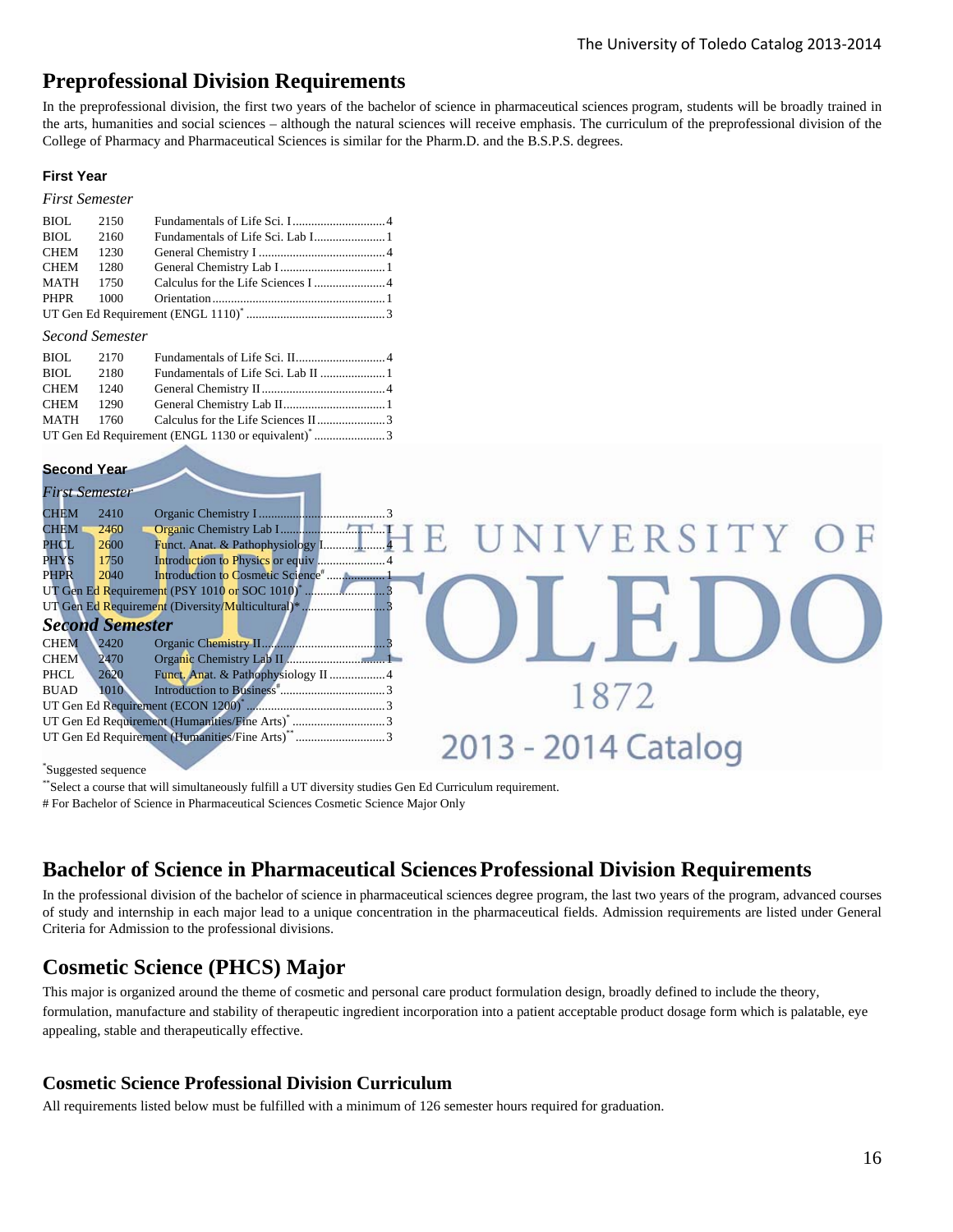## Preprofessional Division Requirements

In the preprofessional division, the first two years of the bachelor of science in pharmaceutical sciences program, students will be broadly trained in the arts, humanities and social sciences – although the natural sciences will receive emphasis. The curriculum of the preprofessional division of the College of Pharmacy and Pharmaceutical Sciences is similar for the Pharm.D. and the B.S.P.S. degrees.

#### First Year

*First Semester*

| | | | |
|---|---|---|---|
| BIOL | 2150 | Fundamentals of Life Sci. I | 4 |
| BIOL | 2160 | Fundamentals of Life Sci. Lab I | 1 |
| CHEM | 1230 | General Chemistry I | 4 |
| CHEM | 1280 | General Chemistry Lab I | 1 |
| MATH | 1750 | Calculus for the Life Sciences I | 4 |
| PHPR | 1000 | Orientation | 1 |
| UT Gen Ed Requirement (ENGL 1110)* | | | 3 |

*Second Semester*

| | | | |
|---|---|---|---|
| BIOL | 2170 | Fundamentals of Life Sci. II | 4 |
| BIOL | 2180 | Fundamentals of Life Sci. Lab II | 1 |
| CHEM | 1240 | General Chemistry II | 4 |
| CHEM | 1290 | General Chemistry Lab II | 1 |
| MATH | 1760 | Calculus for the Life Sciences II | 3 |
| UT Gen Ed Requirement (ENGL 1130 or equivalent)* | | | 3 |

#### Second Year

*First Semester*

| | | | |
|---|---|---|---|
| CHEM | 2410 | Organic Chemistry I | 3 |
| CHEM | 2460 | Organic Chemistry Lab I | 1 |
| PHCL | 2600 | Funct. Anat. & Pathophysiology I | 4 |
| PHYS | 1750 | Introduction to Physics or equiv | 4 |
| PHPR | 2040 | Introduction to Cosmetic Science# | 1 |
| UT Gen Ed Requirement (PSY 1010 or SOC 1010)* | | | 3 |
| UT Gen Ed Requirement (Diversity/Multicultural)* | | | 3 |

***Second Semester***

| | | | |
|---|---|---|---|
| CHEM | 2420 | Organic Chemistry II | 3 |
| CHEM | 2470 | Organic Chemistry Lab II | 1 |
| PHCL | 2620 | Funct. Anat. & Pathophysiology II | 4 |
| BUAD | 1010 | Introduction to Business# | 3 |
| UT Gen Ed Requirement (ECON 1200)* | | | 3 |
| UT Gen Ed Requirement (Humanities/Fine Arts)* | | | 3 |
| UT Gen Ed Requirement (Humanities/Fine Arts)** | | | 3 |

*Suggested sequence

**Select a course that will simultaneously fulfill a UT diversity studies Gen Ed Curriculum requirement.

# For Bachelor of Science in Pharmaceutical Sciences Cosmetic Science Major Only

## Bachelor of Science in Pharmaceutical Sciences Professional Division Requirements

In the professional division of the bachelor of science in pharmaceutical sciences degree program, the last two years of the program, advanced courses of study and internship in each major lead to a unique concentration in the pharmaceutical fields. Admission requirements are listed under General Criteria for Admission to the professional divisions.

## Cosmetic Science (PHCS) Major

This major is organized around the theme of cosmetic and personal care product formulation design, broadly defined to include the theory, formulation, manufacture and stability of therapeutic ingredient incorporation into a patient acceptable product dosage form which is palatable, eye appealing, stable and therapeutically effective.

### Cosmetic Science Professional Division Curriculum

All requirements listed below must be fulfilled with a minimum of 126 semester hours required for graduation.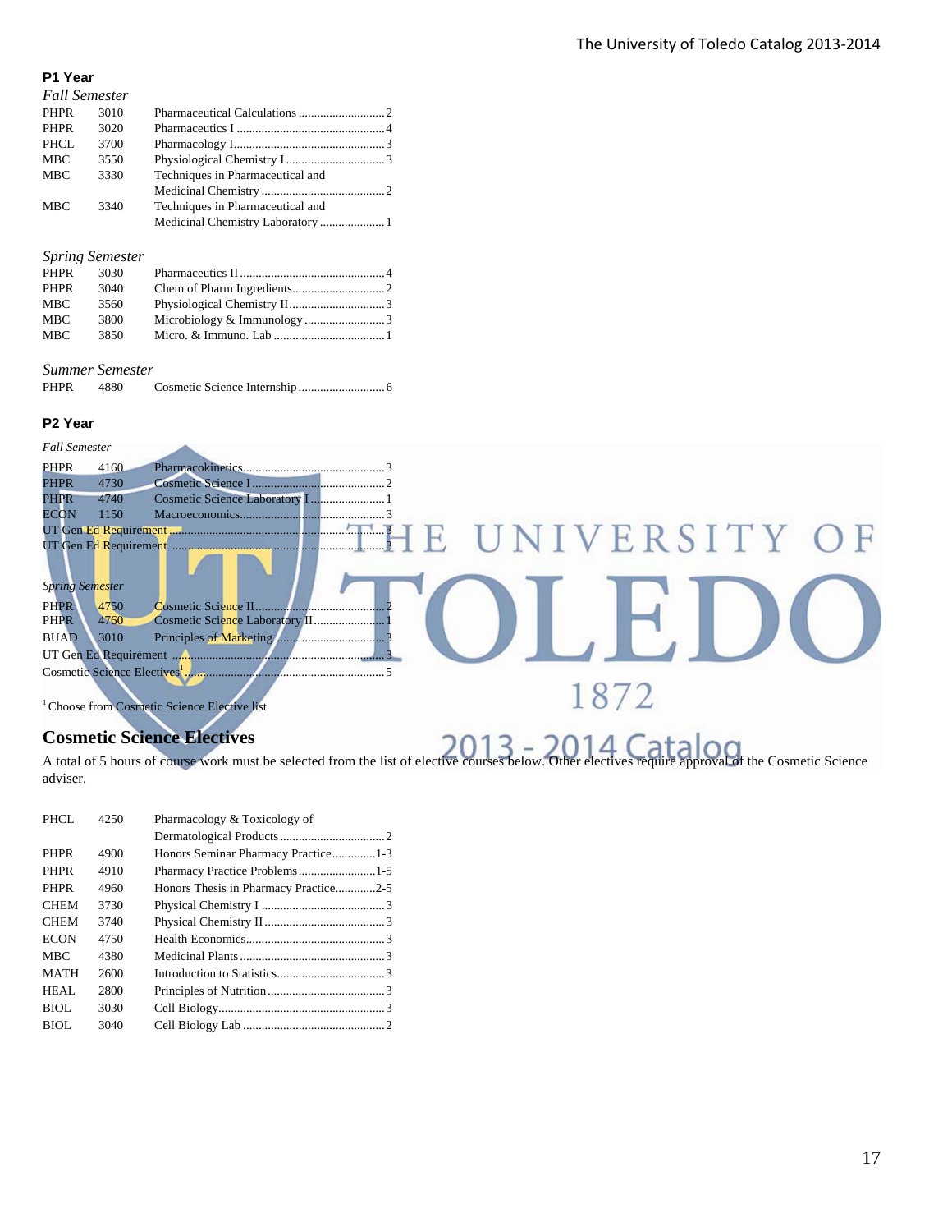### P1 Year

*Fall Semester*

| | | | |
|---|---|---|---|
| PHPR | 3010 | Pharmaceutical Calculations | 2 |
| PHPR | 3020 | Pharmaceutics I | 4 |
| PHCL | 3700 | Pharmacology I | 3 |
| MBC | 3550 | Physiological Chemistry I | 3 |
| MBC | 3330 | Techniques in Pharmaceutical and Medicinal Chemistry | 2 |
| MBC | 3340 | Techniques in Pharmaceutical and Medicinal Chemistry Laboratory | 1 |

*Spring Semester*

| | | | |
|---|---|---|---|
| PHPR | 3030 | Pharmaceutics II | 4 |
| PHPR | 3040 | Chem of Pharm Ingredients | 2 |
| MBC | 3560 | Physiological Chemistry II | 3 |
| MBC | 3800 | Microbiology & Immunology | 3 |
| MBC | 3850 | Micro. & Immuno. Lab | 1 |

*Summer Semester*

| | | | |
|---|---|---|---|
| PHPR | 4880 | Cosmetic Science Internship | 6 |

### P2 Year

*Fall Semester*

| | | | |
|---|---|---|---|
| PHPR | 4160 | Pharmacokinetics | 3 |
| PHPR | 4730 | Cosmetic Science I | 2 |
| PHPR | 4740 | Cosmetic Science Laboratory I | 1 |
| ECON | 1150 | Macroeconomics | 3 |
| UT Gen Ed Requirement | | | 3 |
| UT Gen Ed Requirement | | | 3 |

*Spring Semester*

| | | | |
|---|---|---|---|
| PHPR | 4750 | Cosmetic Science II | 2 |
| PHPR | 4760 | Cosmetic Science Laboratory II | 1 |
| BUAD | 3010 | Principles of Marketing | 3 |
| UT Gen Ed Requirement | | | 3 |
| Cosmetic Science Electives[1] | | | 5 |

[1] Choose from Cosmetic Science Elective list

## Cosmetic Science Electives

A total of 5 hours of course work must be selected from the list of elective courses below. Other electives require approval of the Cosmetic Science adviser.

| | | | |
|---|---|---|---|
| PHCL | 4250 | Pharmacology & Toxicology of Dermatological Products | 2 |
| PHPR | 4900 | Honors Seminar Pharmacy Practice | 1-3 |
| PHPR | 4910 | Pharmacy Practice Problems | 1-5 |
| PHPR | 4960 | Honors Thesis in Pharmacy Practice | 2-5 |
| CHEM | 3730 | Physical Chemistry I | 3 |
| CHEM | 3740 | Physical Chemistry II | 3 |
| ECON | 4750 | Health Economics | 3 |
| MBC | 4380 | Medicinal Plants | 3 |
| MATH | 2600 | Introduction to Statistics | 3 |
| HEAL | 2800 | Principles of Nutrition | 3 |
| BIOL | 3030 | Cell Biology | 3 |
| BIOL | 3040 | Cell Biology Lab | 2 |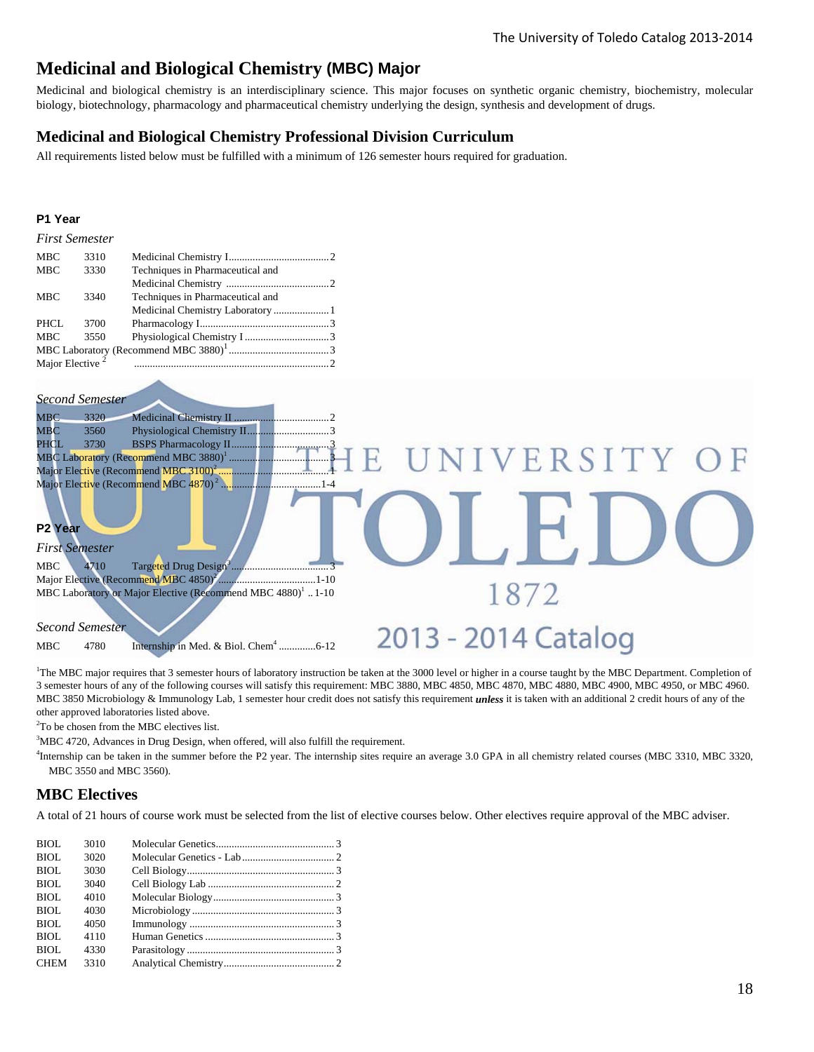# Medicinal and Biological Chemistry (MBC) Major

Medicinal and biological chemistry is an interdisciplinary science. This major focuses on synthetic organic chemistry, biochemistry, molecular biology, biotechnology, pharmacology and pharmaceutical chemistry underlying the design, synthesis and development of drugs.

## Medicinal and Biological Chemistry Professional Division Curriculum

All requirements listed below must be fulfilled with a minimum of 126 semester hours required for graduation.

### P1 Year

*First Semester*

| | | | |
|---|---|---|---|
| MBC | 3310 | Medicinal Chemistry I | 2 |
| MBC | 3330 | Techniques in Pharmaceutical and Medicinal Chemistry | 2 |
| MBC | 3340 | Techniques in Pharmaceutical and Medicinal Chemistry Laboratory | 1 |
| PHCL | 3700 | Pharmacology I | 3 |
| MBC | 3550 | Physiological Chemistry I | 3 |
| MBC Laboratory (Recommend MBC 3880)[1] | | | 3 |
| Major Elective [2] | | | 2 |

*Second Semester*

| | | | |
|---|---|---|---|
| MBC | 3320 | Medicinal Chemistry II | 2 |
| MBC | 3560 | Physiological Chemistry II | 3 |
| PHCL | 3730 | BSPS Pharmacology II | 3 |
| MBC Laboratory (Recommend MBC 3880)[1] | | | 3 |
| Major Elective (Recommend MBC 3100)[2] | | | 1 |
| Major Elective (Recommend MBC 4870)[2] | | | 1-4 |

### P2 Year

*First Semester*

| | | | |
|---|---|---|---|
| MBC | 4710 | Targeted Drug Design[3] | 3 |
| Major Elective (Recommend MBC 4850)[2] | | | 1-10 |
| MBC Laboratory or Major Elective (Recommend MBC 4880)[1] | | | 1-10 |

*Second Semester*

| | | | |
|---|---|---|---|
| MBC | 4780 | Internship in Med. & Biol. Chem[4] | 6-12 |

[1]The MBC major requires that 3 semester hours of laboratory instruction be taken at the 3000 level or higher in a course taught by the MBC Department. Completion of 3 semester hours of any of the following courses will satisfy this requirement: MBC 3880, MBC 4850, MBC 4870, MBC 4880, MBC 4900, MBC 4950, or MBC 4960. MBC 3850 Microbiology & Immunology Lab, 1 semester hour credit does not satisfy this requirement ***unless*** it is taken with an additional 2 credit hours of any of the other approved laboratories listed above.

[2]To be chosen from the MBC electives list.

[3]MBC 4720, Advances in Drug Design, when offered, will also fulfill the requirement.

[4]Internship can be taken in the summer before the P2 year. The internship sites require an average 3.0 GPA in all chemistry related courses (MBC 3310, MBC 3320, MBC 3550 and MBC 3560).

## MBC Electives

A total of 21 hours of course work must be selected from the list of elective courses below. Other electives require approval of the MBC adviser.

| | | | |
|---|---|---|---|
| BIOL | 3010 | Molecular Genetics | 3 |
| BIOL | 3020 | Molecular Genetics - Lab | 2 |
| BIOL | 3030 | Cell Biology | 3 |
| BIOL | 3040 | Cell Biology Lab | 2 |
| BIOL | 4010 | Molecular Biology | 3 |
| BIOL | 4030 | Microbiology | 3 |
| BIOL | 4050 | Immunology | 3 |
| BIOL | 4110 | Human Genetics | 3 |
| BIOL | 4330 | Parasitology | 3 |
| CHEM | 3310 | Analytical Chemistry | 2 |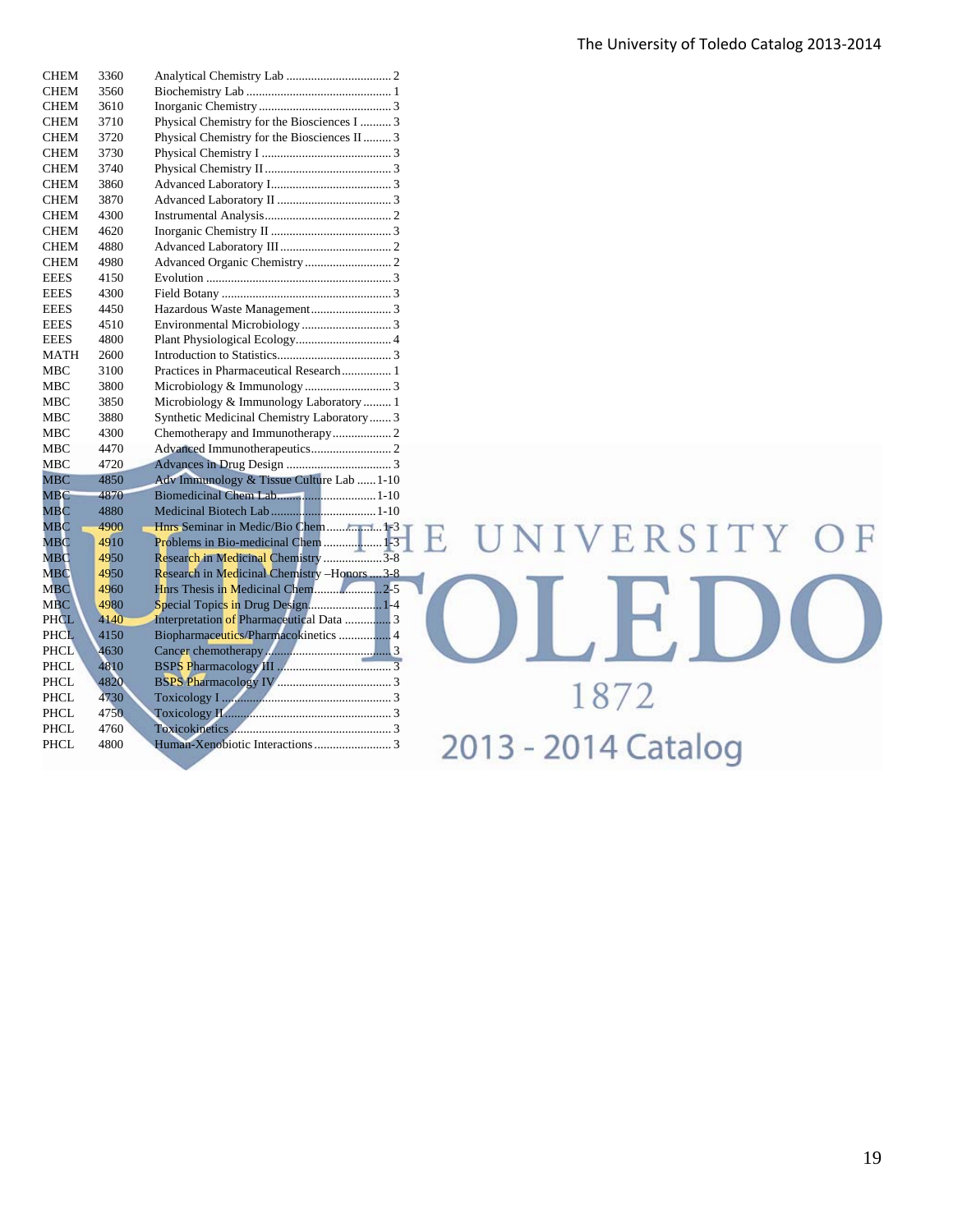| | | | |
|---|---|---|---|
| CHEM | 3360 | Analytical Chemistry Lab | 2 |
| CHEM | 3560 | Biochemistry Lab | 1 |
| CHEM | 3610 | Inorganic Chemistry | 3 |
| CHEM | 3710 | Physical Chemistry for the Biosciences I | 3 |
| CHEM | 3720 | Physical Chemistry for the Biosciences II | 3 |
| CHEM | 3730 | Physical Chemistry I | 3 |
| CHEM | 3740 | Physical Chemistry II | 3 |
| CHEM | 3860 | Advanced Laboratory I | 3 |
| CHEM | 3870 | Advanced Laboratory II | 3 |
| CHEM | 4300 | Instrumental Analysis | 2 |
| CHEM | 4620 | Inorganic Chemistry II | 3 |
| CHEM | 4880 | Advanced Laboratory III | 2 |
| CHEM | 4980 | Advanced Organic Chemistry | 2 |
| EEES | 4150 | Evolution | 3 |
| EEES | 4300 | Field Botany | 3 |
| EEES | 4450 | Hazardous Waste Management | 3 |
| EEES | 4510 | Environmental Microbiology | 3 |
| EEES | 4800 | Plant Physiological Ecology | 4 |
| MATH | 2600 | Introduction to Statistics | 3 |
| MBC | 3100 | Practices in Pharmaceutical Research | 1 |
| MBC | 3800 | Microbiology & Immunology | 3 |
| MBC | 3850 | Microbiology & Immunology Laboratory | 1 |
| MBC | 3880 | Synthetic Medicinal Chemistry Laboratory | 3 |
| MBC | 4300 | Chemotherapy and Immunotherapy | 2 |
| MBC | 4470 | Advanced Immunotherapeutics | 2 |
| MBC | 4720 | Advances in Drug Design | 3 |
| MBC | 4850 | Adv Immunology & Tissue Culture Lab | 1-10 |
| MBC | 4870 | Biomedicinal Chem Lab | 1-10 |
| MBC | 4880 | Medicinal Biotech Lab | 1-10 |
| MBC | 4900 | Hnrs Seminar in Medic/Bio Chem | 1-3 |
| MBC | 4910 | Problems in Bio-medicinal Chem | 1-3 |
| MBC | 4950 | Research in Medicinal Chemistry | 3-8 |
| MBC | 4950 | Research in Medicinal Chemistry –Honors | 3-8 |
| MBC | 4960 | Hnrs Thesis in Medicinal Chem | 2-5 |
| MBC | 4980 | Special Topics in Drug Design | 1-4 |
| PHCL | 4140 | Interpretation of Pharmaceutical Data | 3 |
| PHCL | 4150 | Biopharmaceutics/Pharmacokinetics | 4 |
| PHCL | 4630 | Cancer chemotherapy | 3 |
| PHCL | 4810 | BSPS Pharmacology III | 3 |
| PHCL | 4820 | BSPS Pharmacology IV | 3 |
| PHCL | 4730 | Toxicology I | 3 |
| PHCL | 4750 | Toxicology II | 3 |
| PHCL | 4760 | Toxicokinetics | 3 |
| PHCL | 4800 | Human-Xenobiotic Interactions | 3 |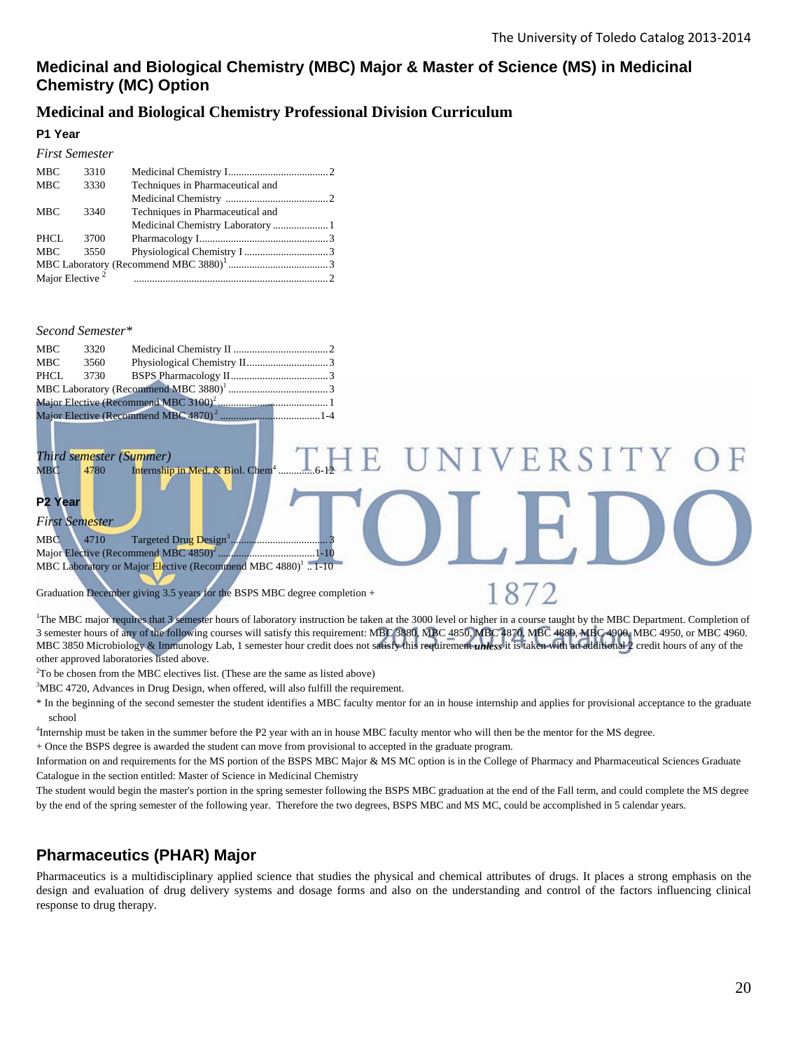## Medicinal and Biological Chemistry (MBC) Major & Master of Science (MS) in Medicinal Chemistry (MC) Option

### Medicinal and Biological Chemistry Professional Division Curriculum

#### P1 Year

*First Semester*

| | | | |
|---|---|---|---|
| MBC | 3310 | Medicinal Chemistry I | 2 |
| MBC | 3330 | Techniques in Pharmaceutical and Medicinal Chemistry | 2 |
| MBC | 3340 | Techniques in Pharmaceutical and Medicinal Chemistry Laboratory | 1 |
| PHCL | 3700 | Pharmacology I | 3 |
| MBC | 3550 | Physiological Chemistry I | 3 |
| MBC Laboratory (Recommend MBC 3880)[1] | | | 3 |
| Major Elective [2] | | | 2 |

*Second Semester**

| | | | |
|---|---|---|---|
| MBC | 3320 | Medicinal Chemistry II | 2 |
| MBC | 3560 | Physiological Chemistry II | 3 |
| PHCL | 3730 | BSPS Pharmacology II | 3 |
| MBC Laboratory (Recommend MBC 3880)[1] | | | 3 |
| Major Elective (Recommend MBC 3100)[2] | | | 1 |
| Major Elective (Recommend MBC 4870)[2] | | | 1-4 |

*Third semester (Summer)*

| | | | |
|---|---|---|---|
| MBC | 4780 | Internship in Med. & Biol. Chem[4] | 6-12 |

#### P2 Year

*First Semester*

| | | | |
|---|---|---|---|
| MBC | 4710 | Targeted Drug Design[3] | 3 |
| Major Elective (Recommend MBC 4850)[2] | | | 1-10 |
| MBC Laboratory or Major Elective (Recommend MBC 4880)[1] | | | 1-10 |

Graduation December giving 3.5 years for the BSPS MBC degree completion +

[1]The MBC major requires that 3 semester hours of laboratory instruction be taken at the 3000 level or higher in a course taught by the MBC Department. Completion of 3 semester hours of any of the following courses will satisfy this requirement: MBC 3880, MBC 4850, MBC 4870, MBC 4880, MBC 4900, MBC 4950, or MBC 4960. MBC 3850 Microbiology & Immunology Lab, 1 semester hour credit does not satisfy this requirement ***unless*** it is taken with an additional 2 credit hours of any of the other approved laboratories listed above.

[2]To be chosen from the MBC electives list. (These are the same as listed above)

[3]MBC 4720, Advances in Drug Design, when offered, will also fulfill the requirement.

\* In the beginning of the second semester the student identifies a MBC faculty mentor for an in house internship and applies for provisional acceptance to the graduate school

[4]Internship must be taken in the summer before the P2 year with an in house MBC faculty mentor who will then be the mentor for the MS degree.

\+ Once the BSPS degree is awarded the student can move from provisional to accepted in the graduate program.

Information on and requirements for the MS portion of the BSPS MBC Major & MS MC option is in the College of Pharmacy and Pharmaceutical Sciences Graduate Catalogue in the section entitled: Master of Science in Medicinal Chemistry

The student would begin the master's portion in the spring semester following the BSPS MBC graduation at the end of the Fall term, and could complete the MS degree by the end of the spring semester of the following year. Therefore the two degrees, BSPS MBC and MS MC, could be accomplished in 5 calendar years.

## Pharmaceutics (PHAR) Major

Pharmaceutics is a multidisciplinary applied science that studies the physical and chemical attributes of drugs. It places a strong emphasis on the design and evaluation of drug delivery systems and dosage forms and also on the understanding and control of the factors influencing clinical response to drug therapy.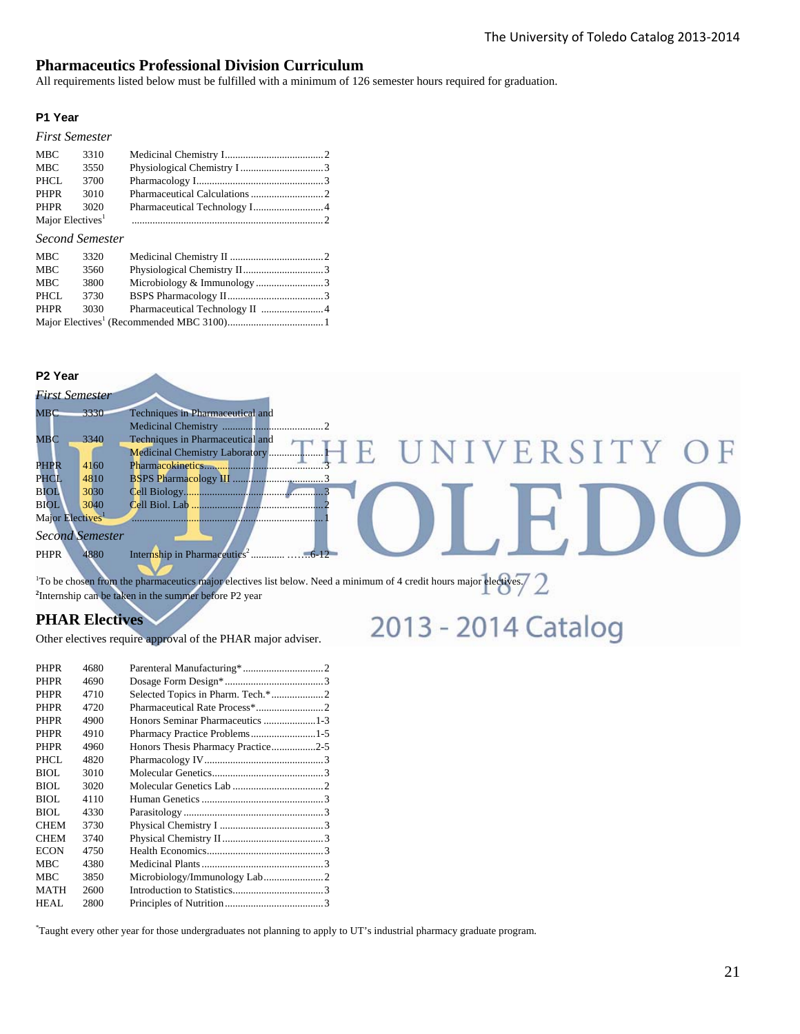## Pharmaceutics Professional Division Curriculum

All requirements listed below must be fulfilled with a minimum of 126 semester hours required for graduation.

### P1 Year

*First Semester*

| | | | |
|---|---|---|---|
| MBC | 3310 | Medicinal Chemistry I | 2 |
| MBC | 3550 | Physiological Chemistry I | 3 |
| PHCL | 3700 | Pharmacology I | 3 |
| PHPR | 3010 | Pharmaceutical Calculations | 2 |
| PHPR | 3020 | Pharmaceutical Technology I | 4 |
| Major Electives[1] | | | 2 |

*Second Semester*

| | | | |
|---|---|---|---|
| MBC | 3320 | Medicinal Chemistry II | 2 |
| MBC | 3560 | Physiological Chemistry II | 3 |
| MBC | 3800 | Microbiology & Immunology | 3 |
| PHCL | 3730 | BSPS Pharmacology II | 3 |
| PHPR | 3030 | Pharmaceutical Technology II | 4 |
| Major Electives[1] (Recommended MBC 3100) | | | 1 |

### P2 Year

*First Semester*

| | | | |
|---|---|---|---|
| MBC | 3330 | Techniques in Pharmaceutical and Medicinal Chemistry | 2 |
| MBC | 3340 | Techniques in Pharmaceutical and Medicinal Chemistry Laboratory | 1 |
| PHPR | 4160 | Pharmacokinetics | 3 |
| PHCL | 4810 | BSPS Pharmacology III | 3 |
| BIOL | 3030 | Cell Biology | 3 |
| BIOL | 3040 | Cell Biol. Lab | 2 |
| Major Electives[1] | | | 1 |

*Second Semester*

| | | | |
|---|---|---|---|
| PHPR | 4880 | Internship in Pharmaceutics[2] | 6-12 |

[1]To be chosen from the pharmaceutics major electives list below. Need a minimum of 4 credit hours major electives.
[2]Internship can be taken in the summer before P2 year

## PHAR Electives

Other electives require approval of the PHAR major adviser.

| | | | |
|---|---|---|---|
| PHPR | 4680 | Parenteral Manufacturing* | 2 |
| PHPR | 4690 | Dosage Form Design* | 3 |
| PHPR | 4710 | Selected Topics in Pharm. Tech.* | 2 |
| PHPR | 4720 | Pharmaceutical Rate Process* | 2 |
| PHPR | 4900 | Honors Seminar Pharmaceutics | 1-3 |
| PHPR | 4910 | Pharmacy Practice Problems | 1-5 |
| PHPR | 4960 | Honors Thesis Pharmacy Practice | 2-5 |
| PHCL | 4820 | Pharmacology IV | 3 |
| BIOL | 3010 | Molecular Genetics | 3 |
| BIOL | 3020 | Molecular Genetics Lab | 2 |
| BIOL | 4110 | Human Genetics | 3 |
| BIOL | 4330 | Parasitology | 3 |
| CHEM | 3730 | Physical Chemistry I | 3 |
| CHEM | 3740 | Physical Chemistry II | 3 |
| ECON | 4750 | Health Economics | 3 |
| MBC | 4380 | Medicinal Plants | 3 |
| MBC | 3850 | Microbiology/Immunology Lab | 2 |
| MATH | 2600 | Introduction to Statistics | 3 |
| HEAL | 2800 | Principles of Nutrition | 3 |

*Taught every other year for those undergraduates not planning to apply to UT's industrial pharmacy graduate program.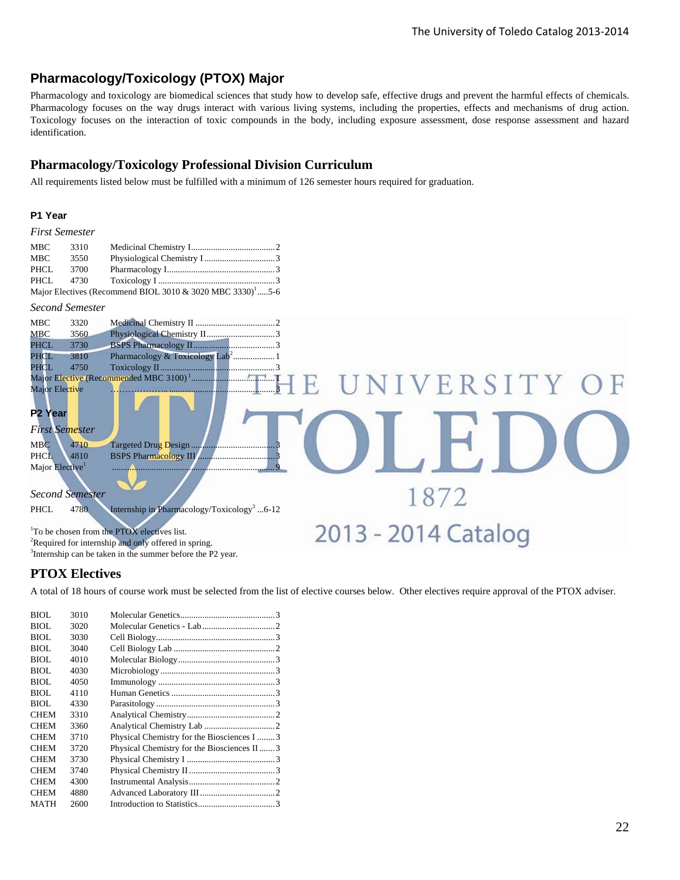## Pharmacology/Toxicology (PTOX) Major

Pharmacology and toxicology are biomedical sciences that study how to develop safe, effective drugs and prevent the harmful effects of chemicals. Pharmacology focuses on the way drugs interact with various living systems, including the properties, effects and mechanisms of drug action. Toxicology focuses on the interaction of toxic compounds in the body, including exposure assessment, dose response assessment and hazard identification.

## Pharmacology/Toxicology Professional Division Curriculum

All requirements listed below must be fulfilled with a minimum of 126 semester hours required for graduation.

### P1 Year

*First Semester*

| | | | |
|---|---|---|---|
| MBC | 3310 | Medicinal Chemistry I | 2 |
| MBC | 3550 | Physiological Chemistry I | 3 |
| PHCL | 3700 | Pharmacology I | 3 |
| PHCL | 4730 | Toxicology I | 3 |
| Major Electives (Recommend BIOL 3010 & 3020 MBC 3330)[1] | | | 5-6 |

*Second Semester*

| | | | |
|---|---|---|---|
| MBC | 3320 | Medicinal Chemistry II | 2 |
| MBC | 3560 | Physiological Chemistry II | 3 |
| PHCL | 3730 | BSPS Pharmacology II | 3 |
| PHCL | 3810 | Pharmacology & Toxicology Lab[2] | 1 |
| PHCL | 4750 | Toxicology II | 3 |
| Major Elective (Recommended MBC 3100)[1] | | | 1 |
| Major Elective | | | 3 |

### P2 Year

*First Semester*

| | | | |
|---|---|---|---|
| MBC | 4710 | Targeted Drug Design | 3 |
| PHCL | 4810 | BSPS Pharmacology III | 3 |
| Major Elective[1] | | | 9 |

*Second Semester*

| | | | |
|---|---|---|---|
| PHCL | 4780 | Internship in Pharmacology/Toxicology[3] | 6-12 |

[1]To be chosen from the PTOX electives list.
[2]Required for internship and only offered in spring.
[3]Internship can be taken in the summer before the P2 year.

## PTOX Electives

A total of 18 hours of course work must be selected from the list of elective courses below. Other electives require approval of the PTOX adviser.

| | | | |
|---|---|---|---|
| BIOL | 3010 | Molecular Genetics | 3 |
| BIOL | 3020 | Molecular Genetics - Lab | 2 |
| BIOL | 3030 | Cell Biology | 3 |
| BIOL | 3040 | Cell Biology Lab | 2 |
| BIOL | 4010 | Molecular Biology | 3 |
| BIOL | 4030 | Microbiology | 3 |
| BIOL | 4050 | Immunology | 3 |
| BIOL | 4110 | Human Genetics | 3 |
| BIOL | 4330 | Parasitology | 3 |
| CHEM | 3310 | Analytical Chemistry | 2 |
| CHEM | 3360 | Analytical Chemistry Lab | 2 |
| CHEM | 3710 | Physical Chemistry for the Biosciences I | 3 |
| CHEM | 3720 | Physical Chemistry for the Biosciences II | 3 |
| CHEM | 3730 | Physical Chemistry I | 3 |
| CHEM | 3740 | Physical Chemistry II | 3 |
| CHEM | 4300 | Instrumental Analysis | 2 |
| CHEM | 4880 | Advanced Laboratory III | 2 |
| MATH | 2600 | Introduction to Statistics | 3 |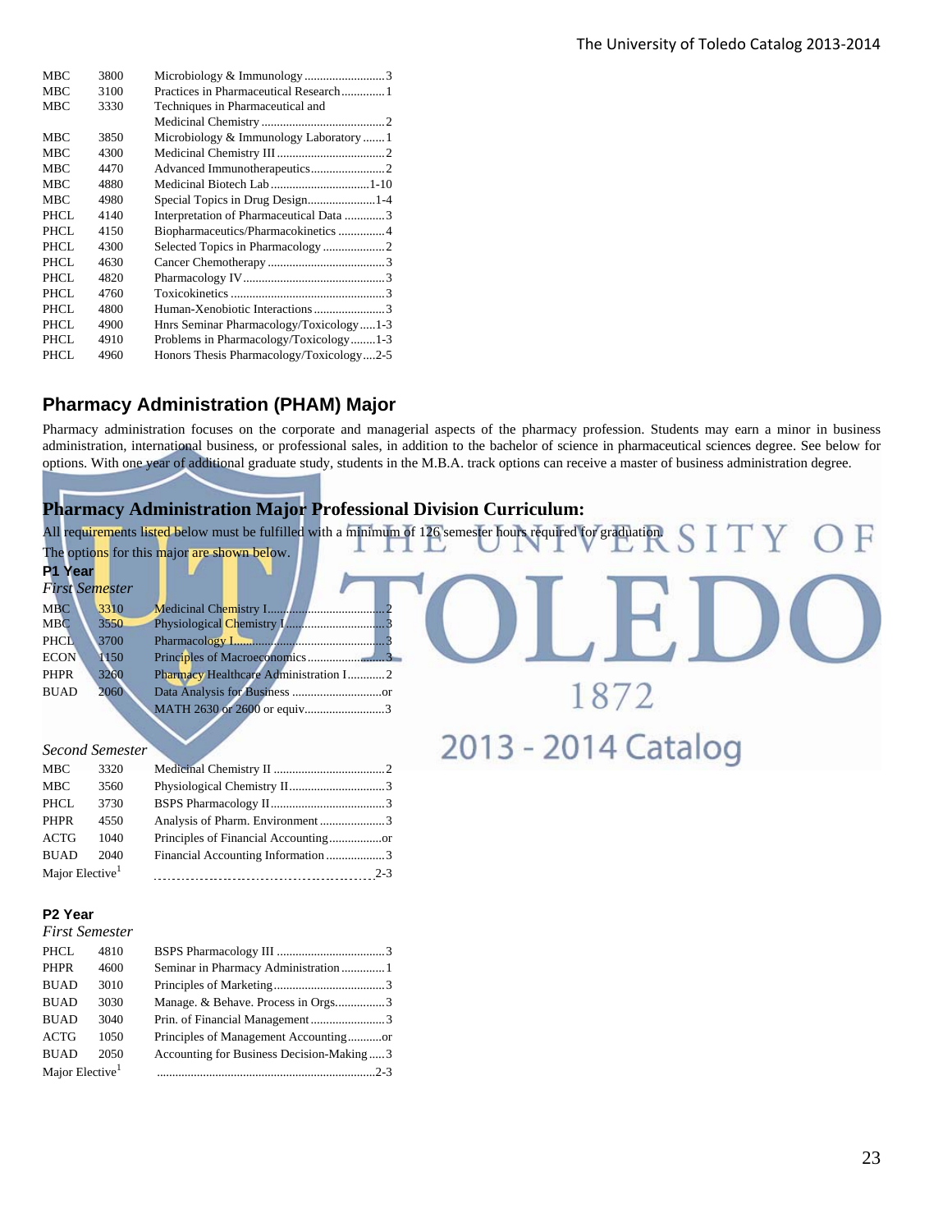| | | | |
|---|---|---|---|
| MBC | 3800 | Microbiology & Immunology | 3 |
| MBC | 3100 | Practices in Pharmaceutical Research | 1 |
| MBC | 3330 | Techniques in Pharmaceutical and Medicinal Chemistry | 2 |
| MBC | 3850 | Microbiology & Immunology Laboratory | 1 |
| MBC | 4300 | Medicinal Chemistry III | 2 |
| MBC | 4470 | Advanced Immunotherapeutics | 2 |
| MBC | 4880 | Medicinal Biotech Lab | 1-10 |
| MBC | 4980 | Special Topics in Drug Design | 1-4 |
| PHCL | 4140 | Interpretation of Pharmaceutical Data | 3 |
| PHCL | 4150 | Biopharmaceutics/Pharmacokinetics | 4 |
| PHCL | 4300 | Selected Topics in Pharmacology | 2 |
| PHCL | 4630 | Cancer Chemotherapy | 3 |
| PHCL | 4820 | Pharmacology IV | 3 |
| PHCL | 4760 | Toxicokinetics | 3 |
| PHCL | 4800 | Human-Xenobiotic Interactions | 3 |
| PHCL | 4900 | Hnrs Seminar Pharmacology/Toxicology | 1-3 |
| PHCL | 4910 | Problems in Pharmacology/Toxicology | 1-3 |
| PHCL | 4960 | Honors Thesis Pharmacology/Toxicology | 2-5 |

## Pharmacy Administration (PHAM) Major

Pharmacy administration focuses on the corporate and managerial aspects of the pharmacy profession. Students may earn a minor in business administration, international business, or professional sales, in addition to the bachelor of science in pharmaceutical sciences degree. See below for options. With one year of additional graduate study, students in the M.B.A. track options can receive a master of business administration degree.

## Pharmacy Administration Major Professional Division Curriculum:

All requirements listed below must be fulfilled with a minimum of 126 semester hours required for graduation.

The options for this major are shown below.

### P1 Year

*First Semester*

| | | | |
|---|---|---|---|
| MBC | 3310 | Medicinal Chemistry I | 2 |
| MBC | 3550 | Physiological Chemistry I | 3 |
| PHCL | 3700 | Pharmacology I | 3 |
| ECON | 1150 | Principles of Macroeconomics | 3 |
| PHPR | 3260 | Pharmacy Healthcare Administration I | 2 |
| BUAD | 2060 | Data Analysis for Business | or |
| | | MATH 2630 or 2600 or equiv. | 3 |

*Second Semester*

| | | | |
|---|---|---|---|
| MBC | 3320 | Medicinal Chemistry II | 2 |
| MBC | 3560 | Physiological Chemistry II | 3 |
| PHCL | 3730 | BSPS Pharmacology II | 3 |
| PHPR | 4550 | Analysis of Pharm. Environment | 3 |
| ACTG | 1040 | Principles of Financial Accounting | or |
| BUAD | 2040 | Financial Accounting Information | 3 |
| Major Elective[1] | | | 2-3 |

### P2 Year

*First Semester*

| | | | |
|---|---|---|---|
| PHCL | 4810 | BSPS Pharmacology III | 3 |
| PHPR | 4600 | Seminar in Pharmacy Administration | 1 |
| BUAD | 3010 | Principles of Marketing | 3 |
| BUAD | 3030 | Manage. & Behave. Process in Orgs. | 3 |
| BUAD | 3040 | Prin. of Financial Management | 3 |
| ACTG | 1050 | Principles of Management Accounting | or |
| BUAD | 2050 | Accounting for Business Decision-Making | 3 |
| Major Elective[1] | | | 2-3 |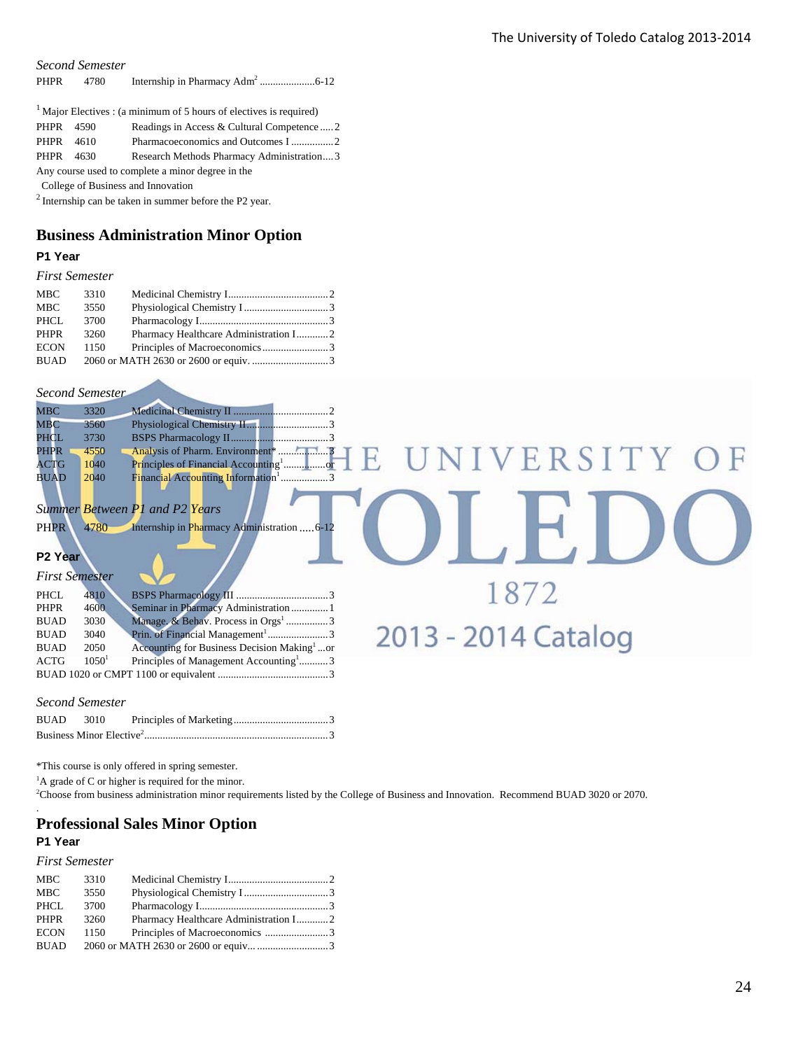*Second Semester*

| | | | |
|---|---|---|---|
| PHPR | 4780 | Internship in Pharmacy Adm[2] | 6-12 |

[1] Major Electives : (a minimum of 5 hours of electives is required)

| | | | |
|---|---|---|---|
| PHPR | 4590 | Readings in Access & Cultural Competence | 2 |
| PHPR | 4610 | Pharmacoeconomics and Outcomes I | 2 |
| PHPR | 4630 | Research Methods Pharmacy Administration | 3 |

Any course used to complete a minor degree in the College of Business and Innovation

[2] Internship can be taken in summer before the P2 year.

## Business Administration Minor Option

### P1 Year

*First Semester*

| | | | |
|---|---|---|---|
| MBC | 3310 | Medicinal Chemistry I | 2 |
| MBC | 3550 | Physiological Chemistry I | 3 |
| PHCL | 3700 | Pharmacology I | 3 |
| PHPR | 3260 | Pharmacy Healthcare Administration I | 2 |
| ECON | 1150 | Principles of Macroeconomics | 3 |
| BUAD | | 2060 or MATH 2630 or 2600 or equiv. | 3 |

*Second Semester*

| | | | |
|---|---|---|---|
| MBC | 3320 | Medicinal Chemistry II | 2 |
| MBC | 3560 | Physiological Chemistry II | 3 |
| PHCL | 3730 | BSPS Pharmacology II | 3 |
| PHPR | 4550 | Analysis of Pharm. Environment* | 3 |
| ACTG | 1040 | Principles of Financial Accounting[1] | or |
| BUAD | 2040 | Financial Accounting Information[1] | 3 |

*Summer Between P1 and P2 Years*

| | | | |
|---|---|---|---|
| PHPR | 4780 | Internship in Pharmacy Administration | 6-12 |

### P2 Year

*First Semester*

| | | | |
|---|---|---|---|
| PHCL | 4810 | BSPS Pharmacology III | 3 |
| PHPR | 4600 | Seminar in Pharmacy Administration | 1 |
| BUAD | 3030 | Manage. & Behav. Process in Orgs[1] | 3 |
| BUAD | 3040 | Prin. of Financial Management[1] | 3 |
| BUAD | 2050 | Accounting for Business Decision Making[1] | or |
| ACTG | 1050[1] | Principles of Management Accounting[1] | 3 |
| BUAD 1020 or CMPT 1100 or equivalent | | | 3 |

*Second Semester*

| | | | |
|---|---|---|---|
| BUAD | 3010 | Principles of Marketing | 3 |
| Business Minor Elective[2] | | | 3 |

*This course is only offered in spring semester.

[1]A grade of C or higher is required for the minor.

[2]Choose from business administration minor requirements listed by the College of Business and Innovation. Recommend BUAD 3020 or 2070.

## Professional Sales Minor Option

### P1 Year

*First Semester*

| | | | |
|---|---|---|---|
| MBC | 3310 | Medicinal Chemistry I | 2 |
| MBC | 3550 | Physiological Chemistry I | 3 |
| PHCL | 3700 | Pharmacology I | 3 |
| PHPR | 3260 | Pharmacy Healthcare Administration I | 2 |
| ECON | 1150 | Principles of Macroeconomics | 3 |
| BUAD | | 2060 or MATH 2630 or 2600 or equiv. | 3 |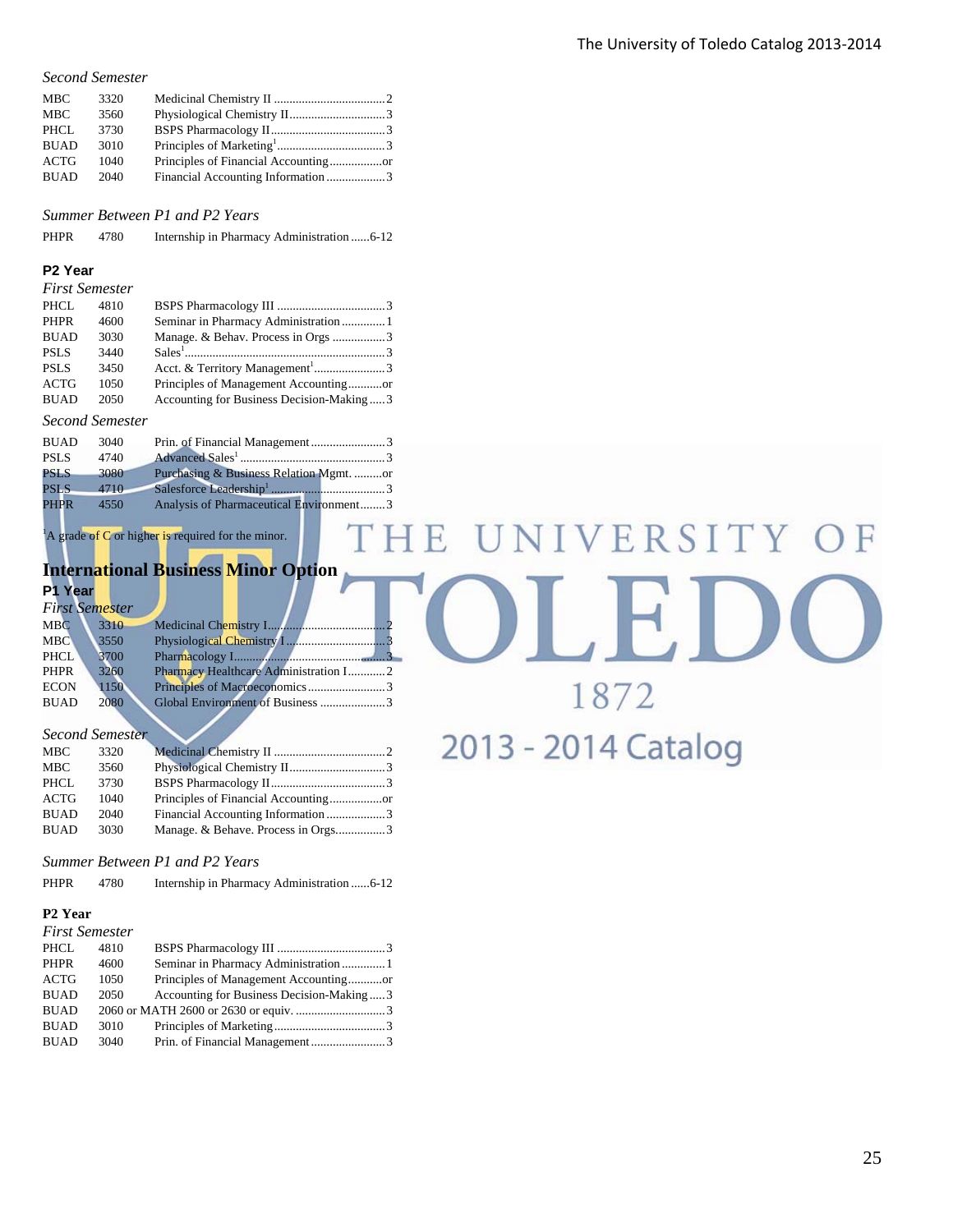*Second Semester*

| | | | |
|---|---|---|---|
| MBC | 3320 | Medicinal Chemistry II | 2 |
| MBC | 3560 | Physiological Chemistry II | 3 |
| PHCL | 3730 | BSPS Pharmacology II | 3 |
| BUAD | 3010 | Principles of Marketing[1] | 3 |
| ACTG | 1040 | Principles of Financial Accounting | or |
| BUAD | 2040 | Financial Accounting Information | 3 |

*Summer Between P1 and P2 Years*

| | | | |
|---|---|---|---|
| PHPR | 4780 | Internship in Pharmacy Administration | 6-12 |

**P2 Year**

*First Semester*

| | | | |
|---|---|---|---|
| PHCL | 4810 | BSPS Pharmacology III | 3 |
| PHPR | 4600 | Seminar in Pharmacy Administration | 1 |
| BUAD | 3030 | Manage. & Behav. Process in Orgs | 3 |
| PSLS | 3440 | Sales[1] | 3 |
| PSLS | 3450 | Acct. & Territory Management[1] | 3 |
| ACTG | 1050 | Principles of Management Accounting | or |
| BUAD | 2050 | Accounting for Business Decision-Making | 3 |

*Second Semester*

| | | | |
|---|---|---|---|
| BUAD | 3040 | Prin. of Financial Management | 3 |
| PSLS | 4740 | Advanced Sales[1] | 3 |
| PSLS | 3080 | Purchasing & Business Relation Mgmt. | or |
| PSLS | 4710 | Salesforce Leadership[1] | 3 |
| PHPR | 4550 | Analysis of Pharmaceutical Environment | 3 |

[1]A grade of C or higher is required for the minor.

## International Business Minor Option

**P1 Year**

*First Semester*

| | | | |
|---|---|---|---|
| MBC | 3310 | Medicinal Chemistry I | 2 |
| MBC | 3550 | Physiological Chemistry I | 3 |
| PHCL | 3700 | Pharmacology I | 3 |
| PHPR | 3260 | Pharmacy Healthcare Administration I | 2 |
| ECON | 1150 | Principles of Macroeconomics | 3 |
| BUAD | 2080 | Global Environment of Business | 3 |

*Second Semester*

| | | | |
|---|---|---|---|
| MBC | 3320 | Medicinal Chemistry II | 2 |
| MBC | 3560 | Physiological Chemistry II | 3 |
| PHCL | 3730 | BSPS Pharmacology II | 3 |
| ACTG | 1040 | Principles of Financial Accounting | or |
| BUAD | 2040 | Financial Accounting Information | 3 |
| BUAD | 3030 | Manage. & Behave. Process in Orgs. | 3 |

*Summer Between P1 and P2 Years*

| | | | |
|---|---|---|---|
| PHPR | 4780 | Internship in Pharmacy Administration | 6-12 |

**P2 Year**

*First Semester*

| | | | |
|---|---|---|---|
| PHCL | 4810 | BSPS Pharmacology III | 3 |
| PHPR | 4600 | Seminar in Pharmacy Administration | 1 |
| ACTG | 1050 | Principles of Management Accounting | or |
| BUAD | 2050 | Accounting for Business Decision-Making | 3 |
| BUAD | 2060 or MATH 2600 or 2630 or equiv. | | 3 |
| BUAD | 3010 | Principles of Marketing | 3 |
| BUAD | 3040 | Prin. of Financial Management | 3 |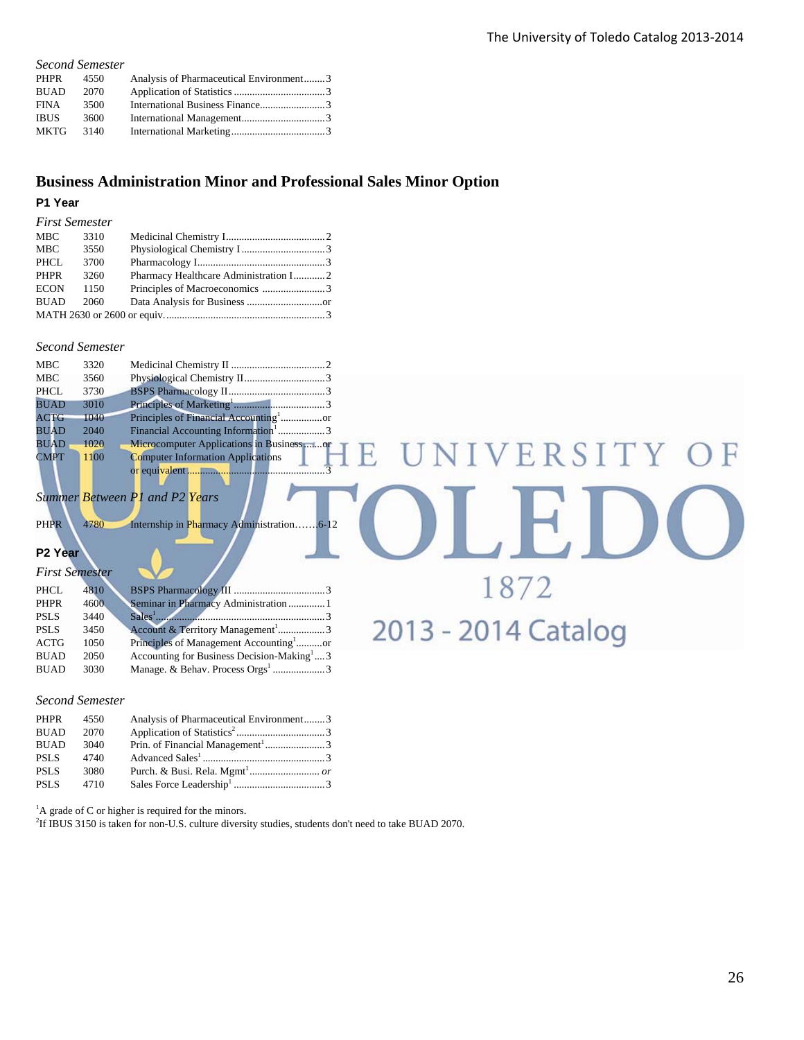*Second Semester*

| | | | |
|---|---|---|---|
| PHPR | 4550 | Analysis of Pharmaceutical Environment | 3 |
| BUAD | 2070 | Application of Statistics | 3 |
| FINA | 3500 | International Business Finance | 3 |
| IBUS | 3600 | International Management | 3 |
| MKTG | 3140 | International Marketing | 3 |

## Business Administration Minor and Professional Sales Minor Option

### P1 Year

*First Semester*

| | | | |
|---|---|---|---|
| MBC | 3310 | Medicinal Chemistry I | 2 |
| MBC | 3550 | Physiological Chemistry I | 3 |
| PHCL | 3700 | Pharmacology I | 3 |
| PHPR | 3260 | Pharmacy Healthcare Administration I | 2 |
| ECON | 1150 | Principles of Macroeconomics | 3 |
| BUAD | 2060 | Data Analysis for Business | or |
| MATH 2630 or 2600 or equiv. | | | 3 |

*Second Semester*

| | | | |
|---|---|---|---|
| MBC | 3320 | Medicinal Chemistry II | 2 |
| MBC | 3560 | Physiological Chemistry II | 3 |
| PHCL | 3730 | BSPS Pharmacology II | 3 |
| BUAD | 3010 | Principles of Marketing[1] | 3 |
| ACTG | 1040 | Principles of Financial Accounting[1] | or |
| BUAD | 2040 | Financial Accounting Information[1] | 3 |
| BUAD | 1020 | Microcomputer Applications in Business | or |
| CMPT | 1100 | Computer Information Applications or equivalent | 3 |

*Summer Between P1 and P2 Years*

| | | | |
|---|---|---|---|
| PHPR | 4780 | Internship in Pharmacy Administration | 6-12 |

### P2 Year

*First Semester*

| | | | |
|---|---|---|---|
| PHCL | 4810 | BSPS Pharmacology III | 3 |
| PHPR | 4600 | Seminar in Pharmacy Administration | 1 |
| PSLS | 3440 | Sales[1] | 3 |
| PSLS | 3450 | Account & Territory Management[1] | 3 |
| ACTG | 1050 | Principles of Management Accounting[1] | or |
| BUAD | 2050 | Accounting for Business Decision-Making[1] | 3 |
| BUAD | 3030 | Manage. & Behav. Process Orgs[1] | 3 |

*Second Semester*

| | | | |
|---|---|---|---|
| PHPR | 4550 | Analysis of Pharmaceutical Environment | 3 |
| BUAD | 2070 | Application of Statistics[2] | 3 |
| BUAD | 3040 | Prin. of Financial Management[1] | 3 |
| PSLS | 4740 | Advanced Sales[1] | 3 |
| PSLS | 3080 | Purch. & Busi. Rela. Mgmt[1] | *or* |
| PSLS | 4710 | Sales Force Leadership[1] | 3 |

[1]A grade of C or higher is required for the minors.
[2]If IBUS 3150 is taken for non-U.S. culture diversity studies, students don't need to take BUAD 2070.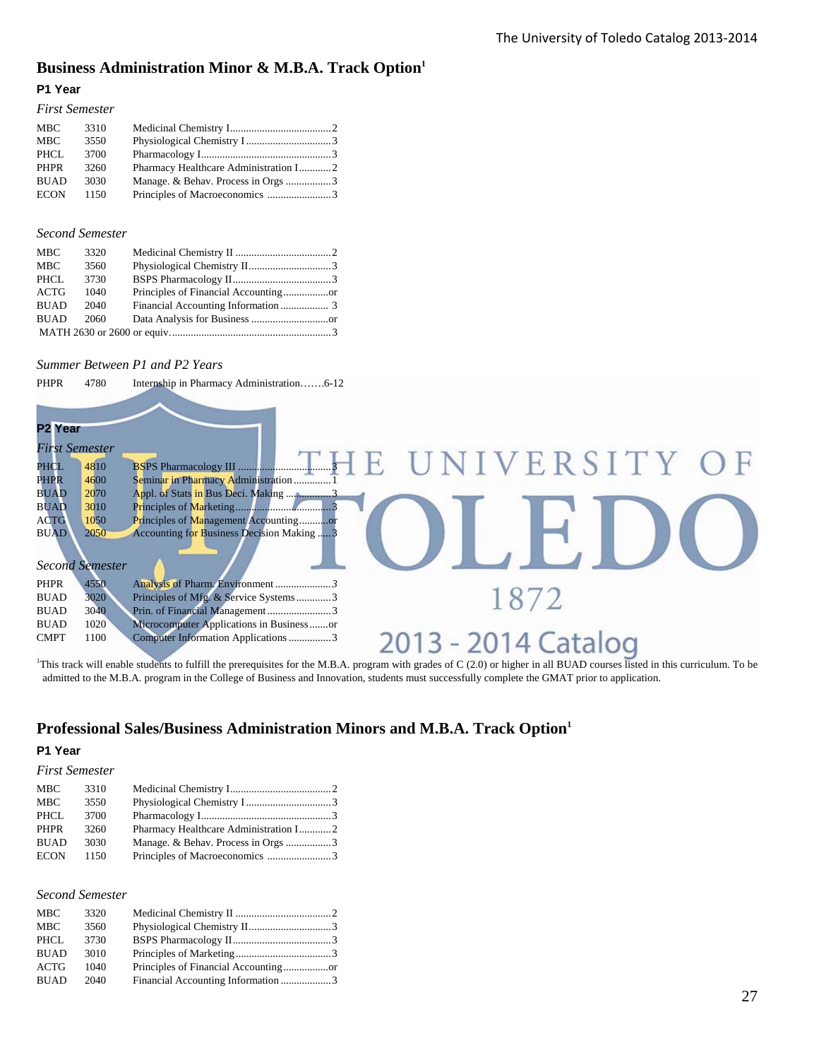## Business Administration Minor & M.B.A. Track Option[1]

### P1 Year

*First Semester*

| | | | |
|---|---|---|---|
| MBC | 3310 | Medicinal Chemistry I | 2 |
| MBC | 3550 | Physiological Chemistry I | 3 |
| PHCL | 3700 | Pharmacology I | 3 |
| PHPR | 3260 | Pharmacy Healthcare Administration I | 2 |
| BUAD | 3030 | Manage. & Behav. Process in Orgs | 3 |
| ECON | 1150 | Principles of Macroeconomics | 3 |

*Second Semester*

| | | | |
|---|---|---|---|
| MBC | 3320 | Medicinal Chemistry II | 2 |
| MBC | 3560 | Physiological Chemistry II | 3 |
| PHCL | 3730 | BSPS Pharmacology II | 3 |
| ACTG | 1040 | Principles of Financial Accounting | or |
| BUAD | 2040 | Financial Accounting Information | 3 |
| BUAD | 2060 | Data Analysis for Business | or |
| MATH 2630 or 2600 or equiv. | | | 3 |

*Summer Between P1 and P2 Years*

| | | | |
|---|---|---|---|
| PHPR | 4780 | Internship in Pharmacy Administration | 6-12 |

### P2 Year

*First Semester*

| | | | |
|---|---|---|---|
| PHCL | 4810 | BSPS Pharmacology III | 3 |
| PHPR | 4600 | Seminar in Pharmacy Administration | 1 |
| BUAD | 2070 | Appl. of Stats in Bus Deci. Making | 3 |
| BUAD | 3010 | Principles of Marketing | 3 |
| ACTG | 1050 | Principles of Management Accounting | or |
| BUAD | 2050 | Accounting for Business Decision Making | 3 |

*Second Semester*

| | | | |
|---|---|---|---|
| PHPR | 4550 | Analysis of Pharm. Environment | 3 |
| BUAD | 3020 | Principles of Mfg. & Service Systems | 3 |
| BUAD | 3040 | Prin. of Financial Management | 3 |
| BUAD | 1020 | Microcomputer Applications in Business | or |
| CMPT | 1100 | Computer Information Applications | 3 |

[1]This track will enable students to fulfill the prerequisites for the M.B.A. program with grades of C (2.0) or higher in all BUAD courses listed in this curriculum. To be admitted to the M.B.A. program in the College of Business and Innovation, students must successfully complete the GMAT prior to application.

## Professional Sales/Business Administration Minors and M.B.A. Track Option[1]

### P1 Year

*First Semester*

| | | | |
|---|---|---|---|
| MBC | 3310 | Medicinal Chemistry I | 2 |
| MBC | 3550 | Physiological Chemistry I | 3 |
| PHCL | 3700 | Pharmacology I | 3 |
| PHPR | 3260 | Pharmacy Healthcare Administration I | 2 |
| BUAD | 3030 | Manage. & Behav. Process in Orgs | 3 |
| ECON | 1150 | Principles of Macroeconomics | 3 |

*Second Semester*

| | | | |
|---|---|---|---|
| MBC | 3320 | Medicinal Chemistry II | 2 |
| MBC | 3560 | Physiological Chemistry II | 3 |
| PHCL | 3730 | BSPS Pharmacology II | 3 |
| BUAD | 3010 | Principles of Marketing | 3 |
| ACTG | 1040 | Principles of Financial Accounting | or |
| BUAD | 2040 | Financial Accounting Information | 3 |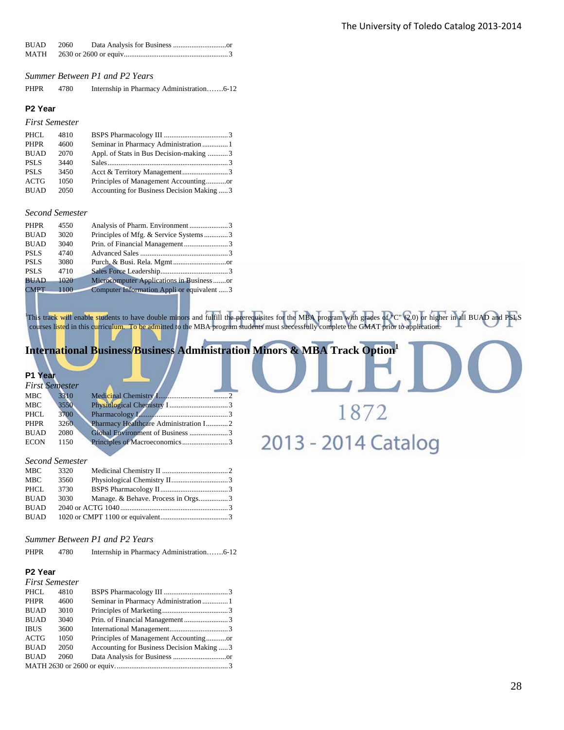| | | |
|---|---|---|
| BUAD | 2060 | Data Analysis for Business ...............................or |
| MATH | 2630 or 2600 or equiv | ...........................................................3 |

*Summer Between P1 and P2 Years*

| | | |
|---|---|---|
| PHPR | 4780 | Internship in Pharmacy Administration.......6-12 |

**P2 Year**

*First Semester*

| | | |
|---|---|---|
| PHCL | 4810 | BSPS Pharmacology III ...................................3 |
| PHPR | 4600 | Seminar in Pharmacy Administration .............1 |
| BUAD | 2070 | Appl. of Stats in Bus Decision-making ...........3 |
| PSLS | 3440 | Sales..................................................................3 |
| PSLS | 3450 | Acct & Territory Management.........................3 |
| ACTG | 1050 | Principles of Management Accounting...........or |
| BUAD | 2050 | Accounting for Business Decision Making .....3 |

*Second Semester*

| | | |
|---|---|---|
| PHPR | 4550 | Analysis of Pharm. Environment .....................3 |
| BUAD | 3020 | Principles of Mfg. & Service Systems .............3 |
| BUAD | 3040 | Prin. of Financial Management ........................3 |
| PSLS | 4740 | Advanced Sales ................................................3 |
| PSLS | 3080 | Purch. & Busi. Rela. Mgmt .............................or |
| PSLS | 4710 | Sales Force Leadership.....................................3 |
| BUAD | 1020 | Microcomputer Applications in Business .......or |
| CMPT | 1100 | Computer Information Appli or equivalent .....3 |

[1]This track will enable students to have double minors and fulfill the prerequisites for the MBA program with grades of "C" (2.0) or higher in all BUAD and PSLS courses listed in this curriculum. To be admitted to the MBA program students must successfully complete the GMAT prior to application.

## International Business/Business Administration Minors & MBA Track Option[1]

**P1 Year**

*First Semester*

| | | |
|---|---|---|
| MBC | 3310 | Medicinal Chemistry I......................................2 |
| MBC | 3550 | Physiological Chemistry I ................................3 |
| PHCL | 3700 | Pharmacology I.................................................3 |
| PHPR | 3260 | Pharmacy Healthcare Administration I............2 |
| BUAD | 2080 | Global Environment of Business .....................3 |
| ECON | 1150 | Principles of Macroeconomics .........................3 |

*Second Semester*

| | | |
|---|---|---|
| MBC | 3320 | Medicinal Chemistry II ....................................2 |
| MBC | 3560 | Physiological Chemistry II...............................3 |
| PHCL | 3730 | BSPS Pharmacology II.....................................3 |
| BUAD | 3030 | Manage. & Behave. Process in Orgs................3 |
| BUAD | 2040 or ACTG 1040 | ...........................................................3 |
| BUAD | 1020 or CMPT 1100 or equivalent | .....................................3 |

*Summer Between P1 and P2 Years*

| | | |
|---|---|---|
| PHPR | 4780 | Internship in Pharmacy Administration.......6-12 |

**P2 Year**

*First Semester*

| | | |
|---|---|---|
| PHCL | 4810 | BSPS Pharmacology III ...................................3 |
| PHPR | 4600 | Seminar in Pharmacy Administration .............1 |
| BUAD | 3010 | Principles of Marketing....................................3 |
| BUAD | 3040 | Prin. of Financial Management ........................3 |
| IBUS | 3600 | International Management................................3 |
| ACTG | 1050 | Principles of Management Accounting...........or |
| BUAD | 2050 | Accounting for Business Decision Making .....3 |
| BUAD | 2060 | Data Analysis for Business .............................or |
| MATH 2630 or 2600 or equiv. | | .............................................................3 |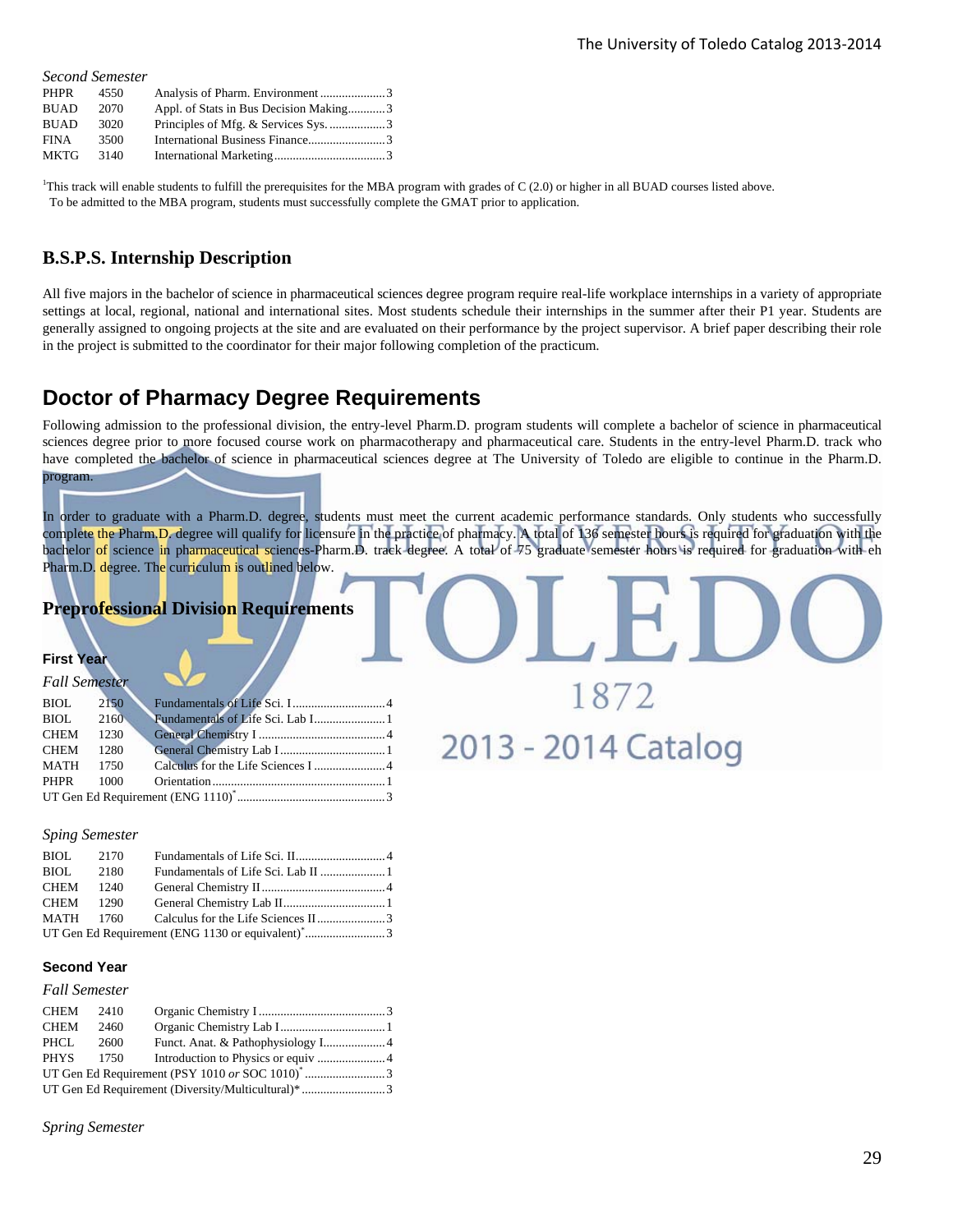*Second Semester*

| | | | |
|---|---|---|---|
| PHPR | 4550 | Analysis of Pharm. Environment | 3 |
| BUAD | 2070 | Appl. of Stats in Bus Decision Making | 3 |
| BUAD | 3020 | Principles of Mfg. & Services Sys. | 3 |
| FINA | 3500 | International Business Finance | 3 |
| MKTG | 3140 | International Marketing | 3 |

[1]This track will enable students to fulfill the prerequisites for the MBA program with grades of C (2.0) or higher in all BUAD courses listed above. To be admitted to the MBA program, students must successfully complete the GMAT prior to application.

## B.S.P.S. Internship Description

All five majors in the bachelor of science in pharmaceutical sciences degree program require real-life workplace internships in a variety of appropriate settings at local, regional, national and international sites. Most students schedule their internships in the summer after their P1 year. Students are generally assigned to ongoing projects at the site and are evaluated on their performance by the project supervisor. A brief paper describing their role in the project is submitted to the coordinator for their major following completion of the practicum.

# Doctor of Pharmacy Degree Requirements

Following admission to the professional division, the entry-level Pharm.D. program students will complete a bachelor of science in pharmaceutical sciences degree prior to more focused course work on pharmacotherapy and pharmaceutical care. Students in the entry-level Pharm.D. track who have completed the bachelor of science in pharmaceutical sciences degree at The University of Toledo are eligible to continue in the Pharm.D. program.

In order to graduate with a Pharm.D. degree, students must meet the current academic performance standards. Only students who successfully complete the Pharm.D. degree will qualify for licensure in the practice of pharmacy. A total of 136 semester hours is required for graduation with the bachelor of science in pharmaceutical sciences-Pharm.D. track degree. A total of 75 graduate semester hours is required for graduation with eh Pharm.D. degree. The curriculum is outlined below.

## Preprofessional Division Requirements

### First Year

*Fall Semester*

| | | | |
|---|---|---|---|
| BIOL | 2150 | Fundamentals of Life Sci. I | 4 |
| BIOL | 2160 | Fundamentals of Life Sci. Lab I | 1 |
| CHEM | 1230 | General Chemistry I | 4 |
| CHEM | 1280 | General Chemistry Lab I | 1 |
| MATH | 1750 | Calculus for the Life Sciences I | 4 |
| PHPR | 1000 | Orientation | 1 |
| UT Gen Ed Requirement (ENG 1110)* | | | 3 |

*Sping Semester*

| | | | |
|---|---|---|---|
| BIOL | 2170 | Fundamentals of Life Sci. II | 4 |
| BIOL | 2180 | Fundamentals of Life Sci. Lab II | 1 |
| CHEM | 1240 | General Chemistry II | 4 |
| CHEM | 1290 | General Chemistry Lab II | 1 |
| MATH | 1760 | Calculus for the Life Sciences II | 3 |
| UT Gen Ed Requirement (ENG 1130 or equivalent)* | | | 3 |

### Second Year

*Fall Semester*

| | | | |
|---|---|---|---|
| CHEM | 2410 | Organic Chemistry I | 3 |
| CHEM | 2460 | Organic Chemistry Lab I | 1 |
| PHCL | 2600 | Funct. Anat. & Pathophysiology I | 4 |
| PHYS | 1750 | Introduction to Physics or equiv | 4 |
| UT Gen Ed Requirement (PSY 1010 *or* SOC 1010)* | | | 3 |
| UT Gen Ed Requirement (Diversity/Multicultural)* | | | 3 |

*Spring Semester*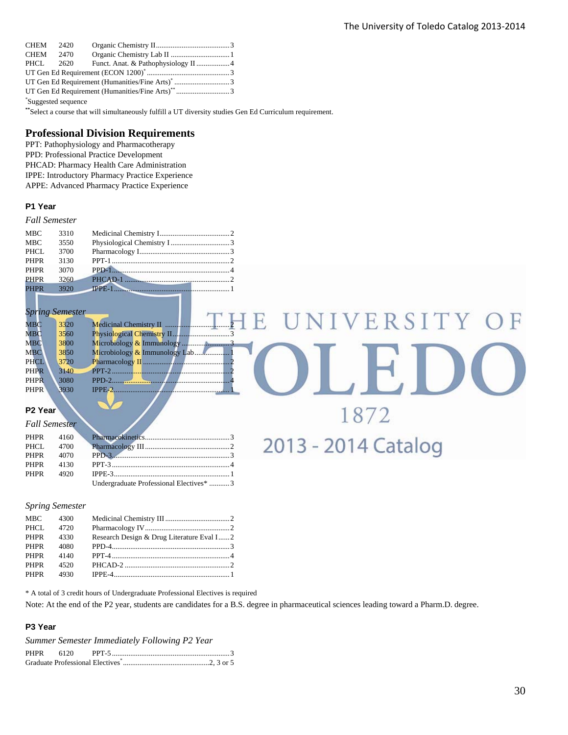| | | | |
|---|---|---|---|
| CHEM | 2420 | Organic Chemistry II | 3 |
| CHEM | 2470 | Organic Chemistry Lab II | 1 |
| PHCL | 2620 | Funct. Anat. & Pathophysiology II | 4 |
| UT Gen Ed Requirement (ECON 1200)* | | | 3 |
| UT Gen Ed Requirement (Humanities/Fine Arts)* | | | 3 |
| UT Gen Ed Requirement (Humanities/Fine Arts)** | | | 3 |

*Suggested sequence

**Select a course that will simultaneously fulfill a UT diversity studies Gen Ed Curriculum requirement.

## Professional Division Requirements

PPT: Pathophysiology and Pharmacotherapy
PPD: Professional Practice Development
PHCAD: Pharmacy Health Care Administration
IPPE: Introductory Pharmacy Practice Experience
APPE: Advanced Pharmacy Practice Experience

### P1 Year

*Fall Semester*

| | | | |
|---|---|---|---|
| MBC | 3310 | Medicinal Chemistry I | 2 |
| MBC | 3550 | Physiological Chemistry I | 3 |
| PHCL | 3700 | Pharmacology I | 3 |
| PHPR | 3130 | PPT-1 | 2 |
| PHPR | 3070 | PPD-1 | 4 |
| PHPR | 3260 | PHCAD-1 | 2 |
| PHPR | 3920 | IPPE-1 | 1 |

*Spring Semester*

| | | | |
|---|---|---|---|
| MBC | 3320 | Medicinal Chemistry II | 2 |
| MBC | 3560 | Physiological Chemistry II | 3 |
| MBC | 3800 | Microbiology & Immunology | 3 |
| MBC | 3850 | Microbiology & Immunology Lab | 1 |
| PHCL | 3720 | Pharmacology II | 2 |
| PHPR | 3140 | PPT-2 | 2 |
| PHPR | 3080 | PPD-2 | 4 |
| PHPR | 3930 | IPPE-2 | 1 |

### P2 Year

*Fall Semester*

| | | | |
|---|---|---|---|
| PHPR | 4160 | Pharmacokinetics | 3 |
| PHCL | 4700 | Pharmacology III | 2 |
| PHPR | 4070 | PPD-3 | 3 |
| PHPR | 4130 | PPT-3 | 4 |
| PHPR | 4920 | IPPE-3 | 1 |
| | | Undergraduate Professional Electives* | 3 |

*Spring Semester*

| | | | |
|---|---|---|---|
| MBC | 4300 | Medicinal Chemistry III | 2 |
| PHCL | 4720 | Pharmacology IV | 2 |
| PHPR | 4330 | Research Design & Drug Literature Eval I | 2 |
| PHPR | 4080 | PPD-4 | 3 |
| PHPR | 4140 | PPT-4 | 4 |
| PHPR | 4520 | PHCAD-2 | 2 |
| PHPR | 4930 | IPPE-4 | 1 |

* A total of 3 credit hours of Undergraduate Professional Electives is required

Note: At the end of the P2 year, students are candidates for a B.S. degree in pharmaceutical sciences leading toward a Pharm.D. degree.

### P3 Year

*Summer Semester Immediately Following P2 Year*

| | | | |
|---|---|---|---|
| PHPR | 6120 | PPT-5 | 3 |
| Graduate Professional Electives* | | | 2, 3 or 5 |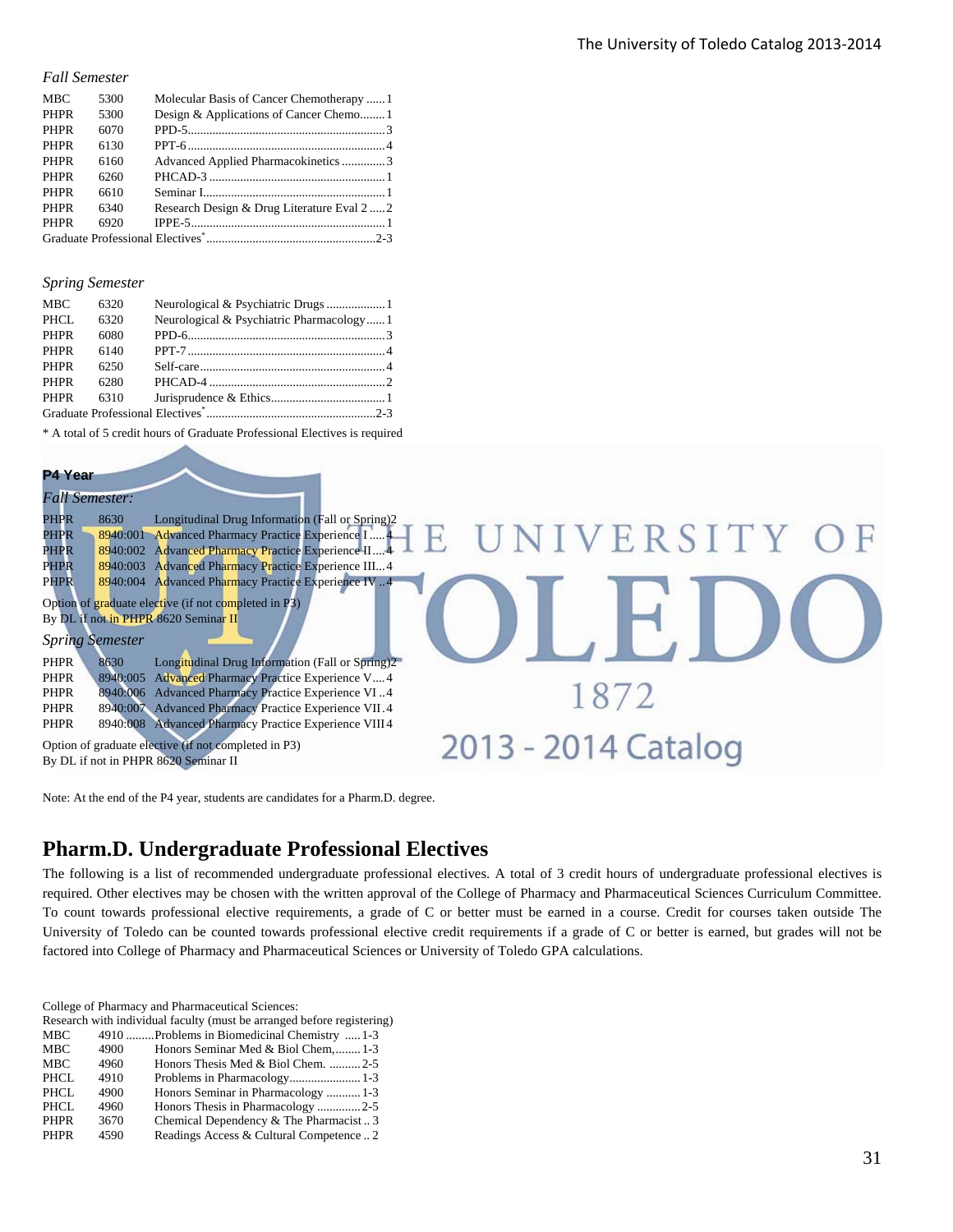*Fall Semester*

| | | | |
|---|---|---|---|
| MBC | 5300 | Molecular Basis of Cancer Chemotherapy | 1 |
| PHPR | 5300 | Design & Applications of Cancer Chemo. | 1 |
| PHPR | 6070 | PPD-5 | 3 |
| PHPR | 6130 | PPT-6 | 4 |
| PHPR | 6160 | Advanced Applied Pharmacokinetics | 3 |
| PHPR | 6260 | PHCAD-3 | 1 |
| PHPR | 6610 | Seminar I | 1 |
| PHPR | 6340 | Research Design & Drug Literature Eval 2 | 2 |
| PHPR | 6920 | IPPE-5 | 1 |
| Graduate Professional Electives* | | | 2-3 |

*Spring Semester*

| | | | |
|---|---|---|---|
| MBC | 6320 | Neurological & Psychiatric Drugs | 1 |
| PHCL | 6320 | Neurological & Psychiatric Pharmacology | 1 |
| PHPR | 6080 | PPD-6 | 3 |
| PHPR | 6140 | PPT-7 | 4 |
| PHPR | 6250 | Self-care | 4 |
| PHPR | 6280 | PHCAD-4 | 2 |
| PHPR | 6310 | Jurisprudence & Ethics | 1 |
| Graduate Professional Electives* | | | 2-3 |

\* A total of 5 credit hours of Graduate Professional Electives is required

**P4 Year**

*Fall Semester:*

| | | | |
|---|---|---|---|
| PHPR | 8630 | Longitudinal Drug Information (Fall or Spring) | 2 |
| PHPR | 8940:001 | Advanced Pharmacy Practice Experience I | 4 |
| PHPR | 8940:002 | Advanced Pharmacy Practice Experience II | 4 |
| PHPR | 8940:003 | Advanced Pharmacy Practice Experience III | 4 |
| PHPR | 8940:004 | Advanced Pharmacy Practice Experience IV | 4 |

Option of graduate elective (if not completed in P3)
By DL if not in PHPR 8620 Seminar II

*Spring Semester*

| | | | |
|---|---|---|---|
| PHPR | 8630 | Longitudinal Drug Information (Fall or Spring) | 2 |
| PHPR | 8940:005 | Advanced Pharmacy Practice Experience V | 4 |
| PHPR | 8940:006 | Advanced Pharmacy Practice Experience VI | 4 |
| PHPR | 8940:007 | Advanced Pharmacy Practice Experience VII | 4 |
| PHPR | 8940:008 | Advanced Pharmacy Practice Experience VIII | 4 |

Option of graduate elective (if not completed in P3)
By DL if not in PHPR 8620 Seminar II

Note: At the end of the P4 year, students are candidates for a Pharm.D. degree.

## Pharm.D. Undergraduate Professional Electives

The following is a list of recommended undergraduate professional electives. A total of 3 credit hours of undergraduate professional electives is required. Other electives may be chosen with the written approval of the College of Pharmacy and Pharmaceutical Sciences Curriculum Committee. To count towards professional elective requirements, a grade of C or better must be earned in a course. Credit for courses taken outside The University of Toledo can be counted towards professional elective credit requirements if a grade of C or better is earned, but grades will not be factored into College of Pharmacy and Pharmaceutical Sciences or University of Toledo GPA calculations.

College of Pharmacy and Pharmaceutical Sciences:
Research with individual faculty (must be arranged before registering)

| | | | |
|---|---|---|---|
| MBC | 4910 | Problems in Biomedicinal Chemistry | 1-3 |
| MBC | 4900 | Honors Seminar Med & Biol Chem, | 1-3 |
| MBC | 4960 | Honors Thesis Med & Biol Chem. | 2-5 |
| PHCL | 4910 | Problems in Pharmacology | 1-3 |
| PHCL | 4900 | Honors Seminar in Pharmacology | 1-3 |
| PHCL | 4960 | Honors Thesis in Pharmacology | 2-5 |
| PHPR | 3670 | Chemical Dependency & The Pharmacist | 3 |
| PHPR | 4590 | Readings Access & Cultural Competence | 2 |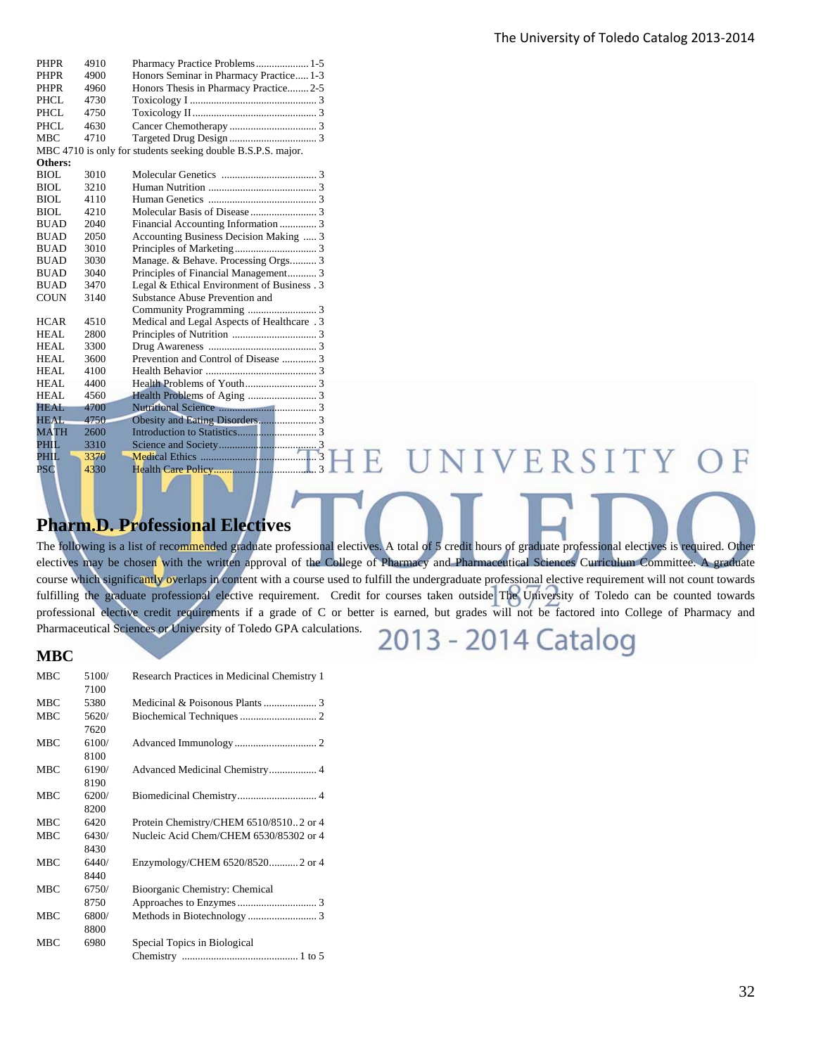| | | |
|---|---|---|
| PHPR | 4910 | Pharmacy Practice Problems .................... 1-5 |
| PHPR | 4900 | Honors Seminar in Pharmacy Practice..... 1-3 |
| PHPR | 4960 | Honors Thesis in Pharmacy Practice........ 2-5 |
| PHCL | 4730 | Toxicology I ................................................ 3 |
| PHCL | 4750 | Toxicology II ............................................... 3 |
| PHCL | 4630 | Cancer Chemotherapy ................................. 3 |
| MBC | 4710 | Targeted Drug Design ................................. 3 |

MBC 4710 is only for students seeking double B.S.P.S. major.

**Others:**

| | | |
|---|---|---|
| BIOL | 3010 | Molecular Genetics .................................... 3 |
| BIOL | 3210 | Human Nutrition ......................................... 3 |
| BIOL | 4110 | Human Genetics ......................................... 3 |
| BIOL | 4210 | Molecular Basis of Disease ......................... 3 |
| BUAD | 2040 | Financial Accounting Information .............. 3 |
| BUAD | 2050 | Accounting Business Decision Making ..... 3 |
| BUAD | 3010 | Principles of Marketing ............................... 3 |
| BUAD | 3030 | Manage. & Behave. Processing Orgs.......... 3 |
| BUAD | 3040 | Principles of Financial Management........... 3 |
| BUAD | 3470 | Legal & Ethical Environment of Business . 3 |
| COUN | 3140 | Substance Abuse Prevention and Community Programming .......................... 3 |
| HCAR | 4510 | Medical and Legal Aspects of Healthcare . 3 |
| HEAL | 2800 | Principles of Nutrition ................................ 3 |
| HEAL | 3300 | Drug Awareness ......................................... 3 |
| HEAL | 3600 | Prevention and Control of Disease ............. 3 |
| HEAL | 4100 | Health Behavior .......................................... 3 |
| HEAL | 4400 | Health Problems of Youth ........................... 3 |
| HEAL | 4560 | Health Problems of Aging .......................... 3 |
| HEAL | 4700 | Nutritional Science ...................................... 3 |
| HEAL | 4750 | Obesity and Eating Disorders ...................... 3 |
| MATH | 2600 | Introduction to Statistics .............................. 3 |
| PHIL | 3310 | Science and Society ..................................... 3 |
| PHIL | 3370 | Medical Ethics ............................................ 3 |
| PSC | 4330 | Health Care Policy ....................................... 3 |

## Pharm.D. Professional Electives

The following is a list of recommended graduate professional electives. A total of 5 credit hours of graduate professional electives is required. Other electives may be chosen with the written approval of the College of Pharmacy and Pharmaceutical Sciences Curriculum Committee. A graduate course which significantly overlaps in content with a course used to fulfill the undergraduate professional elective requirement will not count towards fulfilling the graduate professional elective requirement. Credit for courses taken outside The University of Toledo can be counted towards professional elective credit requirements if a grade of C or better is earned, but grades will not be factored into College of Pharmacy and Pharmaceutical Sciences or University of Toledo GPA calculations.

### MBC

| | | |
|---|---|---|
| MBC | 5100/ 7100 | Research Practices in Medicinal Chemistry 1 |
| MBC | 5380 | Medicinal & Poisonous Plants .................... 3 |
| MBC | 5620/ 7620 | Biochemical Techniques ............................. 2 |
| MBC | 6100/ 8100 | Advanced Immunology ............................... 2 |
| MBC | 6190/ 8190 | Advanced Medicinal Chemistry.................. 4 |
| MBC | 6200/ 8200 | Biomedicinal Chemistry.............................. 4 |
| MBC | 6420 | Protein Chemistry/CHEM 6510/8510..2 or 4 |
| MBC | 6430/ 8430 | Nucleic Acid Chem/CHEM 6530/85302 or 4 |
| MBC | 6440/ 8440 | Enzymology/CHEM 6520/8520...........2 or 4 |
| MBC | 6750/ 8750 | Bioorganic Chemistry: Chemical Approaches to Enzymes .............................. 3 |
| MBC | 6800/ 8800 | Methods in Biotechnology .......................... 3 |
| MBC | 6980 | Special Topics in Biological Chemistry ........................................... 1 to 5 |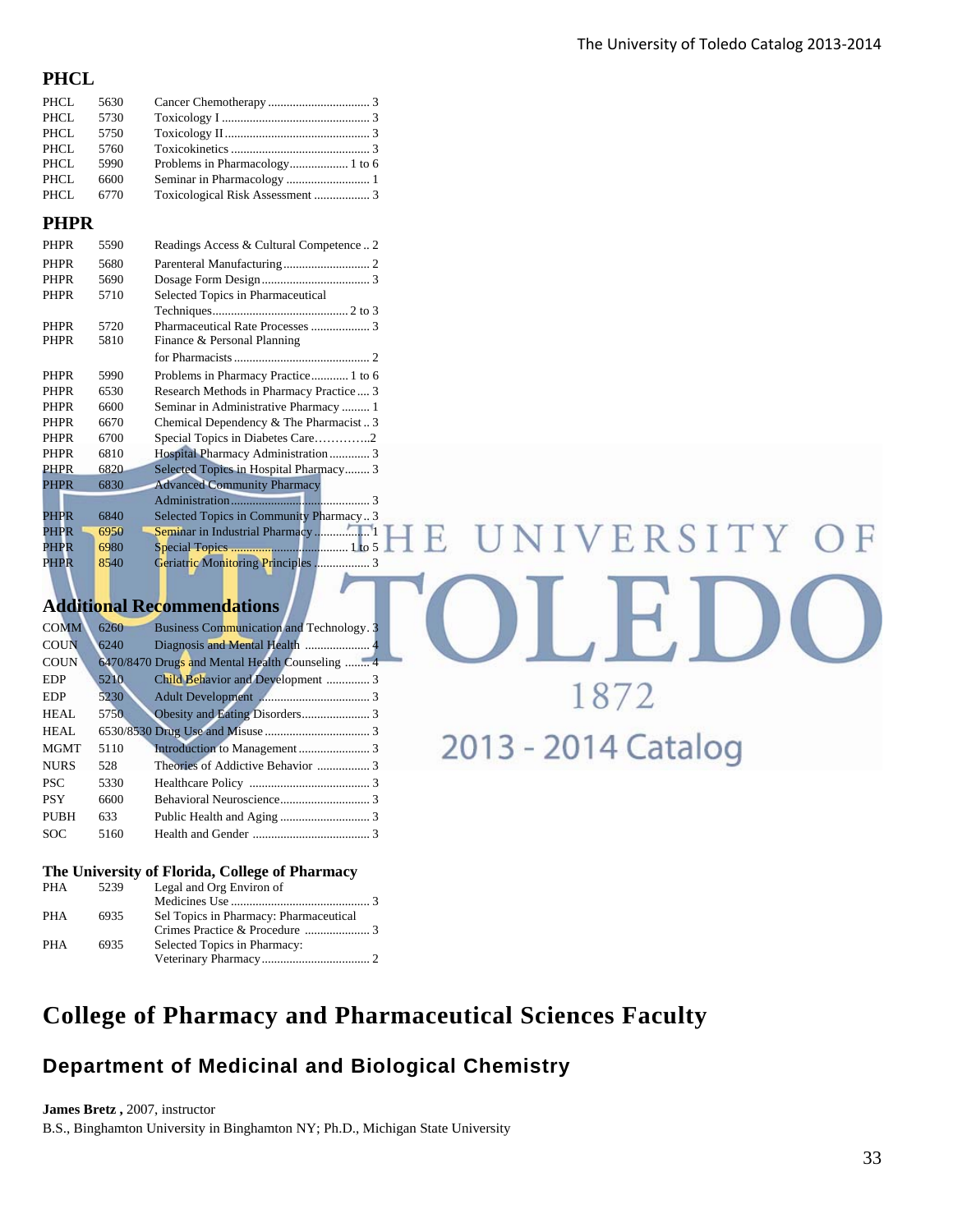## PHCL

| | | | |
|---|---|---|---|
| PHCL | 5630 | Cancer Chemotherapy | 3 |
| PHCL | 5730 | Toxicology I | 3 |
| PHCL | 5750 | Toxicology II | 3 |
| PHCL | 5760 | Toxicokinetics | 3 |
| PHCL | 5990 | Problems in Pharmacology | 1 to 6 |
| PHCL | 6600 | Seminar in Pharmacology | 1 |
| PHCL | 6770 | Toxicological Risk Assessment | 3 |

## PHPR

| | | | |
|---|---|---|---|
| PHPR | 5590 | Readings Access & Cultural Competence | 2 |
| PHPR | 5680 | Parenteral Manufacturing | 2 |
| PHPR | 5690 | Dosage Form Design | 3 |
| PHPR | 5710 | Selected Topics in Pharmaceutical Techniques | 2 to 3 |
| PHPR | 5720 | Pharmaceutical Rate Processes | 3 |
| PHPR | 5810 | Finance & Personal Planning for Pharmacists | 2 |
| PHPR | 5990 | Problems in Pharmacy Practice | 1 to 6 |
| PHPR | 6530 | Research Methods in Pharmacy Practice | 3 |
| PHPR | 6600 | Seminar in Administrative Pharmacy | 1 |
| PHPR | 6670 | Chemical Dependency & The Pharmacist | 3 |
| PHPR | 6700 | Special Topics in Diabetes Care | 2 |
| PHPR | 6810 | Hospital Pharmacy Administration | 3 |
| PHPR | 6820 | Selected Topics in Hospital Pharmacy | 3 |
| PHPR | 6830 | Advanced Community Pharmacy Administration | 3 |
| PHPR | 6840 | Selected Topics in Community Pharmacy | 3 |
| PHPR | 6950 | Seminar in Industrial Pharmacy | 1 |
| PHPR | 6980 | Special Topics | 1 to 5 |
| PHPR | 8540 | Geriatric Monitoring Principles | 3 |

## Additional Recommendations

| | | | |
|---|---|---|---|
| COMM | 6260 | Business Communication and Technology | 3 |
| COUN | 6240 | Diagnosis and Mental Health | 4 |
| COUN | 6470/8470 | Drugs and Mental Health Counseling | 4 |
| EDP | 5210 | Child Behavior and Development | 3 |
| EDP | 5230 | Adult Development | 3 |
| HEAL | 5750 | Obesity and Eating Disorders | 3 |
| HEAL | 6530/8530 | Drug Use and Misuse | 3 |
| MGMT | 5110 | Introduction to Management | 3 |
| NURS | 528 | Theories of Addictive Behavior | 3 |
| PSC | 5330 | Healthcare Policy | 3 |
| PSY | 6600 | Behavioral Neuroscience | 3 |
| PUBH | 633 | Public Health and Aging | 3 |
| SOC | 5160 | Health and Gender | 3 |

### The University of Florida, College of Pharmacy

| | | | |
|---|---|---|---|
| PHA | 5239 | Legal and Org Environ of Medicines Use | 3 |
| PHA | 6935 | Sel Topics in Pharmacy: Pharmaceutical Crimes Practice & Procedure | 3 |
| PHA | 6935 | Selected Topics in Pharmacy: Veterinary Pharmacy | 2 |

# College of Pharmacy and Pharmaceutical Sciences Faculty

## Department of Medicinal and Biological Chemistry

**James Bretz ,** 2007, instructor
B.S., Binghamton University in Binghamton NY; Ph.D., Michigan State University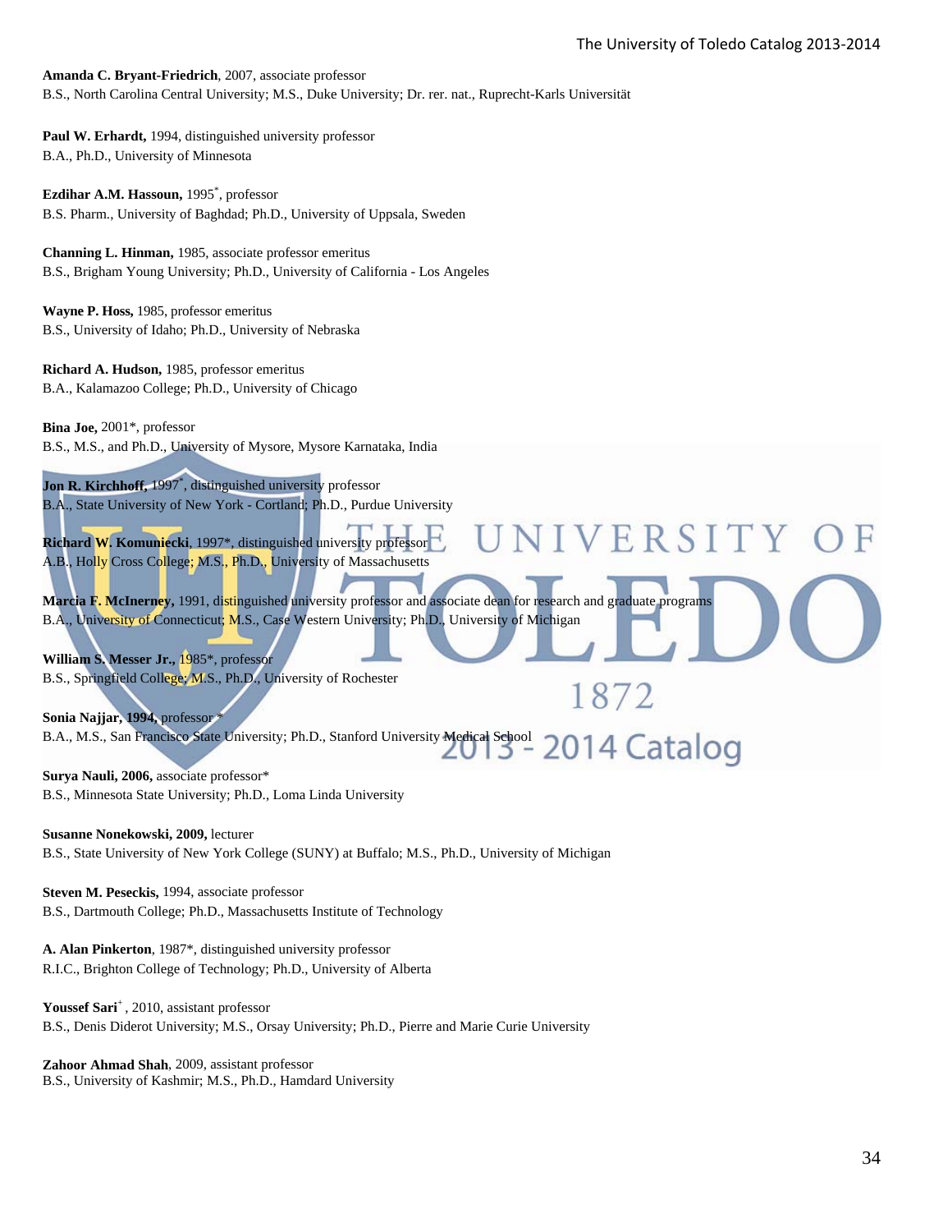**Amanda C. Bryant-Friedrich**, 2007, associate professor
B.S., North Carolina Central University; M.S., Duke University; Dr. rer. nat., Ruprecht-Karls Universität

**Paul W. Erhardt,** 1994, distinguished university professor
B.A., Ph.D., University of Minnesota

**Ezdihar A.M. Hassoun,** 1995*, professor
B.S. Pharm., University of Baghdad; Ph.D., University of Uppsala, Sweden

**Channing L. Hinman,** 1985, associate professor emeritus
B.S., Brigham Young University; Ph.D., University of California - Los Angeles

**Wayne P. Hoss,** 1985, professor emeritus
B.S., University of Idaho; Ph.D., University of Nebraska

**Richard A. Hudson,** 1985, professor emeritus
B.A., Kalamazoo College; Ph.D., University of Chicago

**Bina Joe,** 2001*, professor
B.S., M.S., and Ph.D., University of Mysore, Mysore Karnataka, India

**Jon R. Kirchhoff,** 1997*, distinguished university professor
B.A., State University of New York - Cortland; Ph.D., Purdue University

**Richard W. Komuniecki**, 1997*, distinguished university professor
A.B., Holly Cross College; M.S., Ph.D., University of Massachusetts

**Marcia F. McInerney,** 1991, distinguished university professor and associate dean for research and graduate programs
B.A., University of Connecticut; M.S., Case Western University; Ph.D., University of Michigan

**William S. Messer Jr.,** 1985*, professor
B.S., Springfield College; M.S., Ph.D., University of Rochester

**Sonia Najjar, 1994,** professor *
B.A., M.S., San Francisco State University; Ph.D., Stanford University Medical School

**Surya Nauli, 2006,** associate professor*
B.S., Minnesota State University; Ph.D., Loma Linda University

**Susanne Nonekowski, 2009,** lecturer
B.S., State University of New York College (SUNY) at Buffalo; M.S., Ph.D., University of Michigan

**Steven M. Peseckis,** 1994, associate professor
B.S., Dartmouth College; Ph.D., Massachusetts Institute of Technology

**A. Alan Pinkerton**, 1987*, distinguished university professor
R.I.C., Brighton College of Technology; Ph.D., University of Alberta

**Youssef Sari**+, 2010, assistant professor
B.S., Denis Diderot University; M.S., Orsay University; Ph.D., Pierre and Marie Curie University

**Zahoor Ahmad Shah**, 2009, assistant professor
B.S., University of Kashmir; M.S., Ph.D., Hamdard University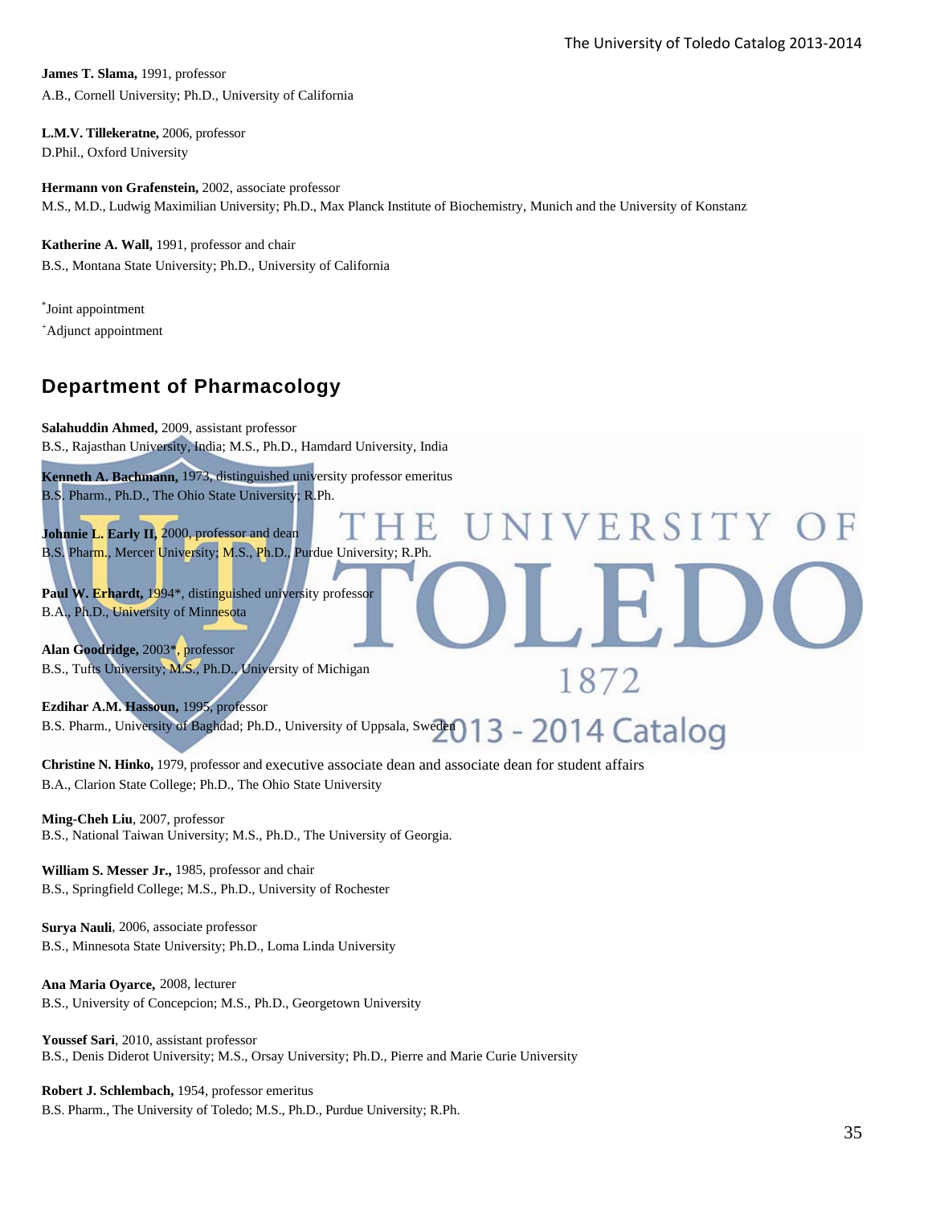**James T. Slama,** 1991, professor
A.B., Cornell University; Ph.D., University of California

**L.M.V. Tillekeratne,** 2006, professor
D.Phil., Oxford University

**Hermann von Grafenstein,** 2002, associate professor
M.S., M.D., Ludwig Maximilian University; Ph.D., Max Planck Institute of Biochemistry, Munich and the University of Konstanz

**Katherine A. Wall,** 1991, professor and chair
B.S., Montana State University; Ph.D., University of California

*Joint appointment
+Adjunct appointment

## Department of Pharmacology

**Salahuddin Ahmed,** 2009, assistant professor
B.S., Rajasthan University, India; M.S., Ph.D., Hamdard University, India

**Kenneth A. Bachmann,** 1973, distinguished university professor emeritus
B.S. Pharm., Ph.D., The Ohio State University; R.Ph.

**Johnnie L. Early II,** 2000, professor and dean
B.S. Pharm., Mercer University; M.S., Ph.D., Purdue University; R.Ph.

**Paul W. Erhardt,** 1994*, distinguished university professor
B.A., Ph.D., University of Minnesota

**Alan Goodridge,** 2003*, professor
B.S., Tufts University; M.S., Ph.D., University of Michigan

**Ezdihar A.M. Hassoun,** 1995, professor
B.S. Pharm., University of Baghdad; Ph.D., University of Uppsala, Sweden

**Christine N. Hinko,** 1979, professor and executive associate dean and associate dean for student affairs
B.A., Clarion State College; Ph.D., The Ohio State University

**Ming-Cheh Liu**, 2007, professor
B.S., National Taiwan University; M.S., Ph.D., The University of Georgia.

**William S. Messer Jr.,** 1985, professor and chair
B.S., Springfield College; M.S., Ph.D., University of Rochester

**Surya Nauli**, 2006, associate professor
B.S., Minnesota State University; Ph.D., Loma Linda University

**Ana Maria Oyarce,** 2008, lecturer
B.S., University of Concepcion; M.S., Ph.D., Georgetown University

**Youssef Sari**, 2010, assistant professor
B.S., Denis Diderot University; M.S., Orsay University; Ph.D., Pierre and Marie Curie University

**Robert J. Schlembach,** 1954, professor emeritus
B.S. Pharm., The University of Toledo; M.S., Ph.D., Purdue University; R.Ph.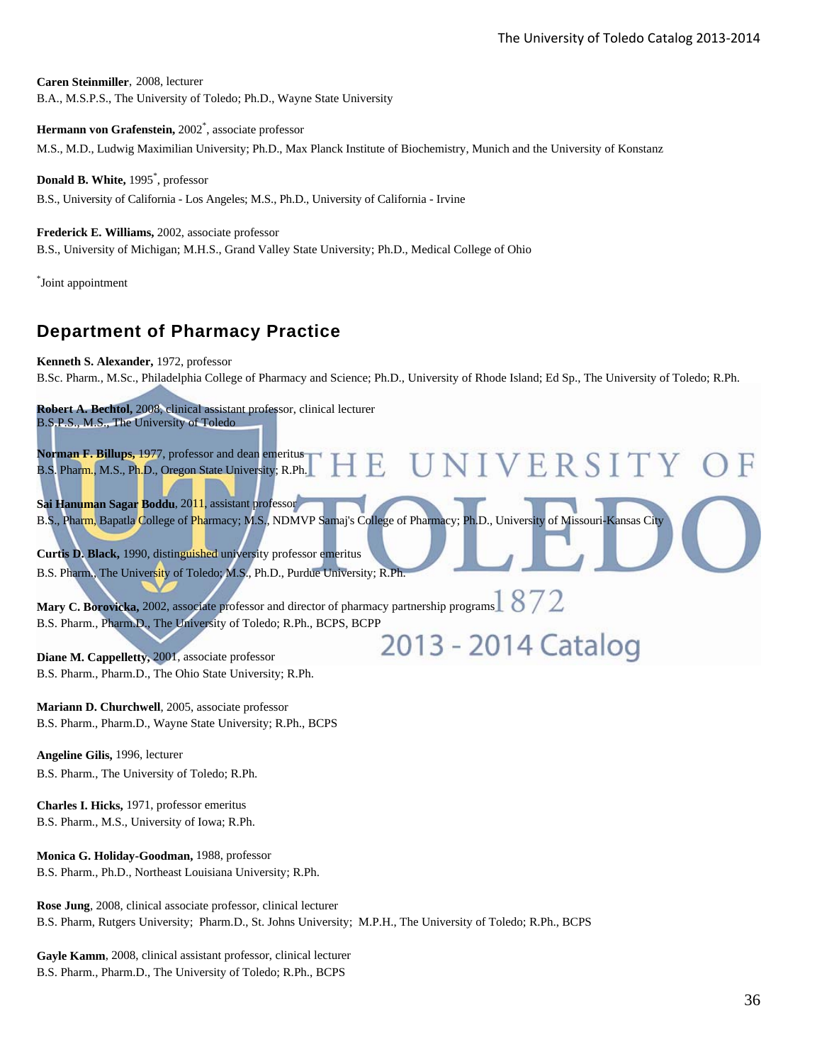**Caren Steinmiller**, 2008, lecturer
B.A., M.S.P.S., The University of Toledo; Ph.D., Wayne State University

**Hermann von Grafenstein,** 2002*, associate professor
M.S., M.D., Ludwig Maximilian University; Ph.D., Max Planck Institute of Biochemistry, Munich and the University of Konstanz

**Donald B. White,** 1995*, professor
B.S., University of California - Los Angeles; M.S., Ph.D., University of California - Irvine

**Frederick E. Williams,** 2002, associate professor
B.S., University of Michigan; M.H.S., Grand Valley State University; Ph.D., Medical College of Ohio

*Joint appointment

## Department of Pharmacy Practice

**Kenneth S. Alexander,** 1972, professor
B.Sc. Pharm., M.Sc., Philadelphia College of Pharmacy and Science; Ph.D., University of Rhode Island; Ed Sp., The University of Toledo; R.Ph.

**Robert A. Bechtol,** 2008, clinical assistant professor, clinical lecturer
B.S.P.S., M.S., The University of Toledo

**Norman F. Billups,** 1977, professor and dean emeritus
B.S. Pharm., M.S., Ph.D., Oregon State University; R.Ph.

**Sai Hanuman Sagar Boddu**, 2011, assistant professor
B.S., Pharm, Bapatla College of Pharmacy; M.S., NDMVP Samaj's College of Pharmacy; Ph.D., University of Missouri-Kansas City

**Curtis D. Black,** 1990, distinguished university professor emeritus
B.S. Pharm., The University of Toledo; M.S., Ph.D., Purdue University; R.Ph.

**Mary C. Borovicka,** 2002, associate professor and director of pharmacy partnership programs
B.S. Pharm., Pharm.D., The University of Toledo; R.Ph., BCPS, BCPP

**Diane M. Cappelletty,** 2001, associate professor
B.S. Pharm., Pharm.D., The Ohio State University; R.Ph.

**Mariann D. Churchwell**, 2005, associate professor
B.S. Pharm., Pharm.D., Wayne State University; R.Ph., BCPS

**Angeline Gilis,** 1996, lecturer
B.S. Pharm., The University of Toledo; R.Ph.

**Charles I. Hicks,** 1971, professor emeritus
B.S. Pharm., M.S., University of Iowa; R.Ph.

**Monica G. Holiday-Goodman,** 1988, professor
B.S. Pharm., Ph.D., Northeast Louisiana University; R.Ph.

**Rose Jung**, 2008, clinical associate professor, clinical lecturer
B.S. Pharm, Rutgers University; Pharm.D., St. Johns University; M.P.H., The University of Toledo; R.Ph., BCPS

**Gayle Kamm**, 2008, clinical assistant professor, clinical lecturer
B.S. Pharm., Pharm.D., The University of Toledo; R.Ph., BCPS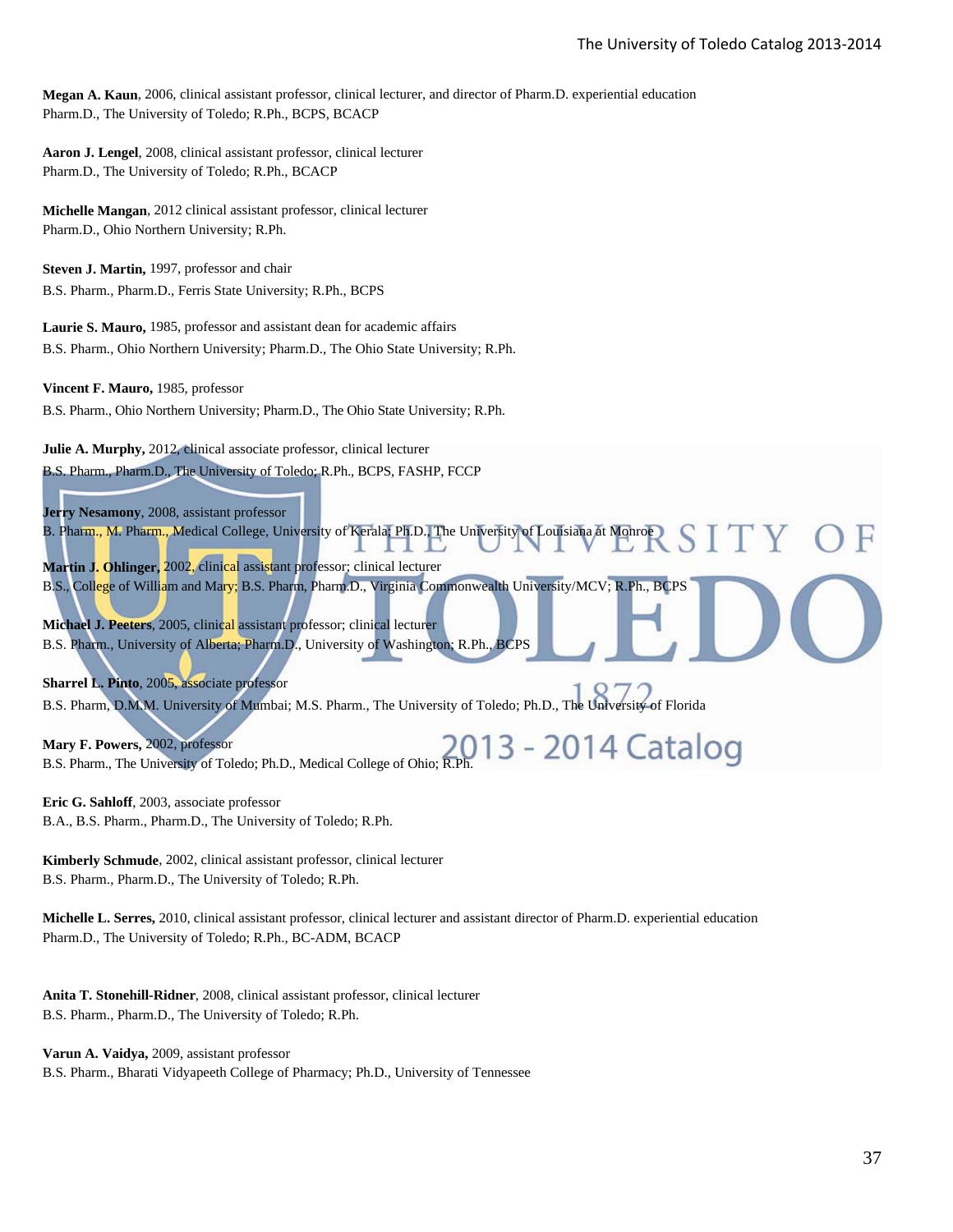**Megan A. Kaun**, 2006, clinical assistant professor, clinical lecturer, and director of Pharm.D. experiential education
Pharm.D., The University of Toledo; R.Ph., BCPS, BCACP

**Aaron J. Lengel**, 2008, clinical assistant professor, clinical lecturer
Pharm.D., The University of Toledo; R.Ph., BCACP

**Michelle Mangan**, 2012 clinical assistant professor, clinical lecturer
Pharm.D., Ohio Northern University; R.Ph.

**Steven J. Martin,** 1997, professor and chair
B.S. Pharm., Pharm.D., Ferris State University; R.Ph., BCPS

**Laurie S. Mauro,** 1985, professor and assistant dean for academic affairs
B.S. Pharm., Ohio Northern University; Pharm.D., The Ohio State University; R.Ph.

**Vincent F. Mauro,** 1985, professor
B.S. Pharm., Ohio Northern University; Pharm.D., The Ohio State University; R.Ph.

**Julie A. Murphy,** 2012, clinical associate professor, clinical lecturer
B.S. Pharm., Pharm.D., The University of Toledo; R.Ph., BCPS, FASHP, FCCP

**Jerry Nesamony**, 2008, assistant professor
B. Pharm., M. Pharm., Medical College, University of Kerala; Ph.D., The University of Louisiana at Monroe

**Martin J. Ohlinger,** 2002, clinical assistant professor; clinical lecturer
B.S., College of William and Mary; B.S. Pharm, Pharm.D., Virginia Commonwealth University/MCV; R.Ph., BCPS

**Michael J. Peeters**, 2005, clinical assistant professor; clinical lecturer
B.S. Pharm., University of Alberta; Pharm.D., University of Washington; R.Ph., BCPS

**Sharrel L. Pinto**, 2005, associate professor
B.S. Pharm, D.M.M. University of Mumbai; M.S. Pharm., The University of Toledo; Ph.D., The University of Florida

**Mary F. Powers,** 2002, professor
B.S. Pharm., The University of Toledo; Ph.D., Medical College of Ohio; R.Ph.

**Eric G. Sahloff**, 2003, associate professor
B.A., B.S. Pharm., Pharm.D., The University of Toledo; R.Ph.

**Kimberly Schmude**, 2002, clinical assistant professor, clinical lecturer
B.S. Pharm., Pharm.D., The University of Toledo; R.Ph.

**Michelle L. Serres,** 2010, clinical assistant professor, clinical lecturer and assistant director of Pharm.D. experiential education
Pharm.D., The University of Toledo; R.Ph., BC-ADM, BCACP

**Anita T. Stonehill-Ridner**, 2008, clinical assistant professor, clinical lecturer
B.S. Pharm., Pharm.D., The University of Toledo; R.Ph.

**Varun A. Vaidya,** 2009, assistant professor
B.S. Pharm., Bharati Vidyapeeth College of Pharmacy; Ph.D., University of Tennessee